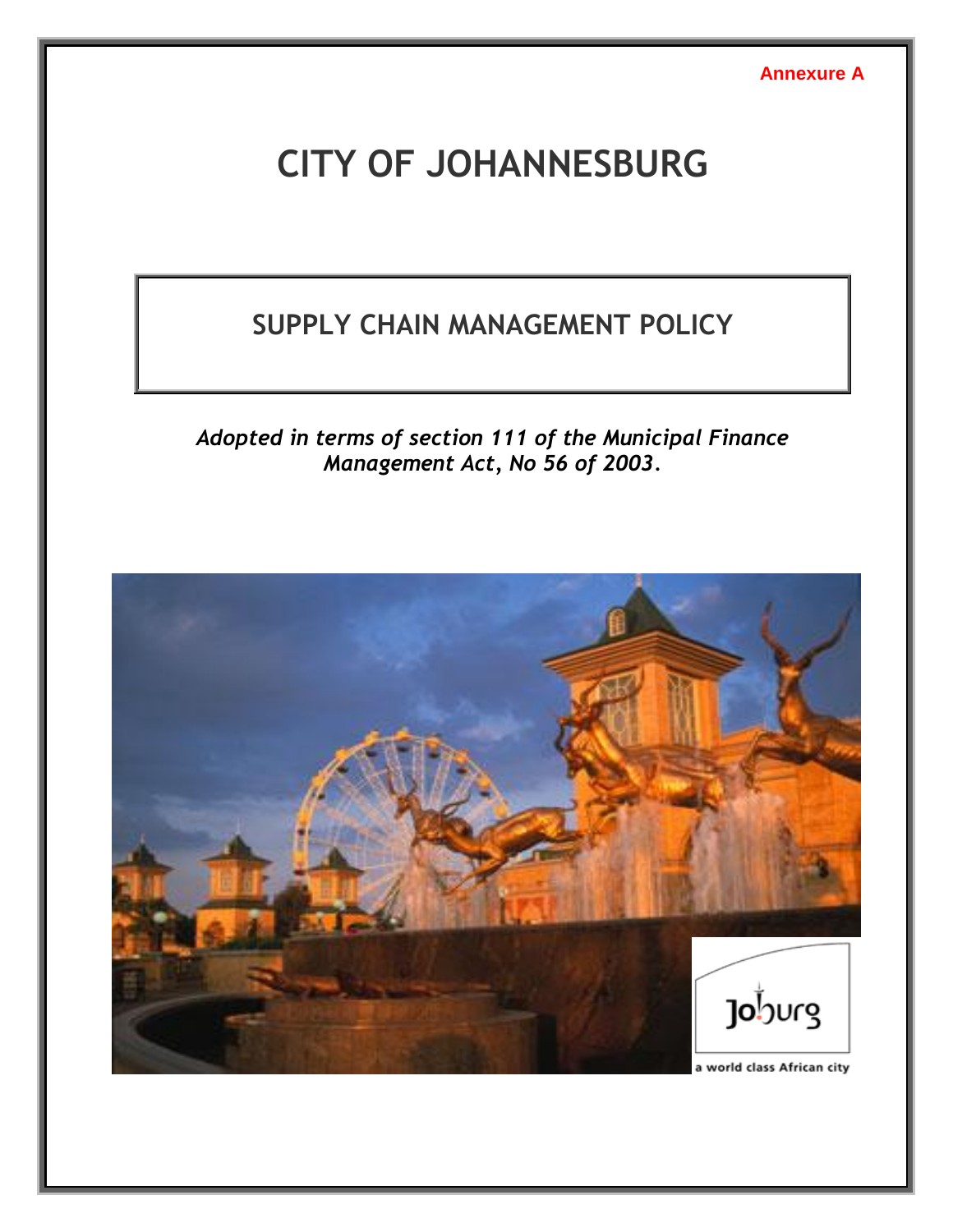**Annexure A**

# CITY OF JOHANNESBURG

## SUPPLY CHAIN MANAGEMENT POLICY

*Adopted in terms of section 111 of the Municipal Finance Management Act, No 56 of 2003.*

a world class African city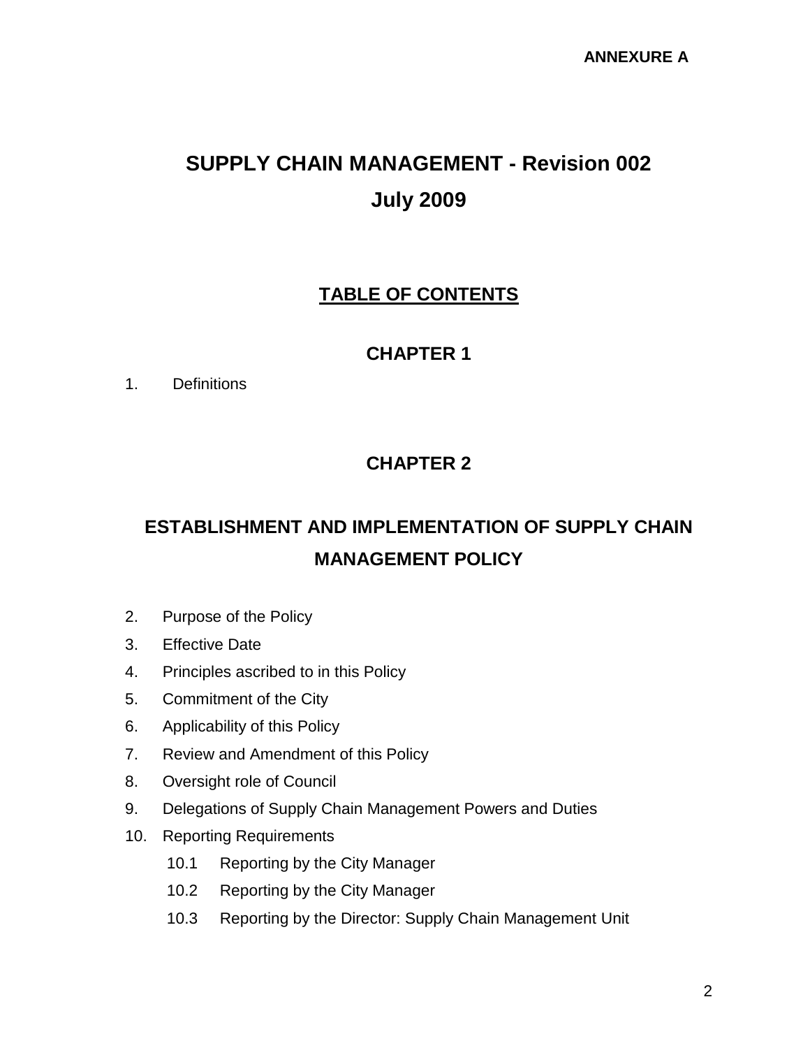**ANNEXURE A**

# SUPPLY CHAIN MANAGEMENT - Revision 002
# July 2009

## TABLE OF CONTENTS

### CHAPTER 1

1. Definitions

### CHAPTER 2

### ESTABLISHMENT AND IMPLEMENTATION OF SUPPLY CHAIN MANAGEMENT POLICY

2. Purpose of the Policy
3. Effective Date
4. Principles ascribed to in this Policy
5. Commitment of the City
6. Applicability of this Policy
7. Review and Amendment of this Policy
8. Oversight role of Council
9. Delegations of Supply Chain Management Powers and Duties
10. Reporting Requirements
    - 10.1 Reporting by the City Manager
    - 10.2 Reporting by the City Manager
    - 10.3 Reporting by the Director: Supply Chain Management Unit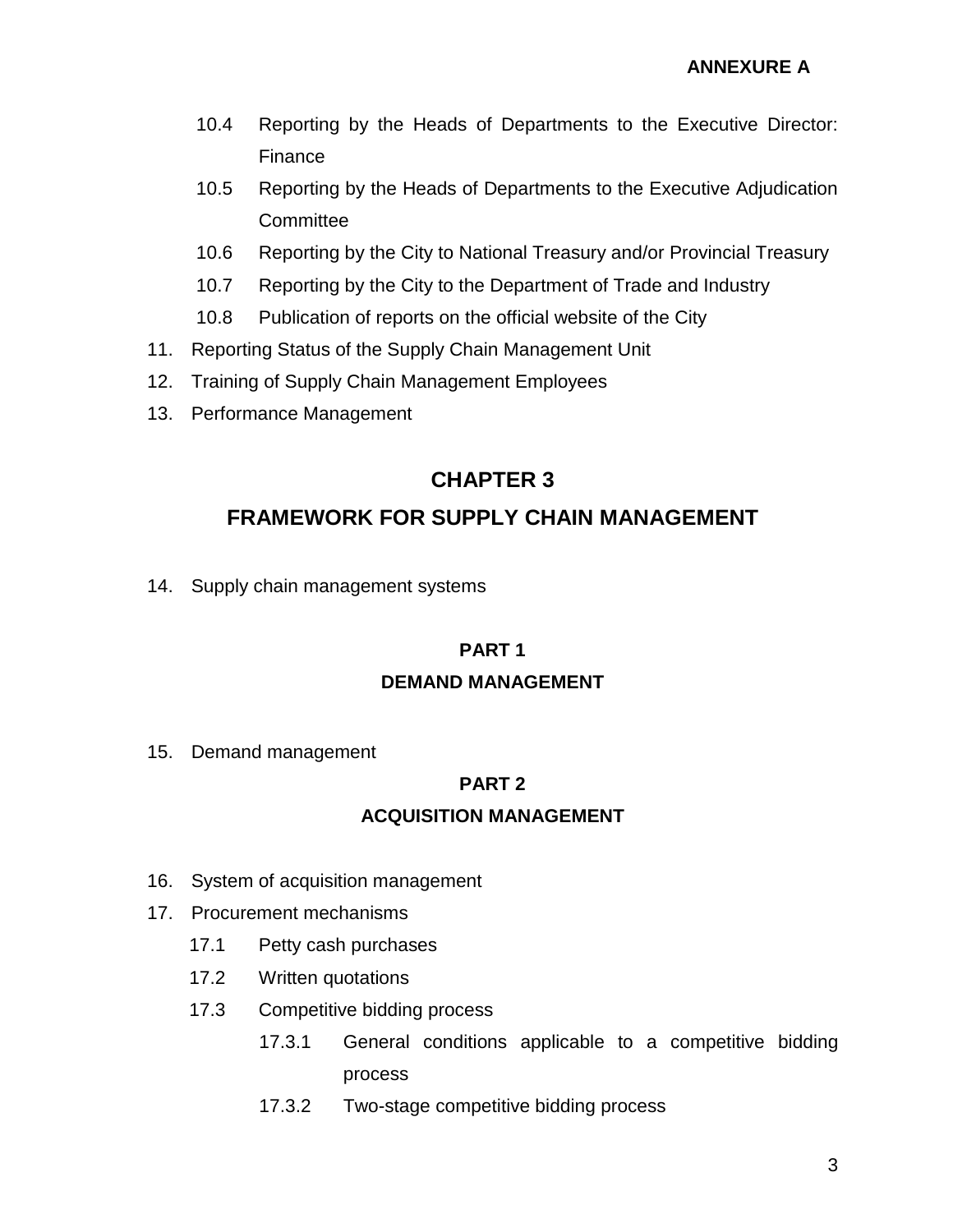10.4 Reporting by the Heads of Departments to the Executive Director: Finance

10.5 Reporting by the Heads of Departments to the Executive Adjudication Committee

10.6 Reporting by the City to National Treasury and/or Provincial Treasury

10.7 Reporting by the City to the Department of Trade and Industry

10.8 Publication of reports on the official website of the City

11. Reporting Status of the Supply Chain Management Unit
12. Training of Supply Chain Management Employees
13. Performance Management

## CHAPTER 3

## FRAMEWORK FOR SUPPLY CHAIN MANAGEMENT

14. Supply chain management systems

### PART 1

### DEMAND MANAGEMENT

15. Demand management

### PART 2

### ACQUISITION MANAGEMENT

16. System of acquisition management
17. Procurement mechanisms

17.1 Petty cash purchases

17.2 Written quotations

17.3 Competitive bidding process

17.3.1 General conditions applicable to a competitive bidding process

17.3.2 Two-stage competitive bidding process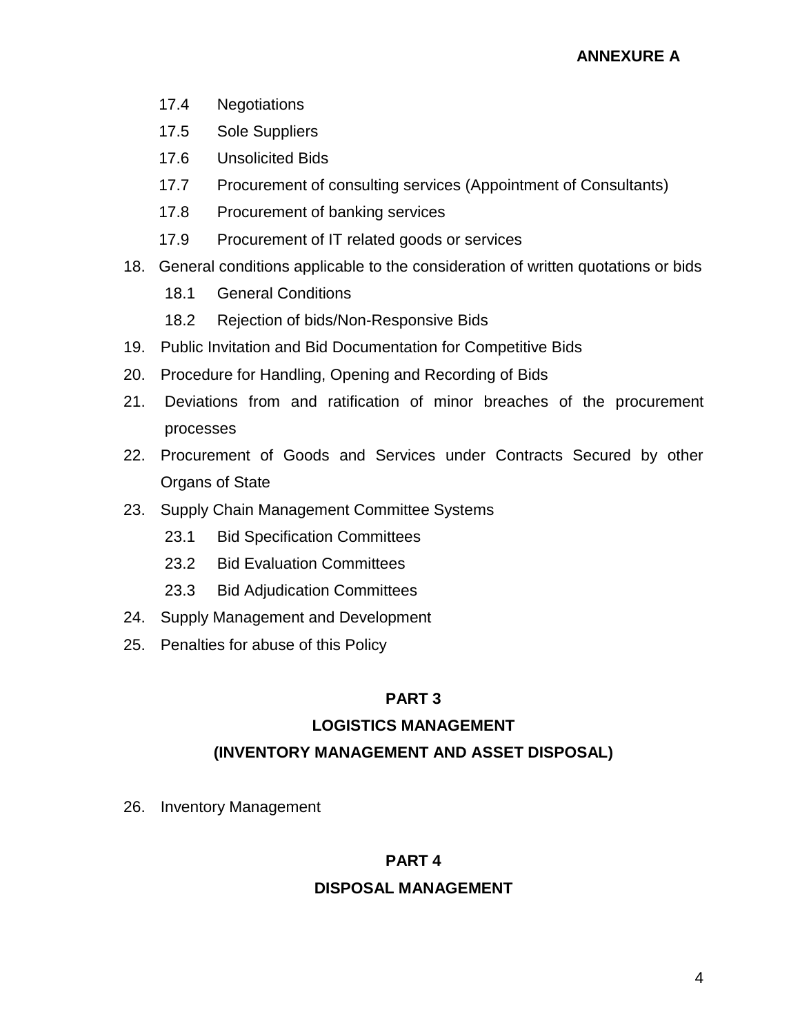17.4 Negotiations

17.5 Sole Suppliers

17.6 Unsolicited Bids

17.7 Procurement of consulting services (Appointment of Consultants)

17.8 Procurement of banking services

17.9 Procurement of IT related goods or services

18. General conditions applicable to the consideration of written quotations or bids

 18.1 General Conditions

 18.2 Rejection of bids/Non-Responsive Bids

19. Public Invitation and Bid Documentation for Competitive Bids

20. Procedure for Handling, Opening and Recording of Bids

21. Deviations from and ratification of minor breaches of the procurement processes

22. Procurement of Goods and Services under Contracts Secured by other Organs of State

23. Supply Chain Management Committee Systems

 23.1 Bid Specification Committees

 23.2 Bid Evaluation Committees

 23.3 Bid Adjudication Committees

24. Supply Management and Development

25. Penalties for abuse of this Policy

## PART 3

## LOGISTICS MANAGEMENT

## (INVENTORY MANAGEMENT AND ASSET DISPOSAL)

26. Inventory Management

## PART 4

## DISPOSAL MANAGEMENT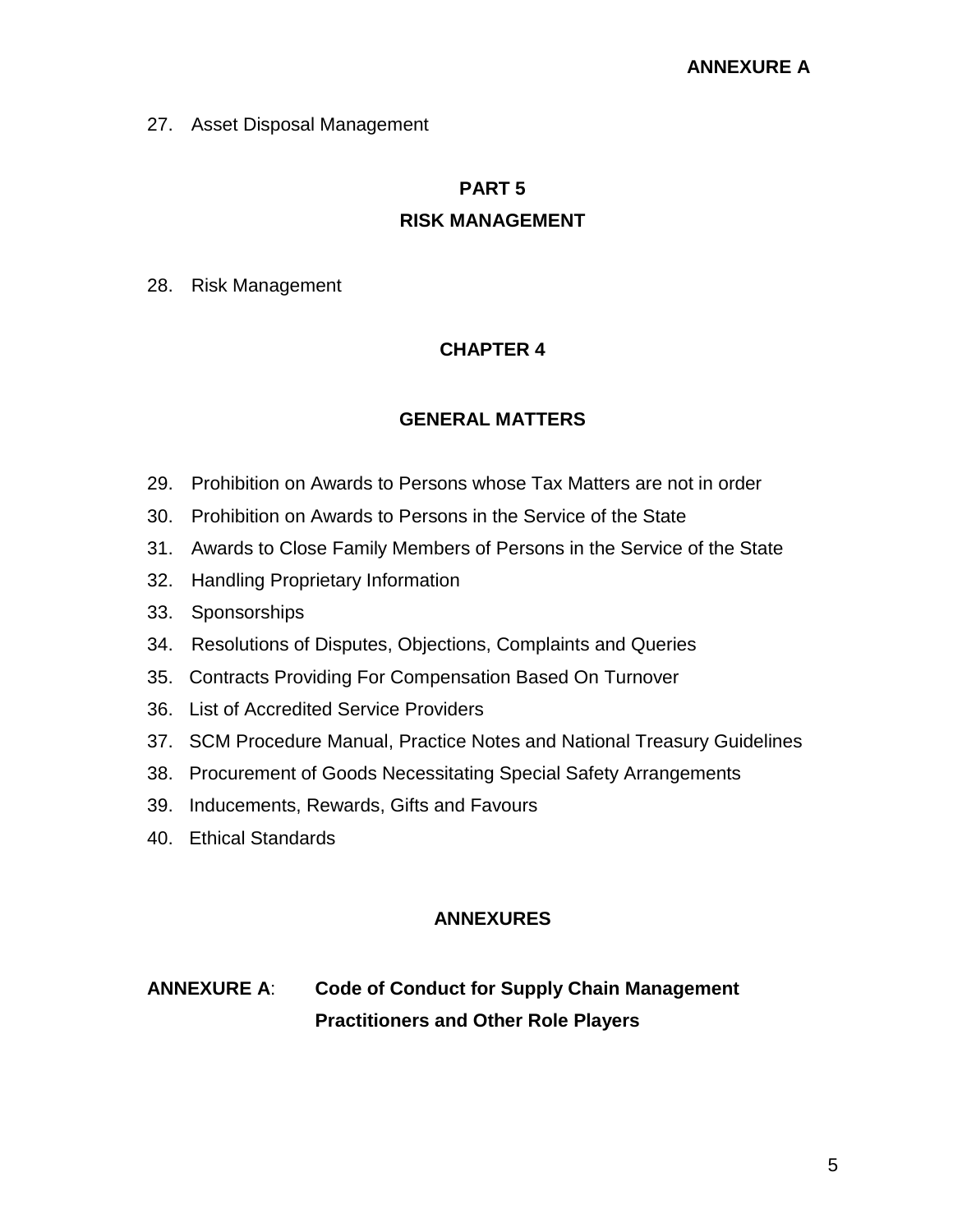27. Asset Disposal Management

## PART 5

## RISK MANAGEMENT

28. Risk Management

## CHAPTER 4

## GENERAL MATTERS

29. Prohibition on Awards to Persons whose Tax Matters are not in order
30. Prohibition on Awards to Persons in the Service of the State
31. Awards to Close Family Members of Persons in the Service of the State
32. Handling Proprietary Information
33. Sponsorships
34. Resolutions of Disputes, Objections, Complaints and Queries
35. Contracts Providing For Compensation Based On Turnover
36. List of Accredited Service Providers
37. SCM Procedure Manual, Practice Notes and National Treasury Guidelines
38. Procurement of Goods Necessitating Special Safety Arrangements
39. Inducements, Rewards, Gifts and Favours
40. Ethical Standards

## ANNEXURES

**ANNEXURE A**: **Code of Conduct for Supply Chain Management Practitioners and Other Role Players**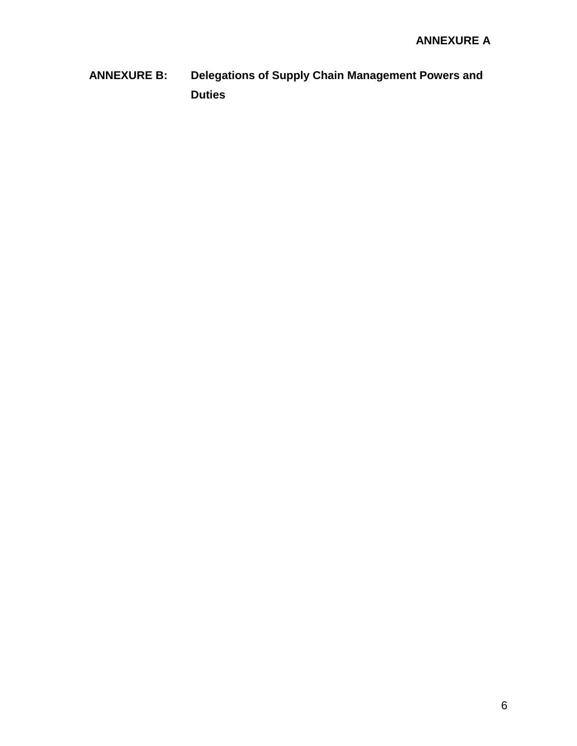**ANNEXURE A**

**ANNEXURE B:** **Delegations of Supply Chain Management Powers and Duties**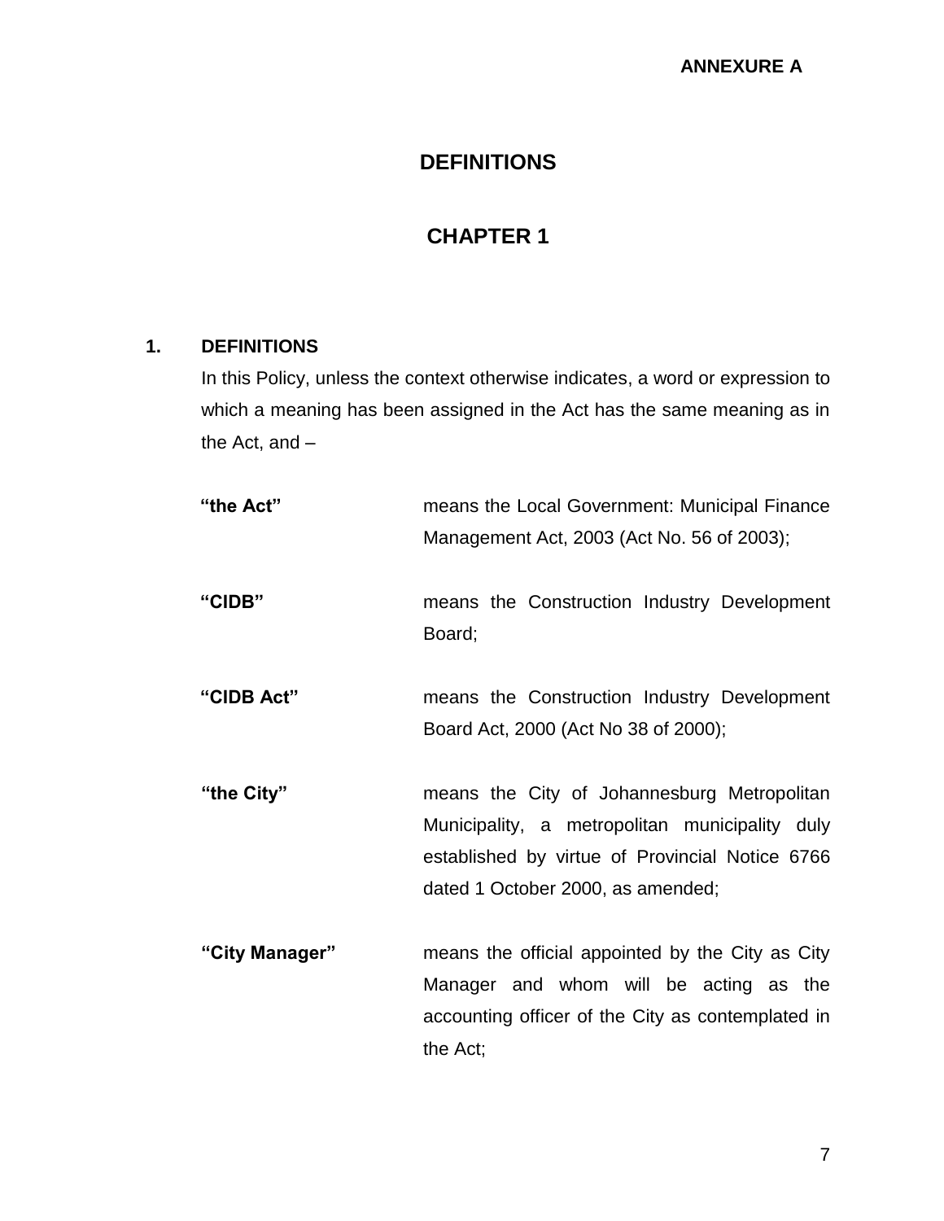**ANNEXURE A**

# DEFINITIONS

# CHAPTER 1

## 1. DEFINITIONS

In this Policy, unless the context otherwise indicates, a word or expression to which a meaning has been assigned in the Act has the same meaning as in the Act, and –

| | |
|---|---|
| **"the Act"** | means the Local Government: Municipal Finance Management Act, 2003 (Act No. 56 of 2003); |
| **"CIDB"** | means the Construction Industry Development Board; |
| **"CIDB Act"** | means the Construction Industry Development Board Act, 2000 (Act No 38 of 2000); |
| **"the City"** | means the City of Johannesburg Metropolitan Municipality, a metropolitan municipality duly established by virtue of Provincial Notice 6766 dated 1 October 2000, as amended; |
| **"City Manager"** | means the official appointed by the City as City Manager and whom will be acting as the accounting officer of the City as contemplated in the Act; |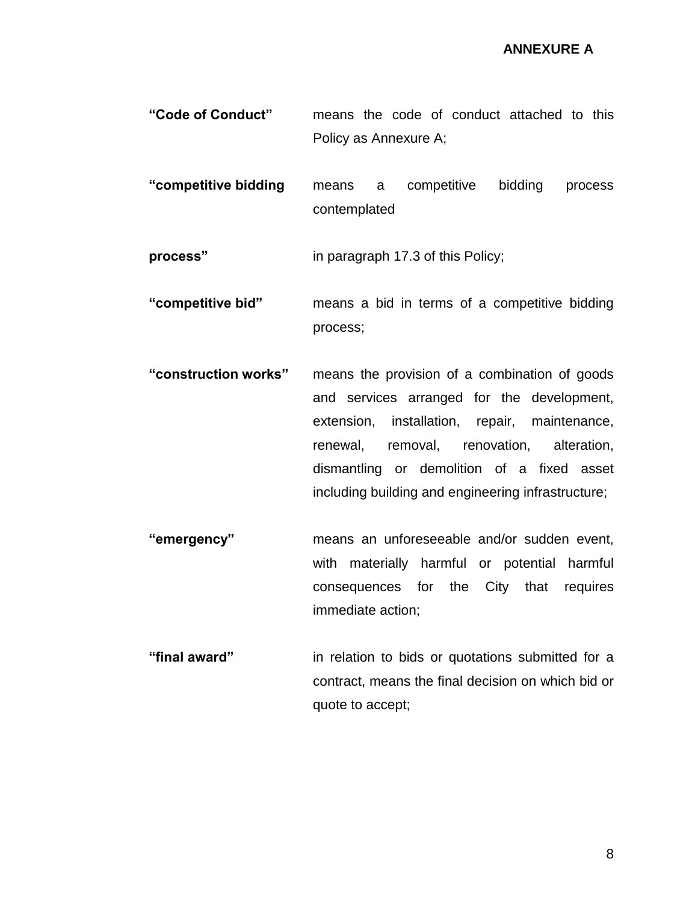**ANNEXURE A**

**"Code of Conduct"** means the code of conduct attached to this Policy as Annexure A;

**"competitive bidding process"** means a competitive bidding process contemplated in paragraph 17.3 of this Policy;

**"competitive bid"** means a bid in terms of a competitive bidding process;

**"construction works"** means the provision of a combination of goods and services arranged for the development, extension, installation, repair, maintenance, renewal, removal, renovation, alteration, dismantling or demolition of a fixed asset including building and engineering infrastructure;

**"emergency"** means an unforeseeable and/or sudden event, with materially harmful or potential harmful consequences for the City that requires immediate action;

**"final award"** in relation to bids or quotations submitted for a contract, means the final decision on which bid or quote to accept;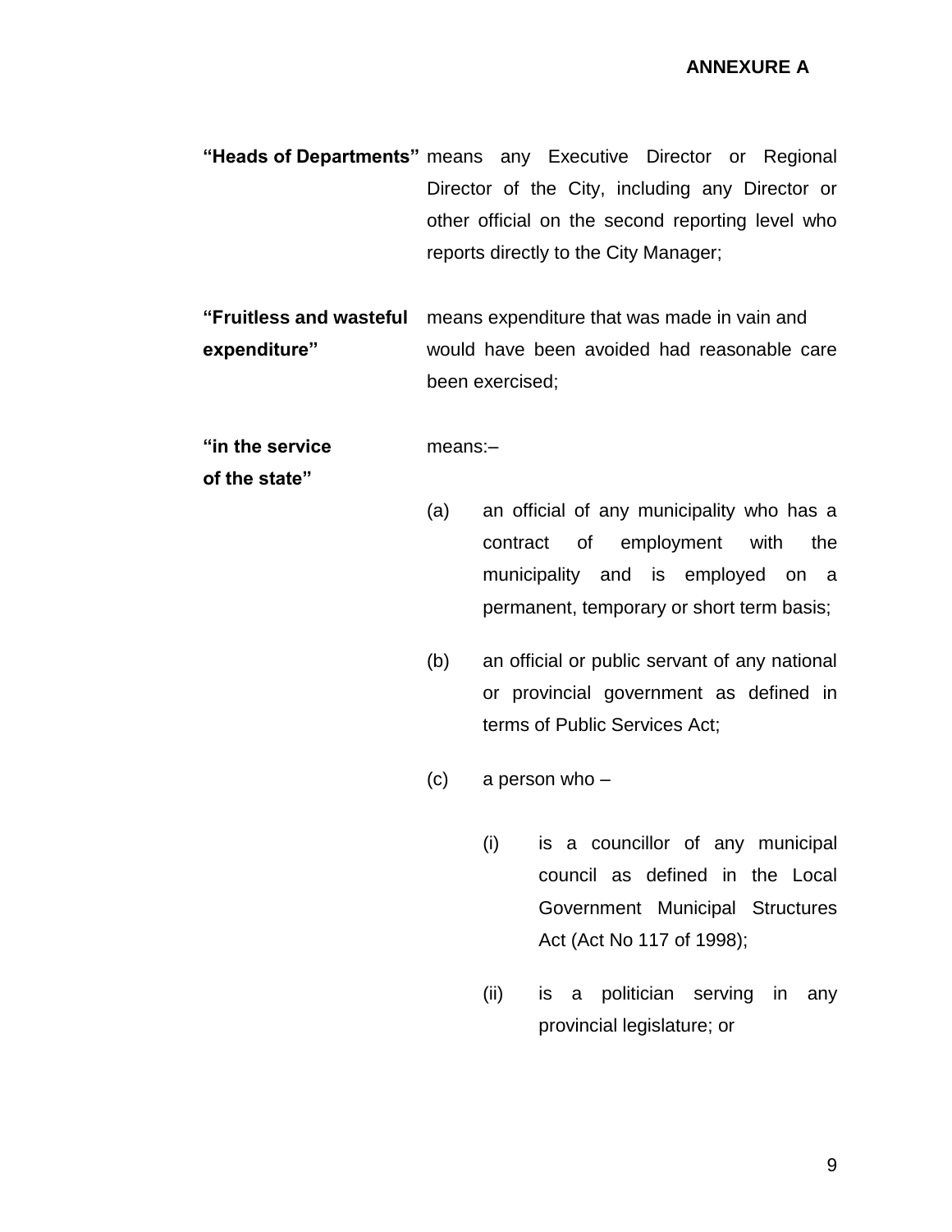**ANNEXURE A**

**"Heads of Departments"** means any Executive Director or Regional Director of the City, including any Director or other official on the second reporting level who reports directly to the City Manager;

**"Fruitless and wasteful expenditure"** means expenditure that was made in vain and would have been avoided had reasonable care been exercised;

**"in the service of the state"** means:–

(a) an official of any municipality who has a contract of employment with the municipality and is employed on a permanent, temporary or short term basis;

(b) an official or public servant of any national or provincial government as defined in terms of Public Services Act;

(c) a person who –

   (i) is a councillor of any municipal council as defined in the Local Government Municipal Structures Act (Act No 117 of 1998);

   (ii) is a politician serving in any provincial legislature; or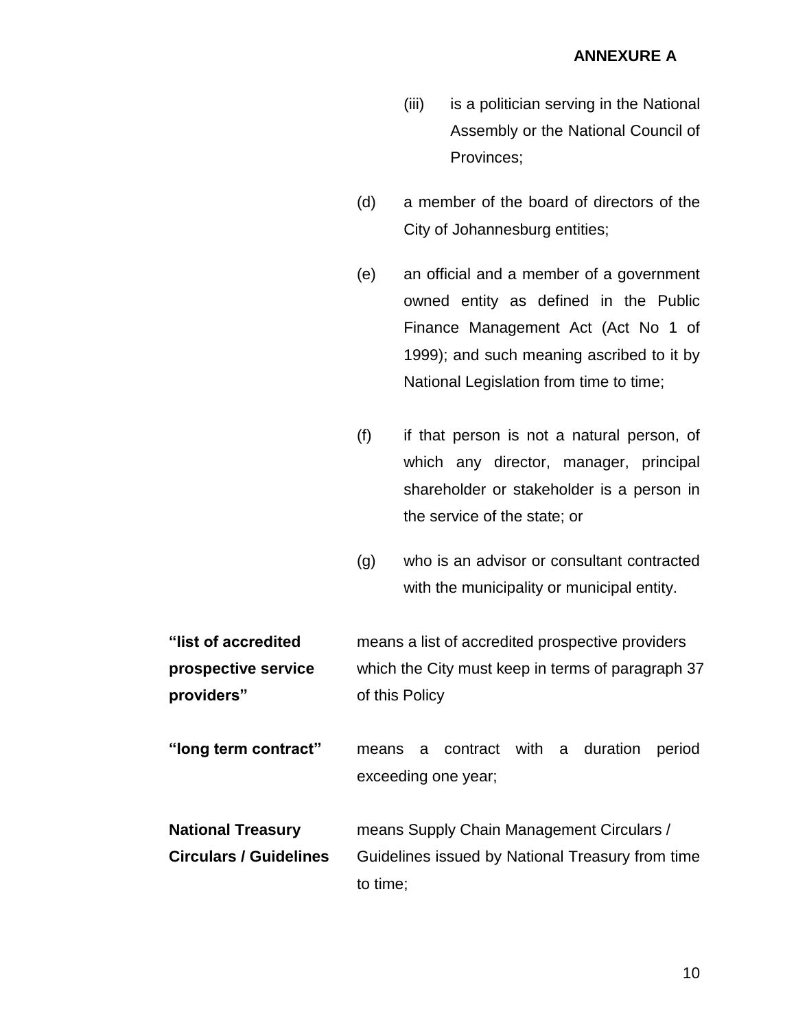**ANNEXURE A**

(iii) is a politician serving in the National Assembly or the National Council of Provinces;

(d) a member of the board of directors of the City of Johannesburg entities;

(e) an official and a member of a government owned entity as defined in the Public Finance Management Act (Act No 1 of 1999); and such meaning ascribed to it by National Legislation from time to time;

(f) if that person is not a natural person, of which any director, manager, principal shareholder or stakeholder is a person in the service of the state; or

(g) who is an advisor or consultant contracted with the municipality or municipal entity.

**"list of accredited prospective service providers"** means a list of accredited prospective providers which the City must keep in terms of paragraph 37 of this Policy

**"long term contract"** means a contract with a duration period exceeding one year;

**National Treasury Circulars / Guidelines** means Supply Chain Management Circulars / Guidelines issued by National Treasury from time to time;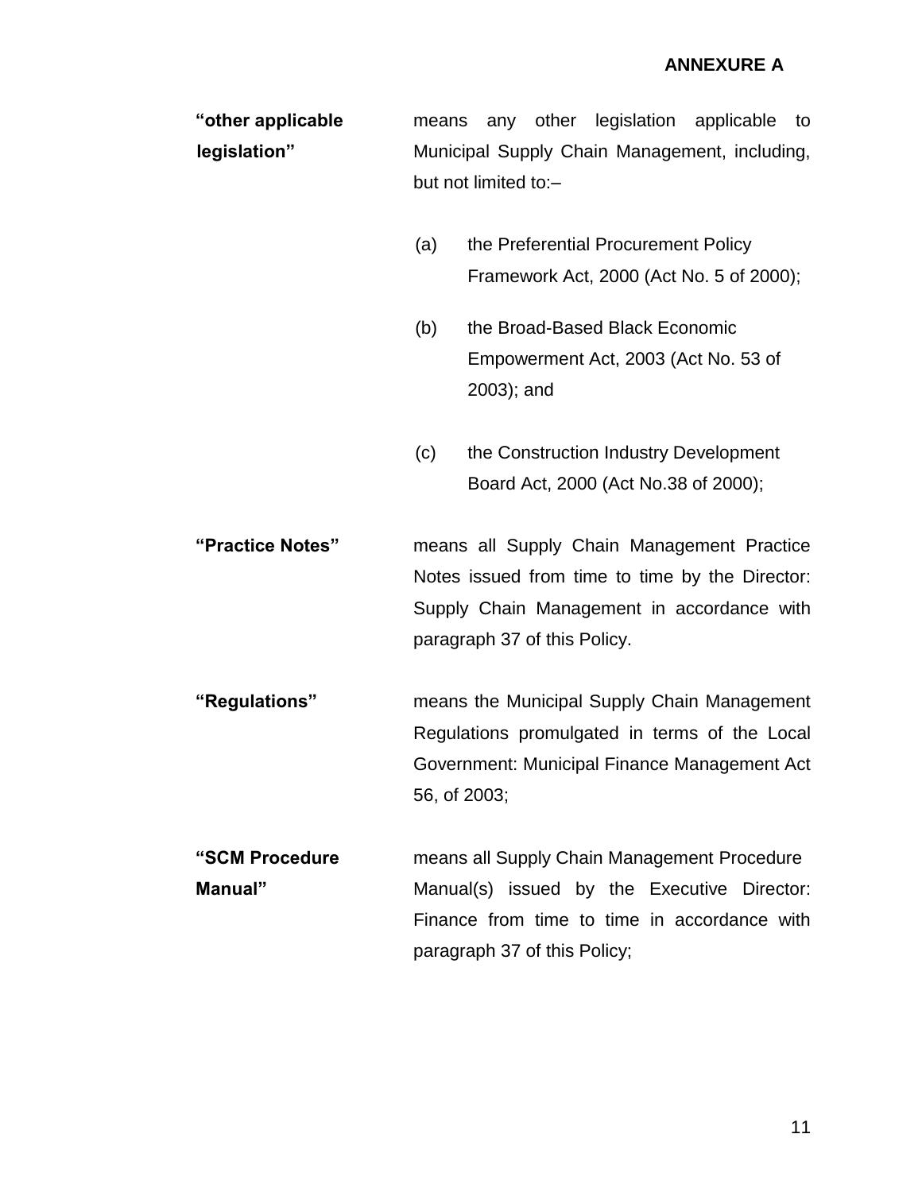**ANNEXURE A**

**"other applicable legislation"** means any other legislation applicable to Municipal Supply Chain Management, including, but not limited to:–

(a) the Preferential Procurement Policy Framework Act, 2000 (Act No. 5 of 2000);

(b) the Broad-Based Black Economic Empowerment Act, 2003 (Act No. 53 of 2003); and

(c) the Construction Industry Development Board Act, 2000 (Act No.38 of 2000);

**"Practice Notes"** means all Supply Chain Management Practice Notes issued from time to time by the Director: Supply Chain Management in accordance with paragraph 37 of this Policy.

**"Regulations"** means the Municipal Supply Chain Management Regulations promulgated in terms of the Local Government: Municipal Finance Management Act 56, of 2003;

**"SCM Procedure Manual"** means all Supply Chain Management Procedure Manual(s) issued by the Executive Director: Finance from time to time in accordance with paragraph 37 of this Policy;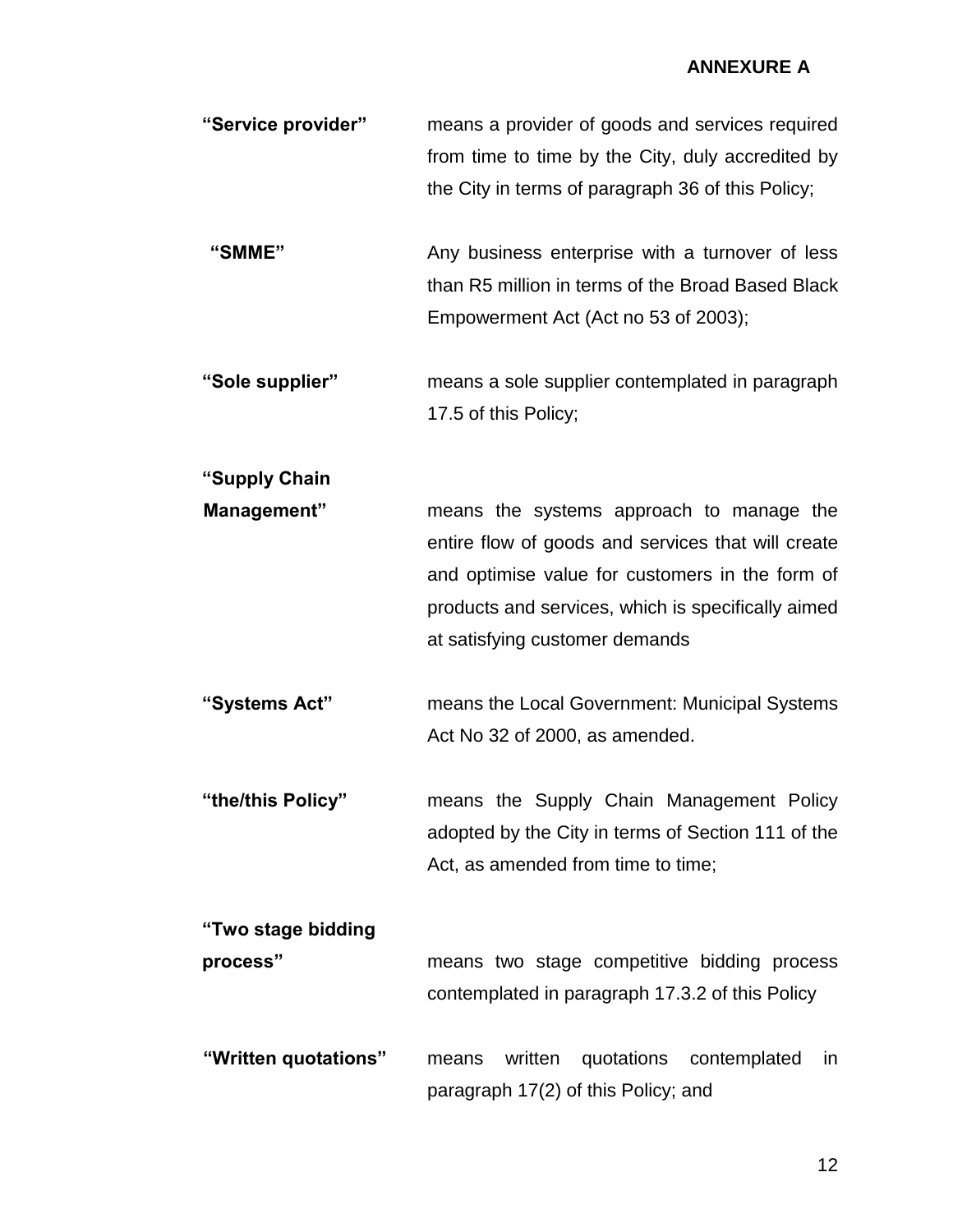**ANNEXURE A**

**"Service provider"** means a provider of goods and services required from time to time by the City, duly accredited by the City in terms of paragraph 36 of this Policy;

**"SMME"** Any business enterprise with a turnover of less than R5 million in terms of the Broad Based Black Empowerment Act (Act no 53 of 2003);

**"Sole supplier"** means a sole supplier contemplated in paragraph 17.5 of this Policy;

**"Supply Chain Management"** means the systems approach to manage the entire flow of goods and services that will create and optimise value for customers in the form of products and services, which is specifically aimed at satisfying customer demands

**"Systems Act"** means the Local Government: Municipal Systems Act No 32 of 2000, as amended.

**"the/this Policy"** means the Supply Chain Management Policy adopted by the City in terms of Section 111 of the Act, as amended from time to time;

**"Two stage bidding process"** means two stage competitive bidding process contemplated in paragraph 17.3.2 of this Policy

**"Written quotations"** means written quotations contemplated in paragraph 17(2) of this Policy; and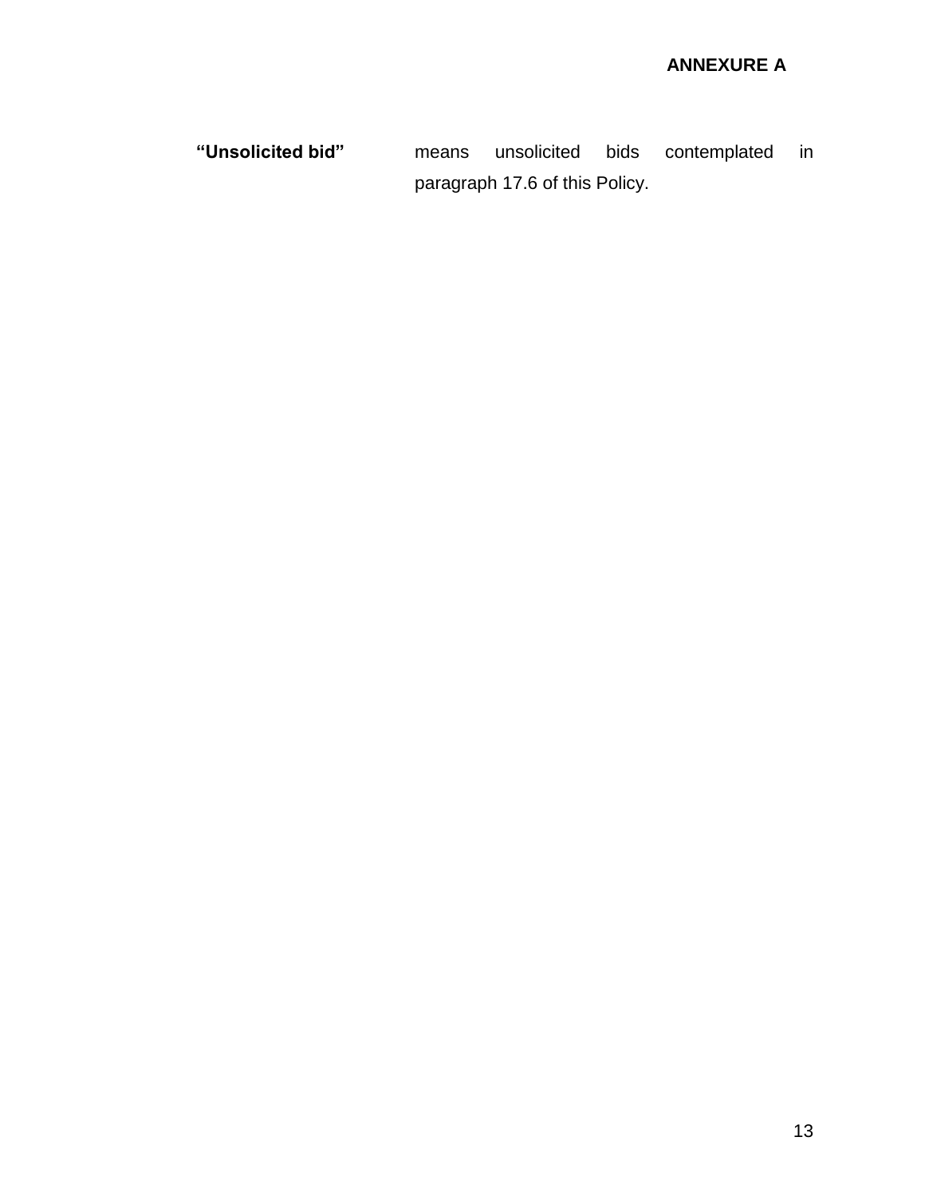**ANNEXURE A**

| | |
|---|---|
| **"Unsolicited bid"** | means unsolicited bids contemplated in paragraph 17.6 of this Policy. |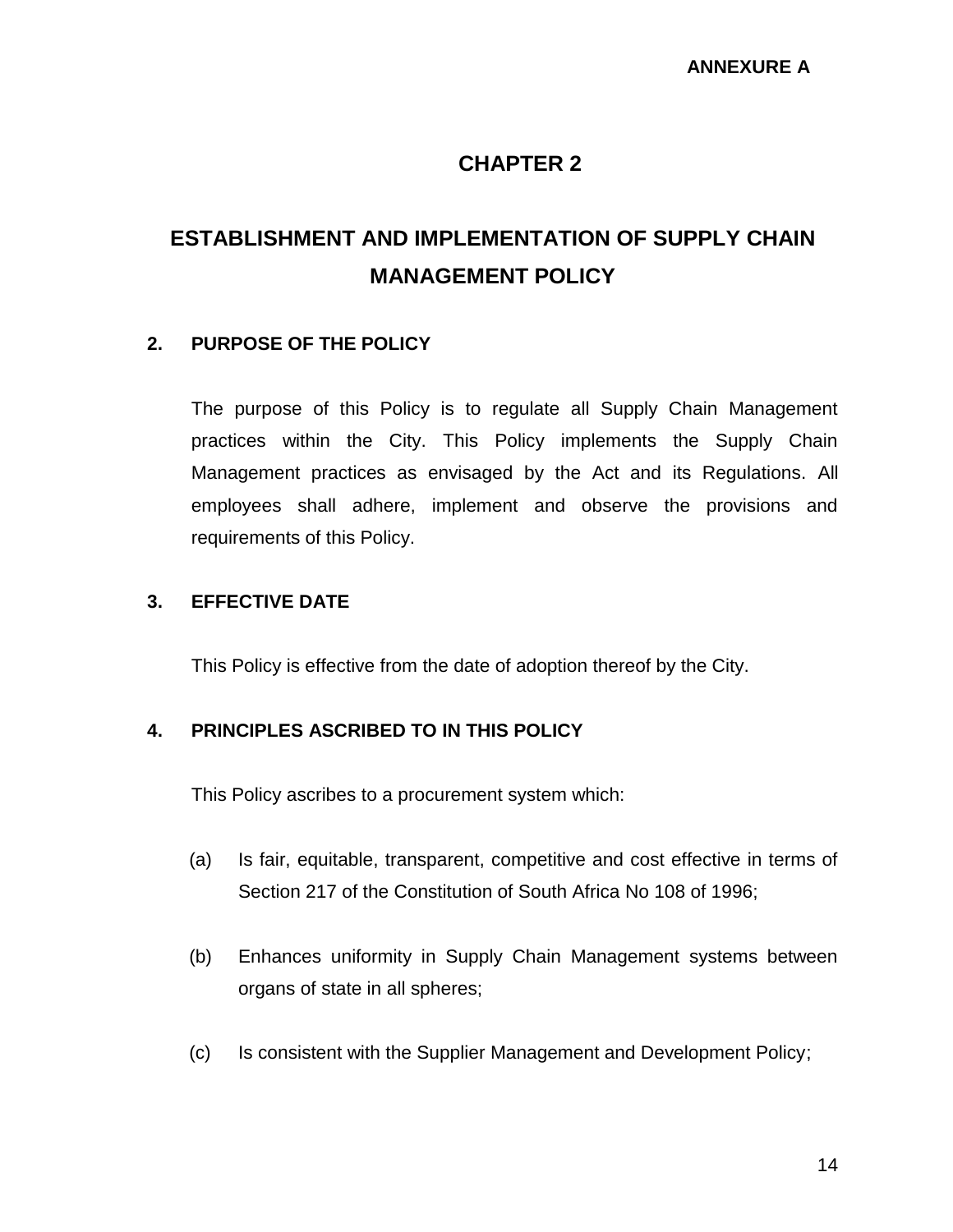**ANNEXURE A**

# CHAPTER 2

# ESTABLISHMENT AND IMPLEMENTATION OF SUPPLY CHAIN MANAGEMENT POLICY

## 2. PURPOSE OF THE POLICY

The purpose of this Policy is to regulate all Supply Chain Management practices within the City. This Policy implements the Supply Chain Management practices as envisaged by the Act and its Regulations. All employees shall adhere, implement and observe the provisions and requirements of this Policy.

## 3. EFFECTIVE DATE

This Policy is effective from the date of adoption thereof by the City.

## 4. PRINCIPLES ASCRIBED TO IN THIS POLICY

This Policy ascribes to a procurement system which:

(a) Is fair, equitable, transparent, competitive and cost effective in terms of Section 217 of the Constitution of South Africa No 108 of 1996;

(b) Enhances uniformity in Supply Chain Management systems between organs of state in all spheres;

(c) Is consistent with the Supplier Management and Development Policy;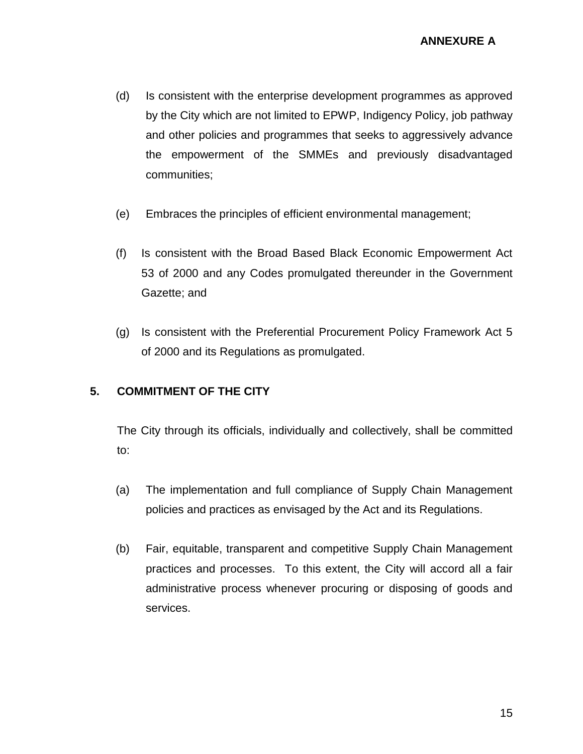**ANNEXURE A**

(d) Is consistent with the enterprise development programmes as approved by the City which are not limited to EPWP, Indigency Policy, job pathway and other policies and programmes that seeks to aggressively advance the empowerment of the SMMEs and previously disadvantaged communities;

(e) Embraces the principles of efficient environmental management;

(f) Is consistent with the Broad Based Black Economic Empowerment Act 53 of 2000 and any Codes promulgated thereunder in the Government Gazette; and

(g) Is consistent with the Preferential Procurement Policy Framework Act 5 of 2000 and its Regulations as promulgated.

## 5. COMMITMENT OF THE CITY

The City through its officials, individually and collectively, shall be committed to:

(a) The implementation and full compliance of Supply Chain Management policies and practices as envisaged by the Act and its Regulations.

(b) Fair, equitable, transparent and competitive Supply Chain Management practices and processes. To this extent, the City will accord all a fair administrative process whenever procuring or disposing of goods and services.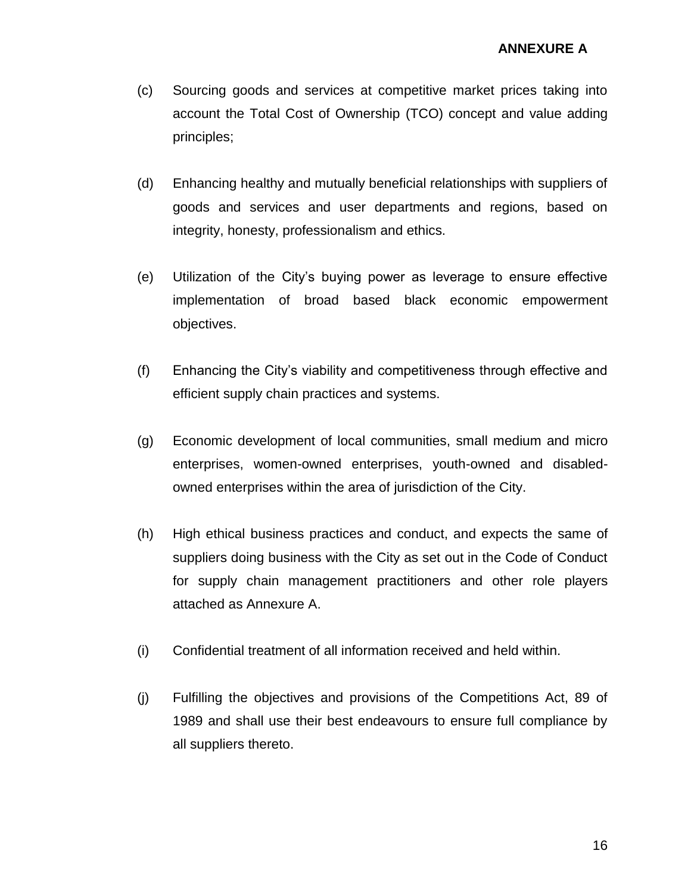**ANNEXURE A**

(c) Sourcing goods and services at competitive market prices taking into account the Total Cost of Ownership (TCO) concept and value adding principles;

(d) Enhancing healthy and mutually beneficial relationships with suppliers of goods and services and user departments and regions, based on integrity, honesty, professionalism and ethics.

(e) Utilization of the City's buying power as leverage to ensure effective implementation of broad based black economic empowerment objectives.

(f) Enhancing the City's viability and competitiveness through effective and efficient supply chain practices and systems.

(g) Economic development of local communities, small medium and micro enterprises, women-owned enterprises, youth-owned and disabled-owned enterprises within the area of jurisdiction of the City.

(h) High ethical business practices and conduct, and expects the same of suppliers doing business with the City as set out in the Code of Conduct for supply chain management practitioners and other role players attached as Annexure A.

(i) Confidential treatment of all information received and held within.

(j) Fulfilling the objectives and provisions of the Competitions Act, 89 of 1989 and shall use their best endeavours to ensure full compliance by all suppliers thereto.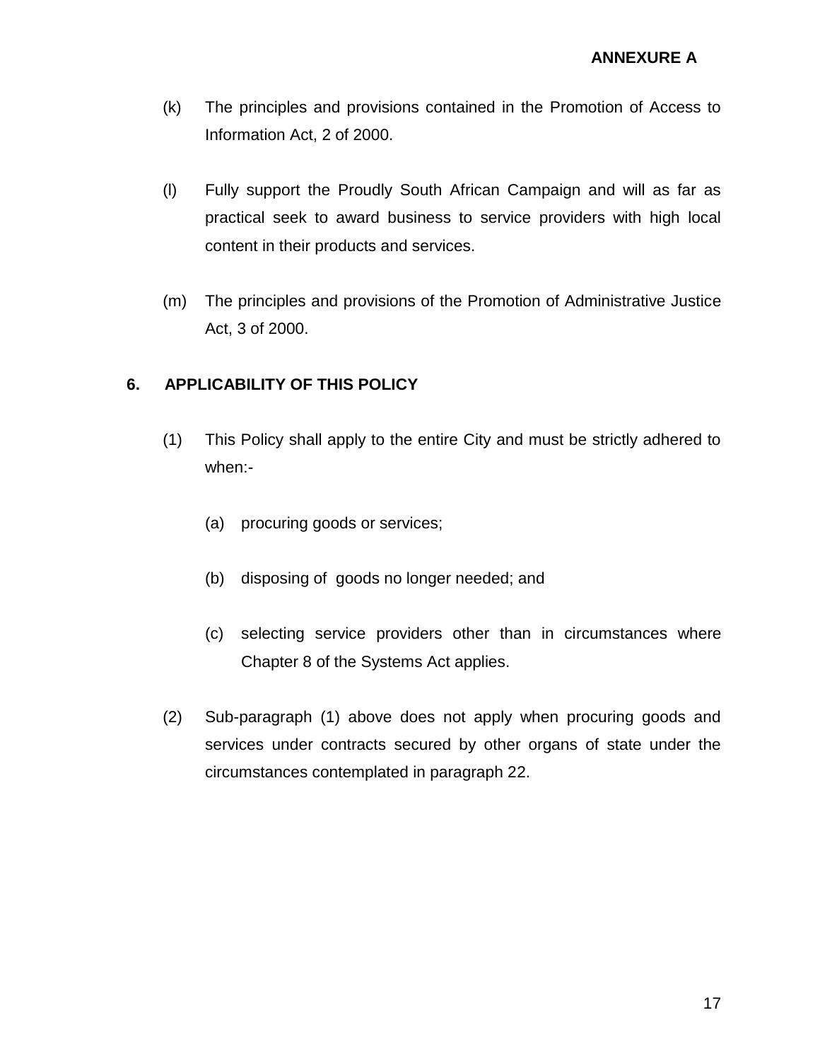(k) The principles and provisions contained in the Promotion of Access to Information Act, 2 of 2000.

(l) Fully support the Proudly South African Campaign and will as far as practical seek to award business to service providers with high local content in their products and services.

(m) The principles and provisions of the Promotion of Administrative Justice Act, 3 of 2000.

## 6. APPLICABILITY OF THIS POLICY

(1) This Policy shall apply to the entire City and must be strictly adhered to when:-

   (a) procuring goods or services;

   (b) disposing of goods no longer needed; and

   (c) selecting service providers other than in circumstances where Chapter 8 of the Systems Act applies.

(2) Sub-paragraph (1) above does not apply when procuring goods and services under contracts secured by other organs of state under the circumstances contemplated in paragraph 22.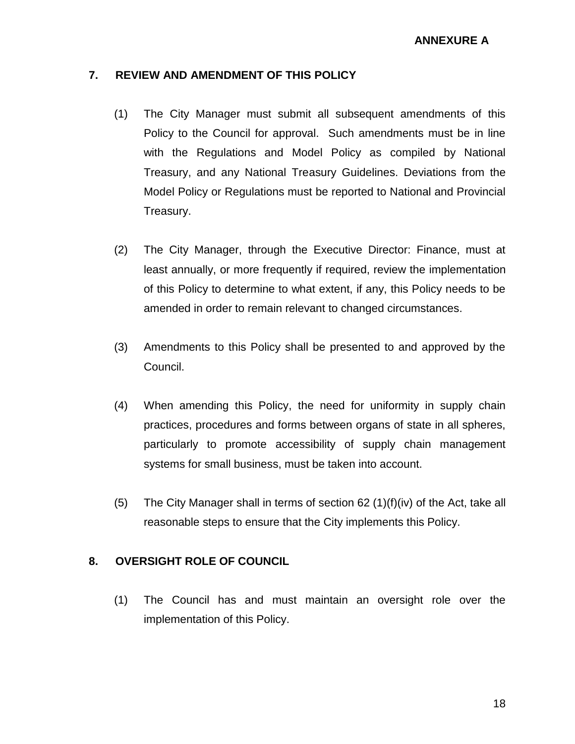**ANNEXURE A**

## 7. REVIEW AND AMENDMENT OF THIS POLICY

(1) The City Manager must submit all subsequent amendments of this Policy to the Council for approval. Such amendments must be in line with the Regulations and Model Policy as compiled by National Treasury, and any National Treasury Guidelines. Deviations from the Model Policy or Regulations must be reported to National and Provincial Treasury.

(2) The City Manager, through the Executive Director: Finance, must at least annually, or more frequently if required, review the implementation of this Policy to determine to what extent, if any, this Policy needs to be amended in order to remain relevant to changed circumstances.

(3) Amendments to this Policy shall be presented to and approved by the Council.

(4) When amending this Policy, the need for uniformity in supply chain practices, procedures and forms between organs of state in all spheres, particularly to promote accessibility of supply chain management systems for small business, must be taken into account.

(5) The City Manager shall in terms of section 62 (1)(f)(iv) of the Act, take all reasonable steps to ensure that the City implements this Policy.

## 8. OVERSIGHT ROLE OF COUNCIL

(1) The Council has and must maintain an oversight role over the implementation of this Policy.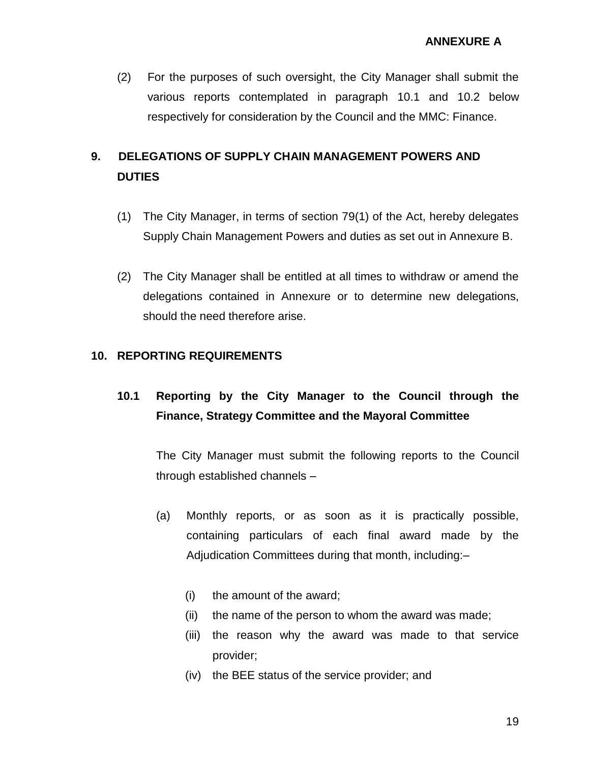(2) For the purposes of such oversight, the City Manager shall submit the various reports contemplated in paragraph 10.1 and 10.2 below respectively for consideration by the Council and the MMC: Finance.

## 9. DELEGATIONS OF SUPPLY CHAIN MANAGEMENT POWERS AND DUTIES

(1) The City Manager, in terms of section 79(1) of the Act, hereby delegates Supply Chain Management Powers and duties as set out in Annexure B.

(2) The City Manager shall be entitled at all times to withdraw or amend the delegations contained in Annexure or to determine new delegations, should the need therefore arise.

## 10. REPORTING REQUIREMENTS

### 10.1 Reporting by the City Manager to the Council through the Finance, Strategy Committee and the Mayoral Committee

The City Manager must submit the following reports to the Council through established channels –

(a) Monthly reports, or as soon as it is practically possible, containing particulars of each final award made by the Adjudication Committees during that month, including:–

(i) the amount of the award;
(ii) the name of the person to whom the award was made;
(iii) the reason why the award was made to that service provider;
(iv) the BEE status of the service provider; and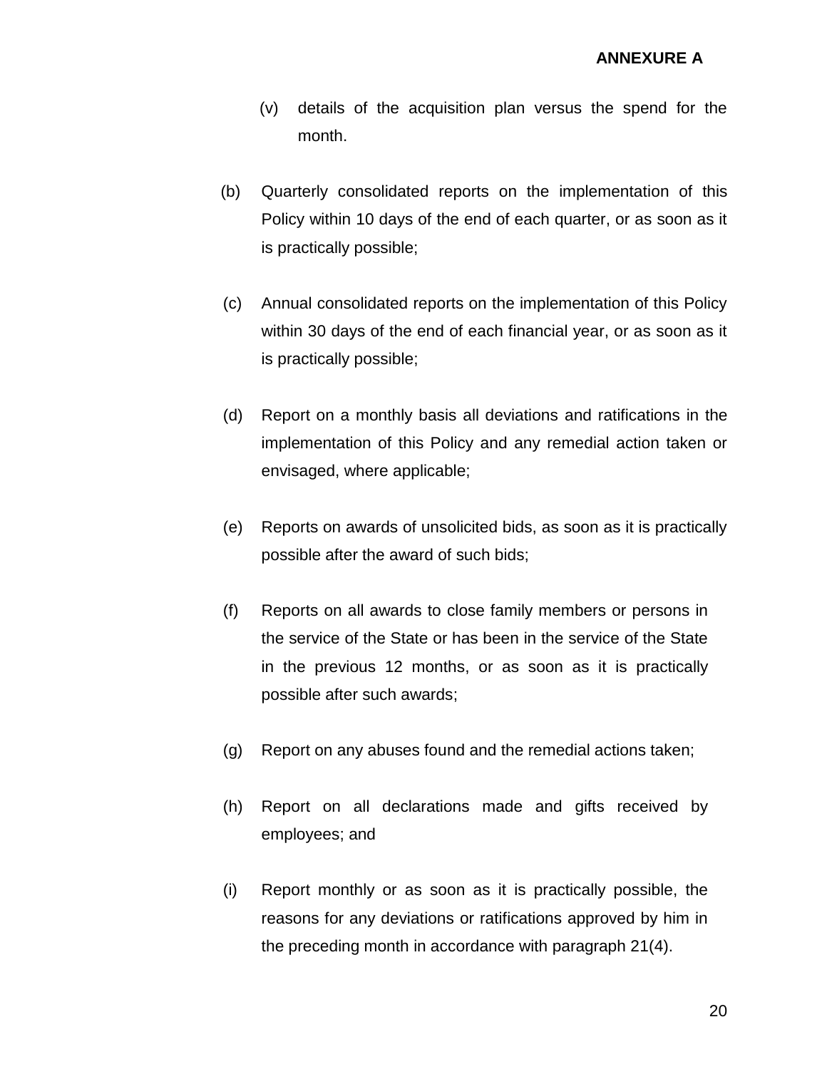**ANNEXURE A**

(v) details of the acquisition plan versus the spend for the month.

(b) Quarterly consolidated reports on the implementation of this Policy within 10 days of the end of each quarter, or as soon as it is practically possible;

(c) Annual consolidated reports on the implementation of this Policy within 30 days of the end of each financial year, or as soon as it is practically possible;

(d) Report on a monthly basis all deviations and ratifications in the implementation of this Policy and any remedial action taken or envisaged, where applicable;

(e) Reports on awards of unsolicited bids, as soon as it is practically possible after the award of such bids;

(f) Reports on all awards to close family members or persons in the service of the State or has been in the service of the State in the previous 12 months, or as soon as it is practically possible after such awards;

(g) Report on any abuses found and the remedial actions taken;

(h) Report on all declarations made and gifts received by employees; and

(i) Report monthly or as soon as it is practically possible, the reasons for any deviations or ratifications approved by him in the preceding month in accordance with paragraph 21(4).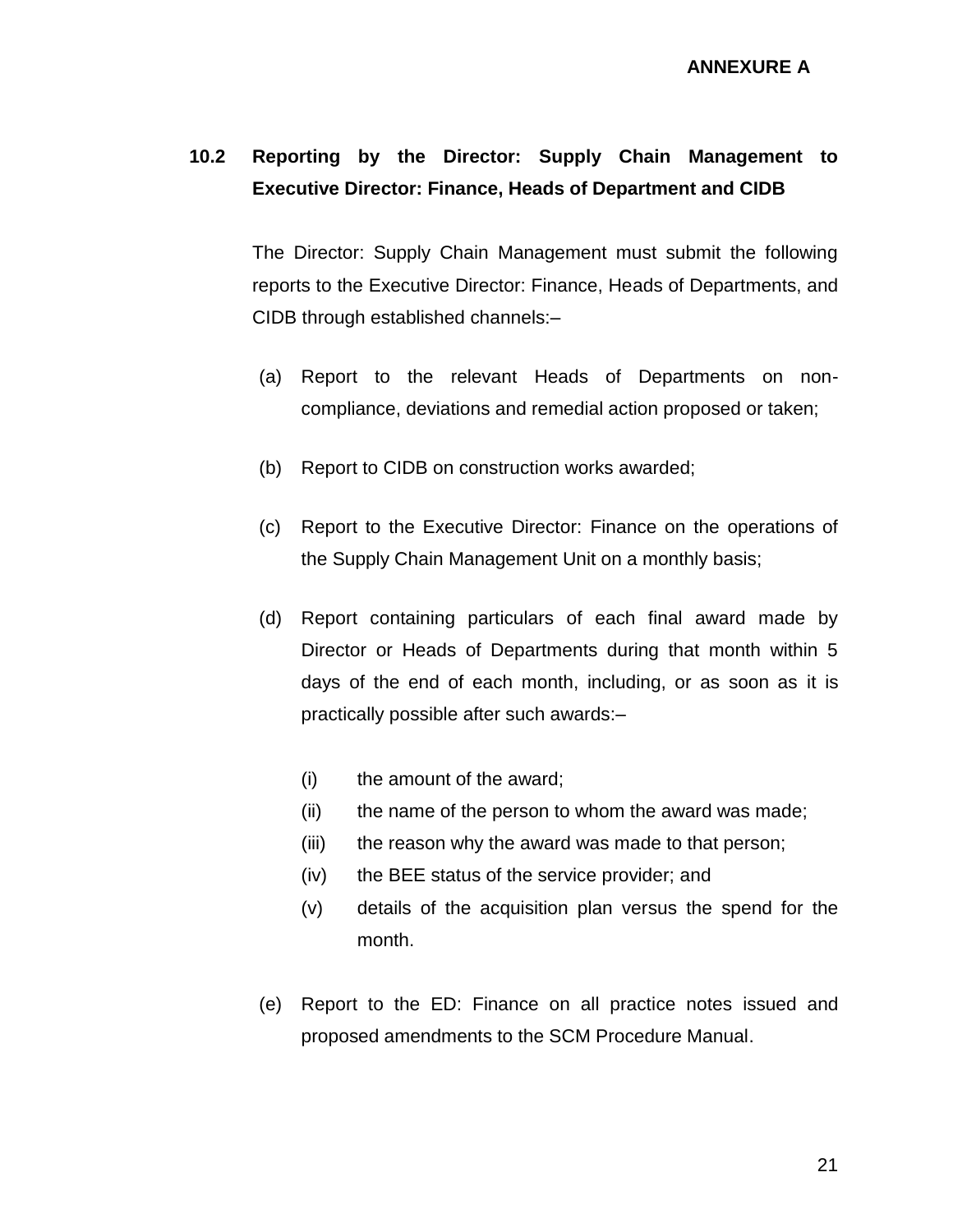ANNEXURE A

### 10.2 Reporting by the Director: Supply Chain Management to Executive Director: Finance, Heads of Department and CIDB

The Director: Supply Chain Management must submit the following reports to the Executive Director: Finance, Heads of Departments, and CIDB through established channels:–

(a) Report to the relevant Heads of Departments on non-compliance, deviations and remedial action proposed or taken;

(b) Report to CIDB on construction works awarded;

(c) Report to the Executive Director: Finance on the operations of the Supply Chain Management Unit on a monthly basis;

(d) Report containing particulars of each final award made by Director or Heads of Departments during that month within 5 days of the end of each month, including, or as soon as it is practically possible after such awards:–

  (i) the amount of the award;
  (ii) the name of the person to whom the award was made;
  (iii) the reason why the award was made to that person;
  (iv) the BEE status of the service provider; and
  (v) details of the acquisition plan versus the spend for the month.

(e) Report to the ED: Finance on all practice notes issued and proposed amendments to the SCM Procedure Manual.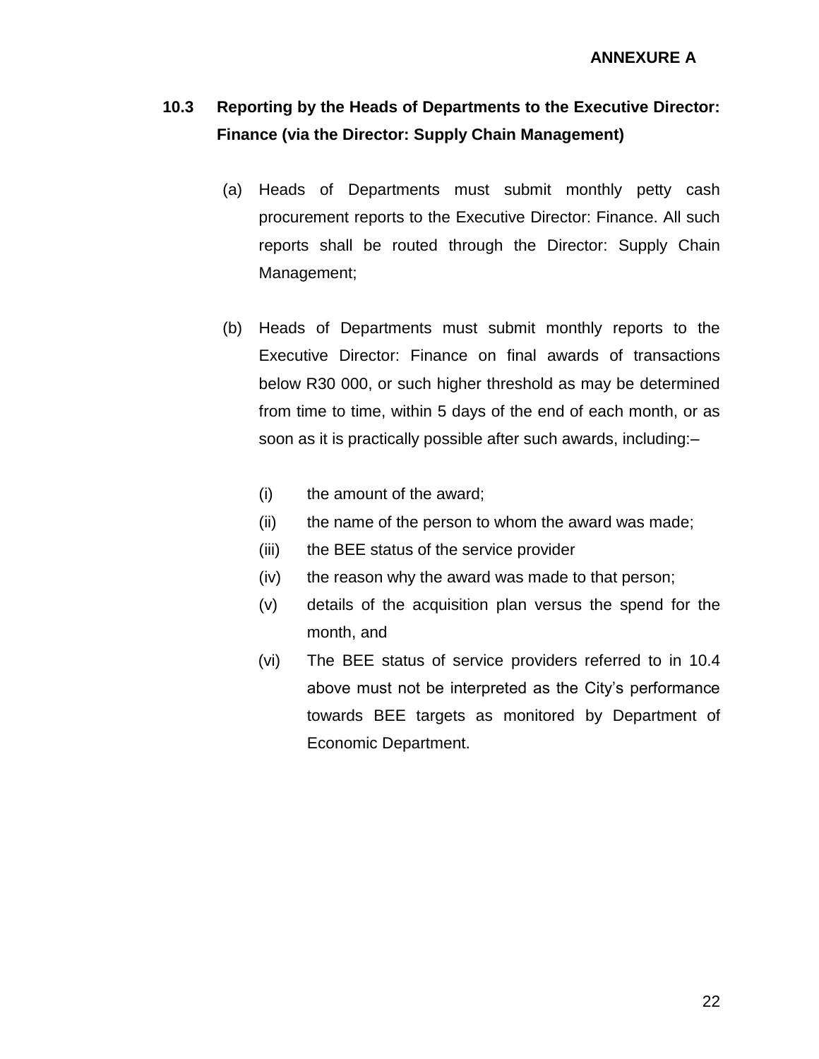**ANNEXURE A**

## 10.3 Reporting by the Heads of Departments to the Executive Director: Finance (via the Director: Supply Chain Management)

(a) Heads of Departments must submit monthly petty cash procurement reports to the Executive Director: Finance. All such reports shall be routed through the Director: Supply Chain Management;

(b) Heads of Departments must submit monthly reports to the Executive Director: Finance on final awards of transactions below R30 000, or such higher threshold as may be determined from time to time, within 5 days of the end of each month, or as soon as it is practically possible after such awards, including:–

(i) the amount of the award;

(ii) the name of the person to whom the award was made;

(iii) the BEE status of the service provider

(iv) the reason why the award was made to that person;

(v) details of the acquisition plan versus the spend for the month, and

(vi) The BEE status of service providers referred to in 10.4 above must not be interpreted as the City's performance towards BEE targets as monitored by Department of Economic Department.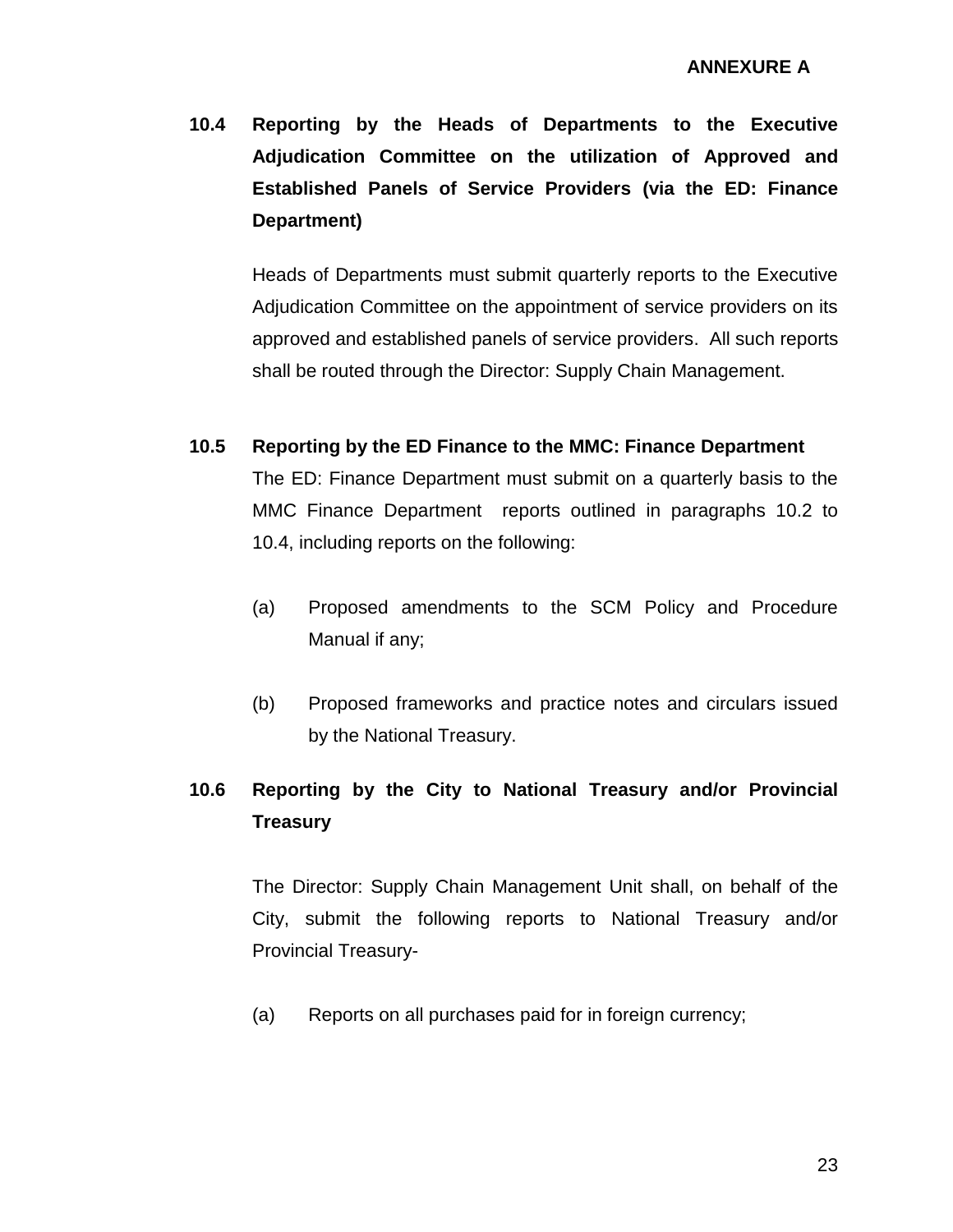**ANNEXURE A**

### 10.4 Reporting by the Heads of Departments to the Executive Adjudication Committee on the utilization of Approved and Established Panels of Service Providers (via the ED: Finance Department)

Heads of Departments must submit quarterly reports to the Executive Adjudication Committee on the appointment of service providers on its approved and established panels of service providers. All such reports shall be routed through the Director: Supply Chain Management.

### 10.5 Reporting by the ED Finance to the MMC: Finance Department

The ED: Finance Department must submit on a quarterly basis to the MMC Finance Department reports outlined in paragraphs 10.2 to 10.4, including reports on the following:

(a) Proposed amendments to the SCM Policy and Procedure Manual if any;

(b) Proposed frameworks and practice notes and circulars issued by the National Treasury.

### 10.6 Reporting by the City to National Treasury and/or Provincial Treasury

The Director: Supply Chain Management Unit shall, on behalf of the City, submit the following reports to National Treasury and/or Provincial Treasury-

(a) Reports on all purchases paid for in foreign currency;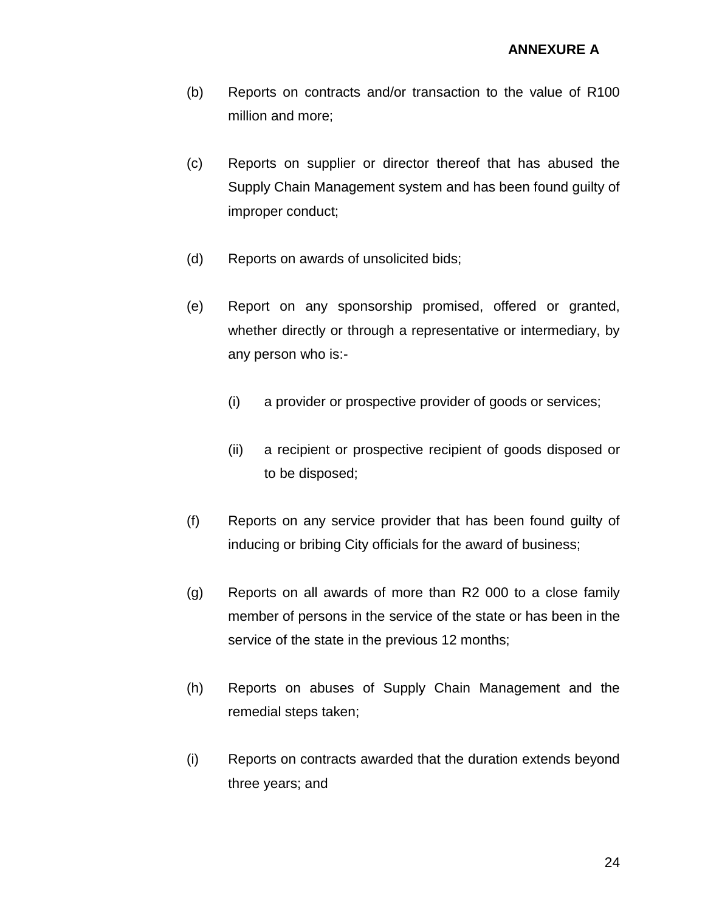**ANNEXURE A**

(b) Reports on contracts and/or transaction to the value of R100 million and more;

(c) Reports on supplier or director thereof that has abused the Supply Chain Management system and has been found guilty of improper conduct;

(d) Reports on awards of unsolicited bids;

(e) Report on any sponsorship promised, offered or granted, whether directly or through a representative or intermediary, by any person who is:-

  (i) a provider or prospective provider of goods or services;

  (ii) a recipient or prospective recipient of goods disposed or to be disposed;

(f) Reports on any service provider that has been found guilty of inducing or bribing City officials for the award of business;

(g) Reports on all awards of more than R2 000 to a close family member of persons in the service of the state or has been in the service of the state in the previous 12 months;

(h) Reports on abuses of Supply Chain Management and the remedial steps taken;

(i) Reports on contracts awarded that the duration extends beyond three years; and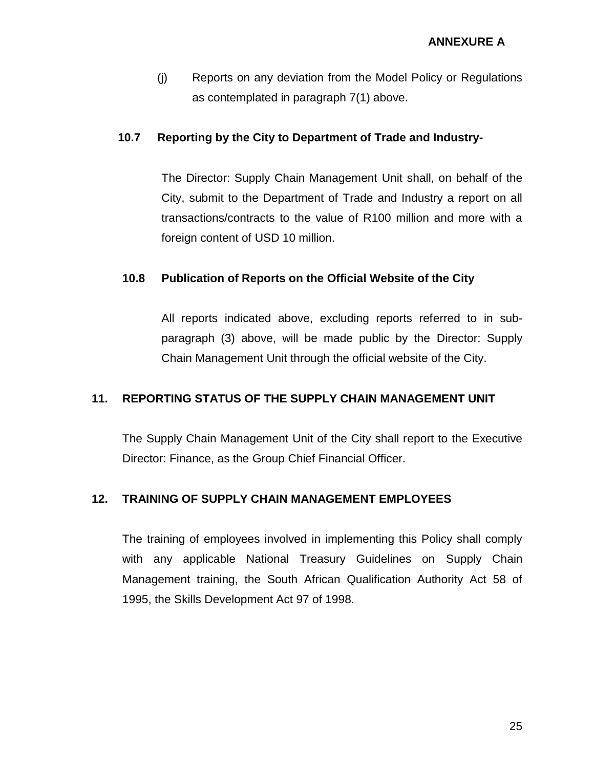(j) Reports on any deviation from the Model Policy or Regulations as contemplated in paragraph 7(1) above.

### 10.7 Reporting by the City to Department of Trade and Industry-

The Director: Supply Chain Management Unit shall, on behalf of the City, submit to the Department of Trade and Industry a report on all transactions/contracts to the value of R100 million and more with a foreign content of USD 10 million.

### 10.8 Publication of Reports on the Official Website of the City

All reports indicated above, excluding reports referred to in sub-paragraph (3) above, will be made public by the Director: Supply Chain Management Unit through the official website of the City.

## 11. REPORTING STATUS OF THE SUPPLY CHAIN MANAGEMENT UNIT

The Supply Chain Management Unit of the City shall report to the Executive Director: Finance, as the Group Chief Financial Officer.

## 12. TRAINING OF SUPPLY CHAIN MANAGEMENT EMPLOYEES

The training of employees involved in implementing this Policy shall comply with any applicable National Treasury Guidelines on Supply Chain Management training, the South African Qualification Authority Act 58 of 1995, the Skills Development Act 97 of 1998.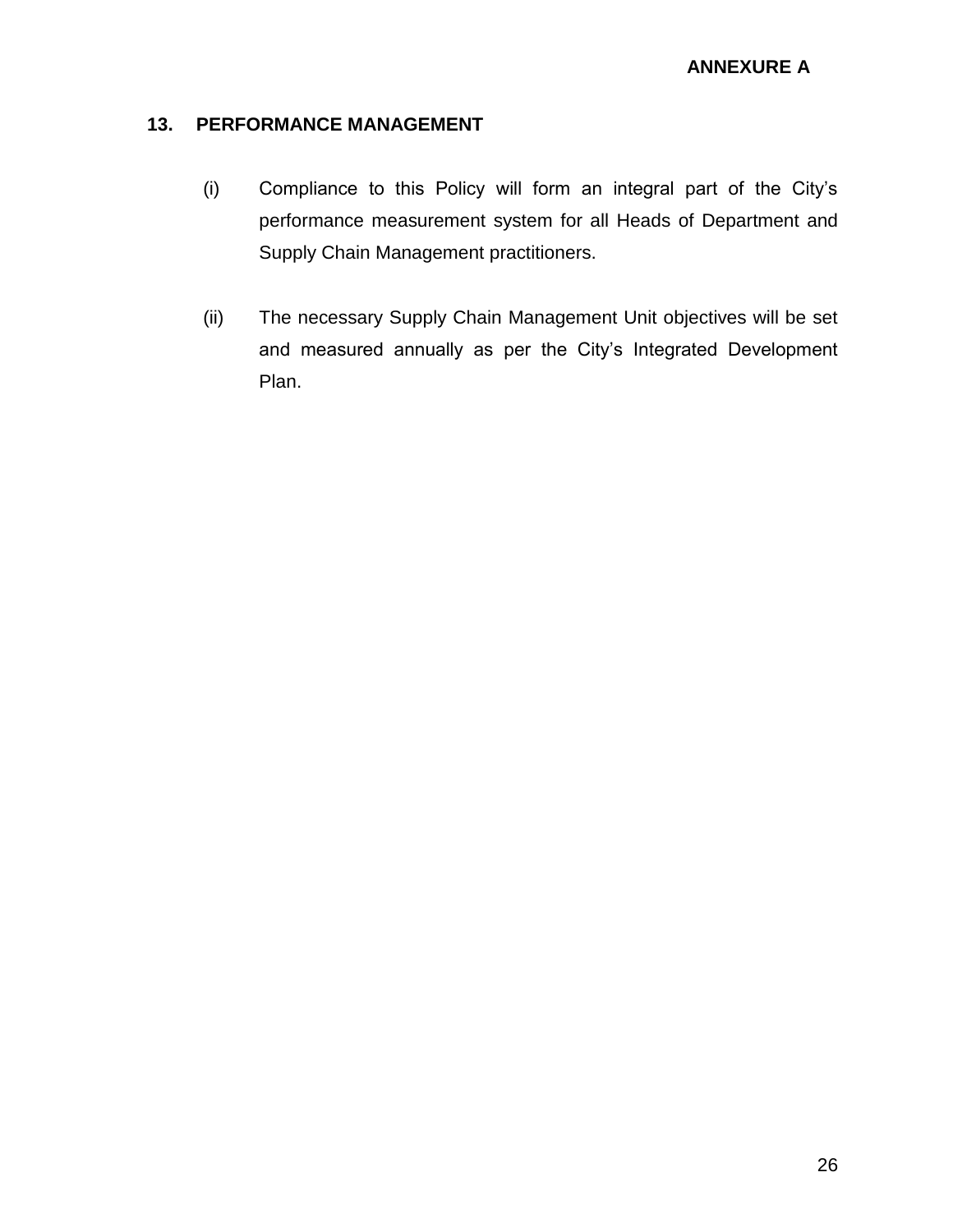**ANNEXURE A**

## 13. PERFORMANCE MANAGEMENT

(i) Compliance to this Policy will form an integral part of the City's performance measurement system for all Heads of Department and Supply Chain Management practitioners.

(ii) The necessary Supply Chain Management Unit objectives will be set and measured annually as per the City's Integrated Development Plan.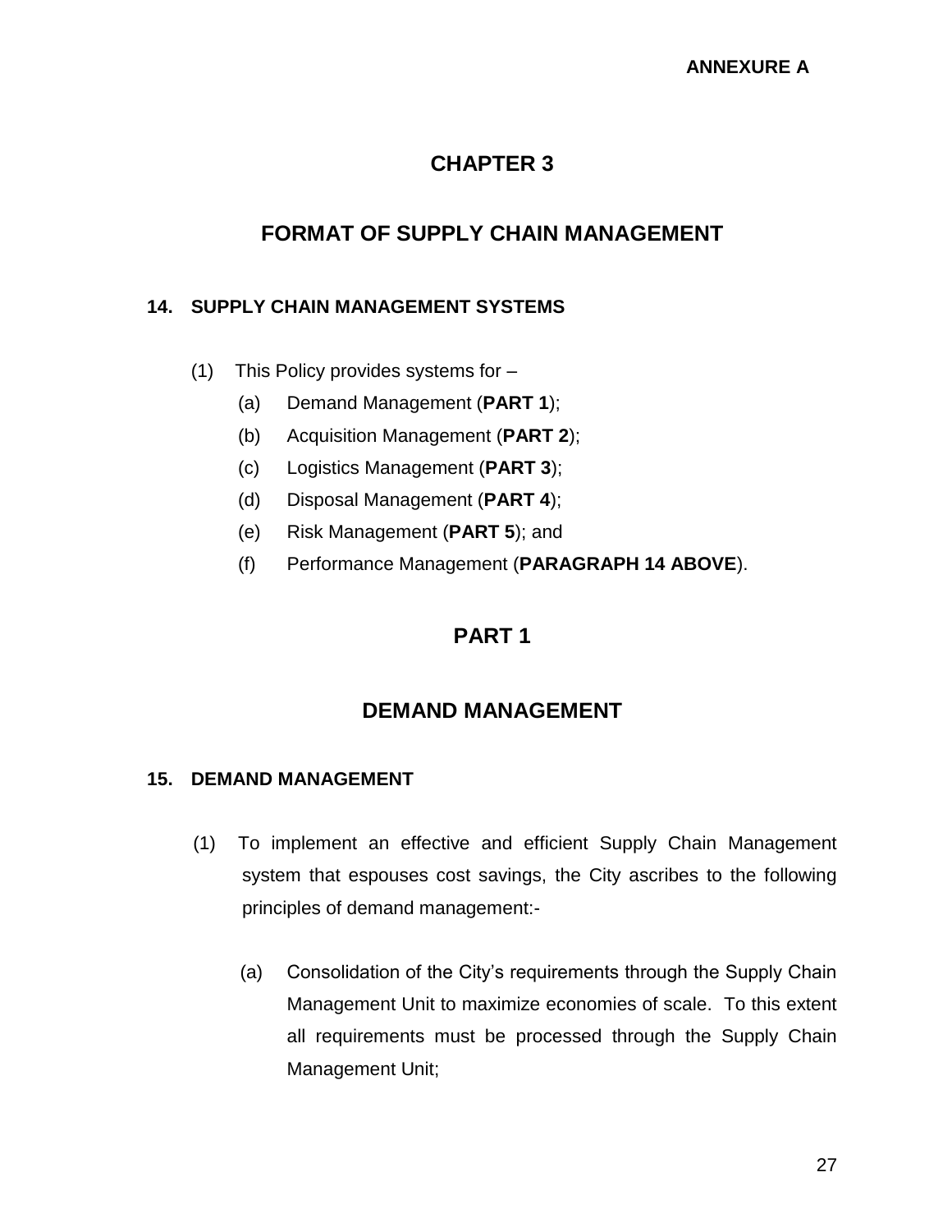ANNEXURE A

# CHAPTER 3

## FORMAT OF SUPPLY CHAIN MANAGEMENT

### 14. SUPPLY CHAIN MANAGEMENT SYSTEMS

(1) This Policy provides systems for –

- (a) Demand Management (**PART 1**);
- (b) Acquisition Management (**PART 2**);
- (c) Logistics Management (**PART 3**);
- (d) Disposal Management (**PART 4**);
- (e) Risk Management (**PART 5**); and
- (f) Performance Management (**PARAGRAPH 14 ABOVE**).

## PART 1

## DEMAND MANAGEMENT

### 15. DEMAND MANAGEMENT

(1) To implement an effective and efficient Supply Chain Management system that espouses cost savings, the City ascribes to the following principles of demand management:-

- (a) Consolidation of the City's requirements through the Supply Chain Management Unit to maximize economies of scale. To this extent all requirements must be processed through the Supply Chain Management Unit;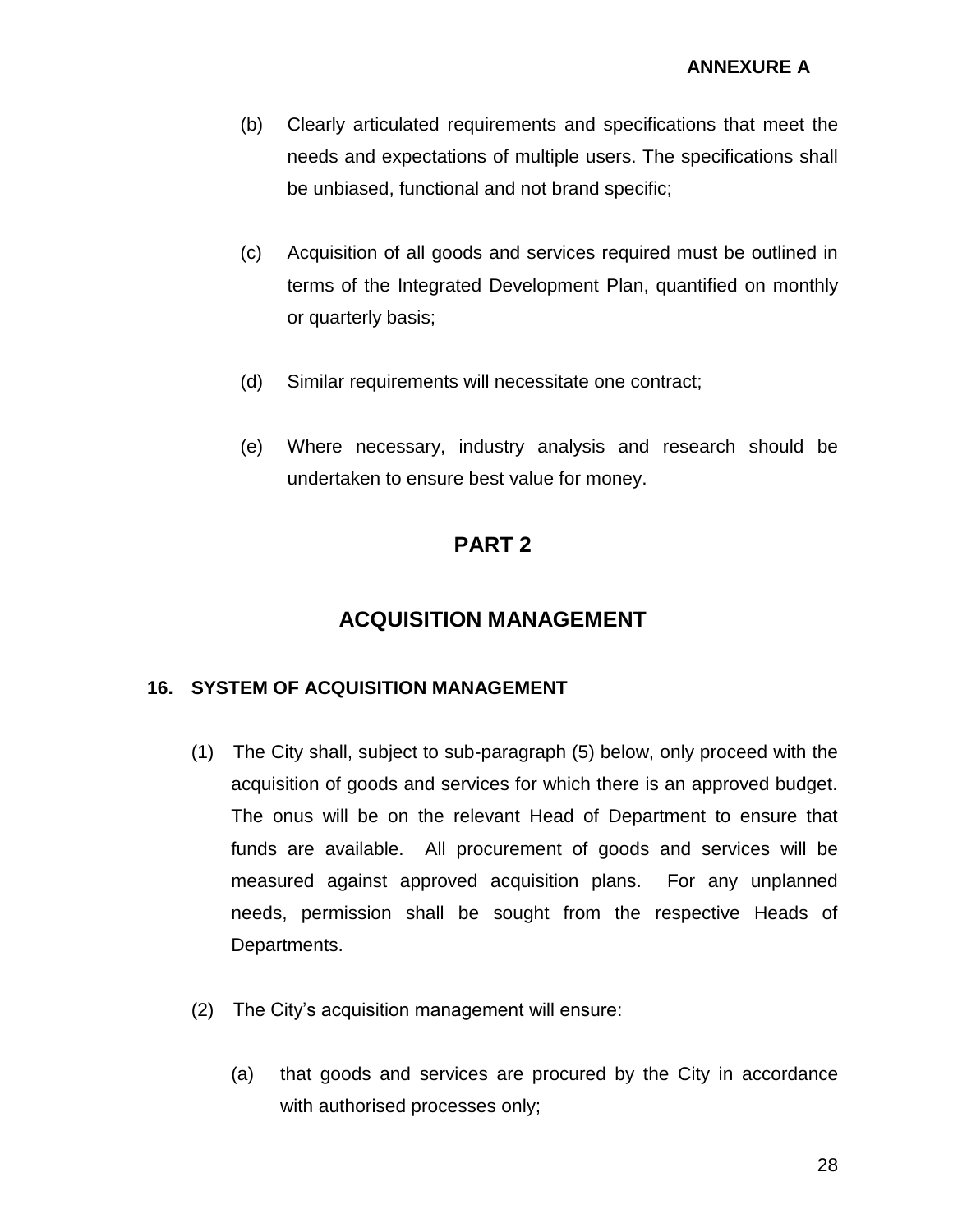(b) Clearly articulated requirements and specifications that meet the needs and expectations of multiple users. The specifications shall be unbiased, functional and not brand specific;

(c) Acquisition of all goods and services required must be outlined in terms of the Integrated Development Plan, quantified on monthly or quarterly basis;

(d) Similar requirements will necessitate one contract;

(e) Where necessary, industry analysis and research should be undertaken to ensure best value for money.

## PART 2

## ACQUISITION MANAGEMENT

### 16. SYSTEM OF ACQUISITION MANAGEMENT

(1) The City shall, subject to sub-paragraph (5) below, only proceed with the acquisition of goods and services for which there is an approved budget. The onus will be on the relevant Head of Department to ensure that funds are available. All procurement of goods and services will be measured against approved acquisition plans. For any unplanned needs, permission shall be sought from the respective Heads of Departments.

(2) The City's acquisition management will ensure:

(a) that goods and services are procured by the City in accordance with authorised processes only;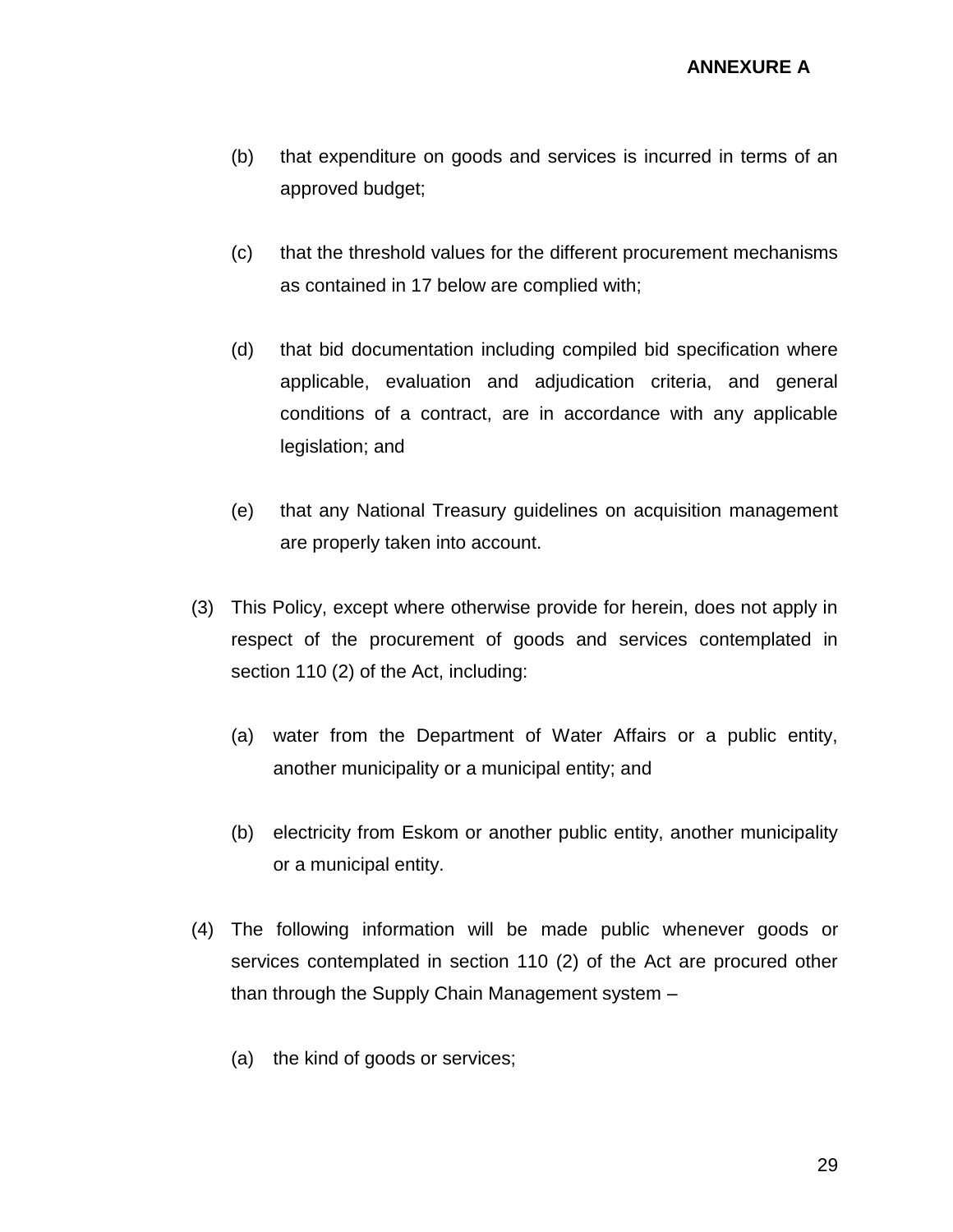(b) that expenditure on goods and services is incurred in terms of an approved budget;

(c) that the threshold values for the different procurement mechanisms as contained in 17 below are complied with;

(d) that bid documentation including compiled bid specification where applicable, evaluation and adjudication criteria, and general conditions of a contract, are in accordance with any applicable legislation; and

(e) that any National Treasury guidelines on acquisition management are properly taken into account.

(3) This Policy, except where otherwise provide for herein, does not apply in respect of the procurement of goods and services contemplated in section 110 (2) of the Act, including:

(a) water from the Department of Water Affairs or a public entity, another municipality or a municipal entity; and

(b) electricity from Eskom or another public entity, another municipality or a municipal entity.

(4) The following information will be made public whenever goods or services contemplated in section 110 (2) of the Act are procured other than through the Supply Chain Management system –

(a) the kind of goods or services;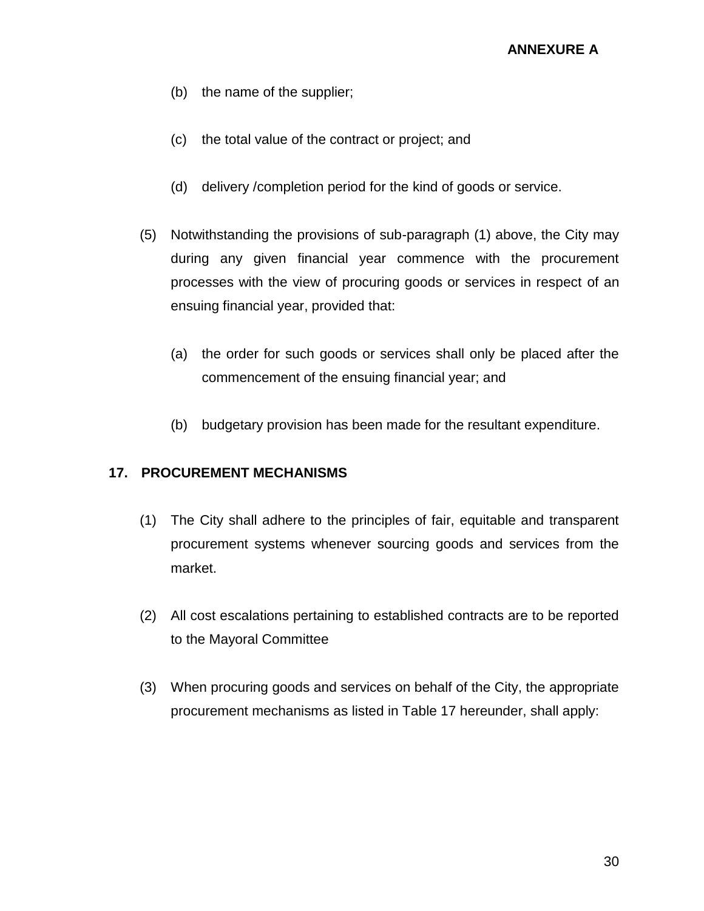(b) the name of the supplier;

(c) the total value of the contract or project; and

(d) delivery /completion period for the kind of goods or service.

(5) Notwithstanding the provisions of sub-paragraph (1) above, the City may during any given financial year commence with the procurement processes with the view of procuring goods or services in respect of an ensuing financial year, provided that:

(a) the order for such goods or services shall only be placed after the commencement of the ensuing financial year; and

(b) budgetary provision has been made for the resultant expenditure.

## 17. PROCUREMENT MECHANISMS

(1) The City shall adhere to the principles of fair, equitable and transparent procurement systems whenever sourcing goods and services from the market.

(2) All cost escalations pertaining to established contracts are to be reported to the Mayoral Committee

(3) When procuring goods and services on behalf of the City, the appropriate procurement mechanisms as listed in Table 17 hereunder, shall apply: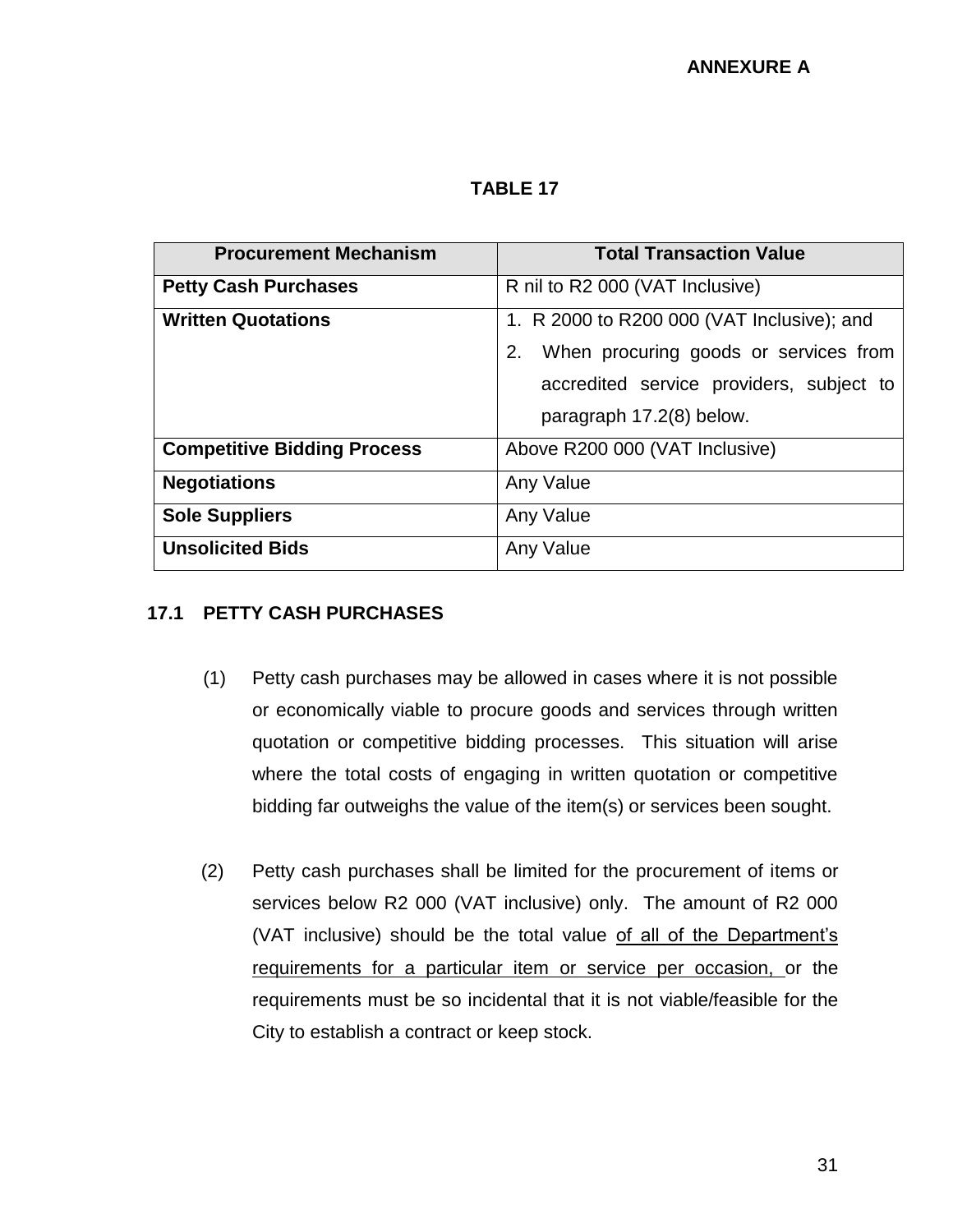**ANNEXURE A**

**TABLE 17**

| Procurement Mechanism | Total Transaction Value |
|---|---|
| **Petty Cash Purchases** | R nil to R2 000 (VAT Inclusive) |
| **Written Quotations** | 1. R 2000 to R200 000 (VAT Inclusive); and<br>2. When procuring goods or services from accredited service providers, subject to paragraph 17.2(8) below. |
| **Competitive Bidding Process** | Above R200 000 (VAT Inclusive) |
| **Negotiations** | Any Value |
| **Sole Suppliers** | Any Value |
| **Unsolicited Bids** | Any Value |

### 17.1 PETTY CASH PURCHASES

(1) Petty cash purchases may be allowed in cases where it is not possible or economically viable to procure goods and services through written quotation or competitive bidding processes. This situation will arise where the total costs of engaging in written quotation or competitive bidding far outweighs the value of the item(s) or services been sought.

(2) Petty cash purchases shall be limited for the procurement of items or services below R2 000 (VAT inclusive) only. The amount of R2 000 (VAT inclusive) should be the total value of all of the Department's requirements for a particular item or service per occasion, or the requirements must be so incidental that it is not viable/feasible for the City to establish a contract or keep stock.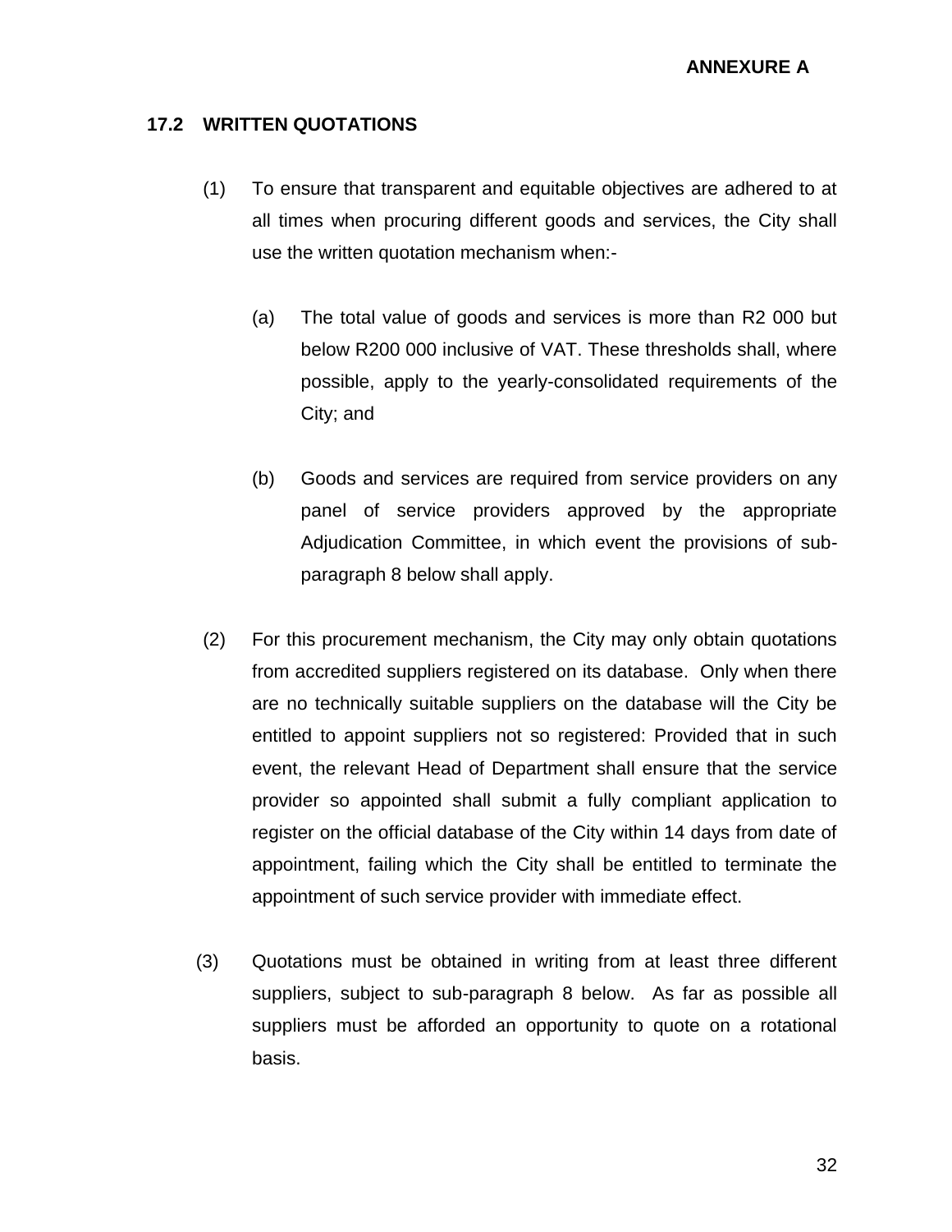**ANNEXURE A**

### 17.2 WRITTEN QUOTATIONS

(1) To ensure that transparent and equitable objectives are adhered to at all times when procuring different goods and services, the City shall use the written quotation mechanism when:-

(a) The total value of goods and services is more than R2 000 but below R200 000 inclusive of VAT. These thresholds shall, where possible, apply to the yearly-consolidated requirements of the City; and

(b) Goods and services are required from service providers on any panel of service providers approved by the appropriate Adjudication Committee, in which event the provisions of sub-paragraph 8 below shall apply.

(2) For this procurement mechanism, the City may only obtain quotations from accredited suppliers registered on its database. Only when there are no technically suitable suppliers on the database will the City be entitled to appoint suppliers not so registered: Provided that in such event, the relevant Head of Department shall ensure that the service provider so appointed shall submit a fully compliant application to register on the official database of the City within 14 days from date of appointment, failing which the City shall be entitled to terminate the appointment of such service provider with immediate effect.

(3) Quotations must be obtained in writing from at least three different suppliers, subject to sub-paragraph 8 below. As far as possible all suppliers must be afforded an opportunity to quote on a rotational basis.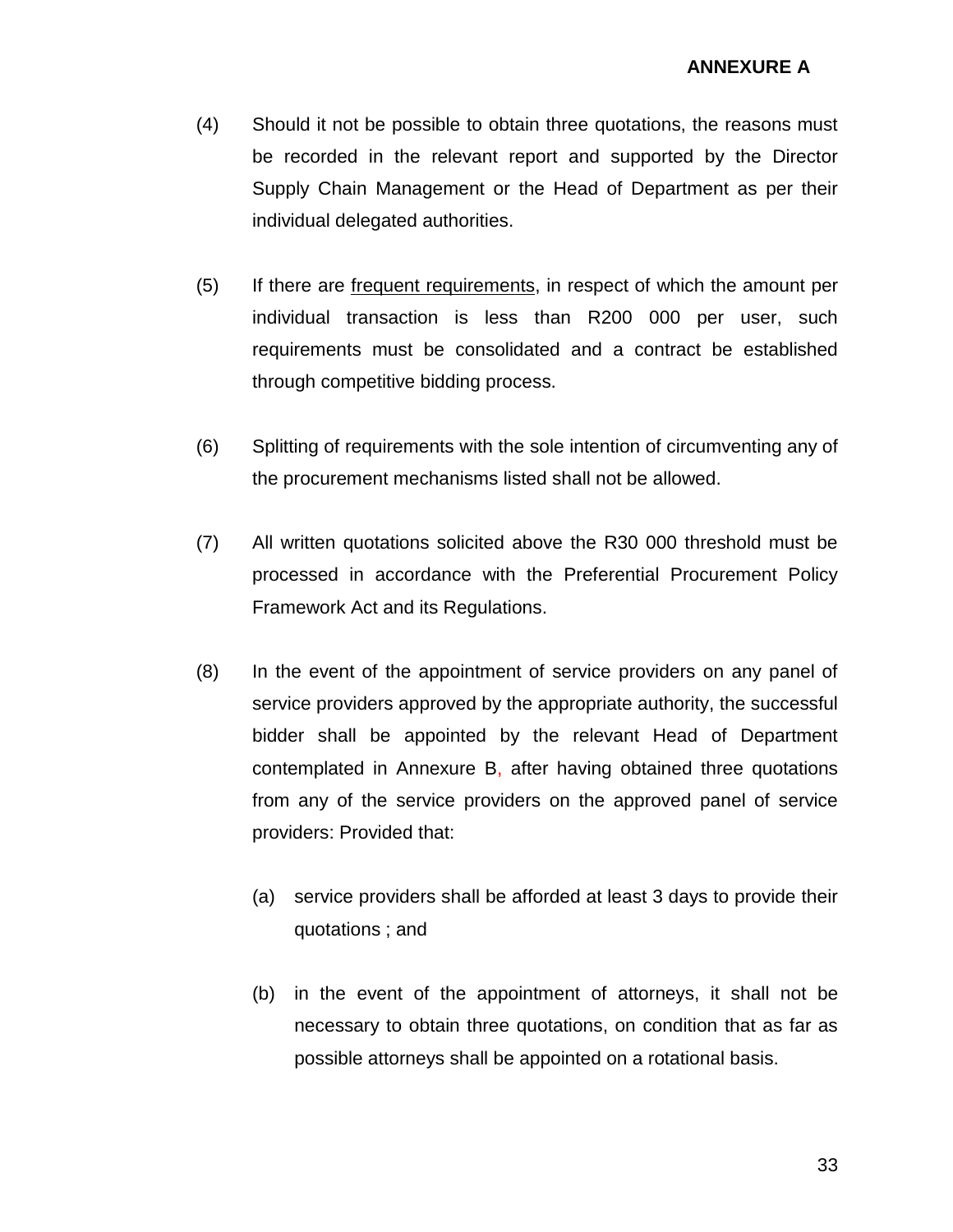**ANNEXURE A**

(4) Should it not be possible to obtain three quotations, the reasons must be recorded in the relevant report and supported by the Director Supply Chain Management or the Head of Department as per their individual delegated authorities.

(5) If there are <u>frequent requirements</u>, in respect of which the amount per individual transaction is less than R200 000 per user, such requirements must be consolidated and a contract be established through competitive bidding process.

(6) Splitting of requirements with the sole intention of circumventing any of the procurement mechanisms listed shall not be allowed.

(7) All written quotations solicited above the R30 000 threshold must be processed in accordance with the Preferential Procurement Policy Framework Act and its Regulations.

(8) In the event of the appointment of service providers on any panel of service providers approved by the appropriate authority, the successful bidder shall be appointed by the relevant Head of Department contemplated in Annexure B, after having obtained three quotations from any of the service providers on the approved panel of service providers: Provided that:

   (a) service providers shall be afforded at least 3 days to provide their quotations ; and

   (b) in the event of the appointment of attorneys, it shall not be necessary to obtain three quotations, on condition that as far as possible attorneys shall be appointed on a rotational basis.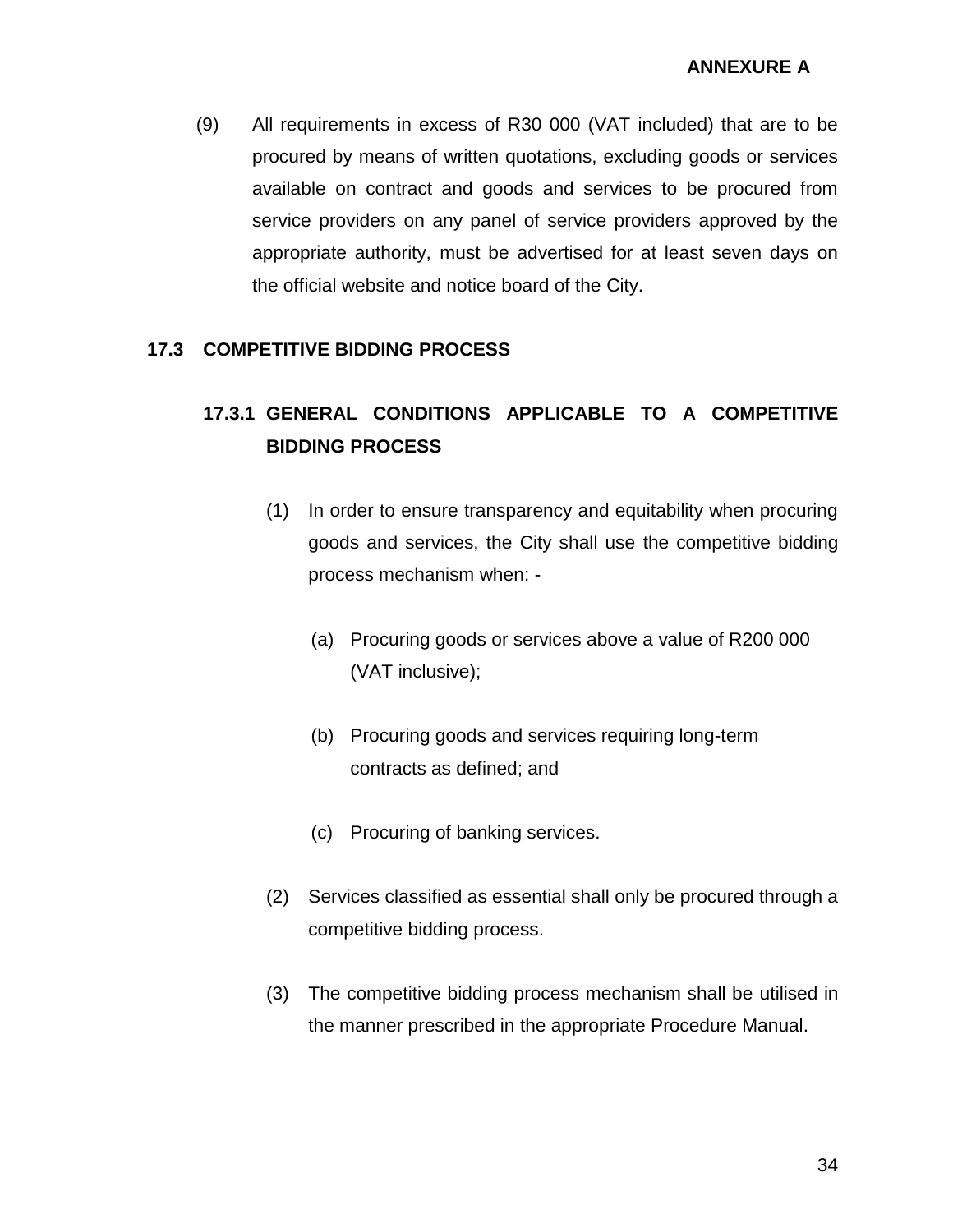**ANNEXURE A**

(9) All requirements in excess of R30 000 (VAT included) that are to be procured by means of written quotations, excluding goods or services available on contract and goods and services to be procured from service providers on any panel of service providers approved by the appropriate authority, must be advertised for at least seven days on the official website and notice board of the City.

## 17.3 COMPETITIVE BIDDING PROCESS

### 17.3.1 GENERAL CONDITIONS APPLICABLE TO A COMPETITIVE BIDDING PROCESS

(1) In order to ensure transparency and equitability when procuring goods and services, the City shall use the competitive bidding process mechanism when: -

(a) Procuring goods or services above a value of R200 000 (VAT inclusive);

(b) Procuring goods and services requiring long-term contracts as defined; and

(c) Procuring of banking services.

(2) Services classified as essential shall only be procured through a competitive bidding process.

(3) The competitive bidding process mechanism shall be utilised in the manner prescribed in the appropriate Procedure Manual.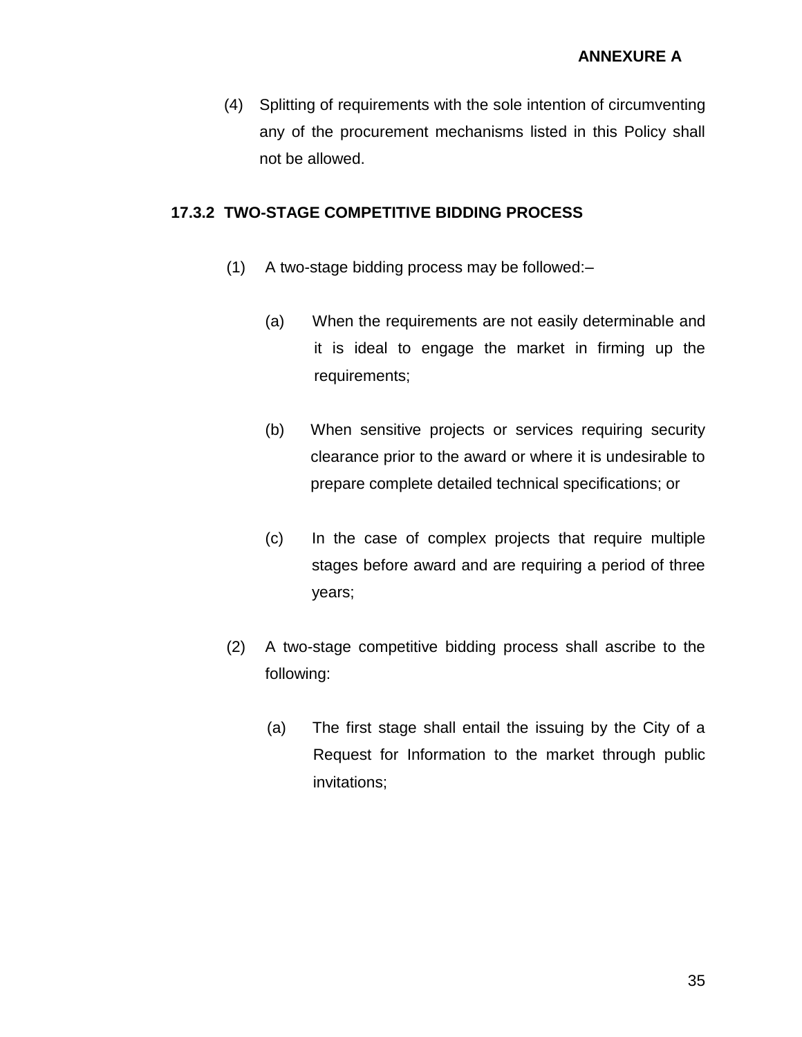**ANNEXURE A**

(4) Splitting of requirements with the sole intention of circumventing any of the procurement mechanisms listed in this Policy shall not be allowed.

### 17.3.2 TWO-STAGE COMPETITIVE BIDDING PROCESS

(1) A two-stage bidding process may be followed:–

(a) When the requirements are not easily determinable and it is ideal to engage the market in firming up the requirements;

(b) When sensitive projects or services requiring security clearance prior to the award or where it is undesirable to prepare complete detailed technical specifications; or

(c) In the case of complex projects that require multiple stages before award and are requiring a period of three years;

(2) A two-stage competitive bidding process shall ascribe to the following:

(a) The first stage shall entail the issuing by the City of a Request for Information to the market through public invitations;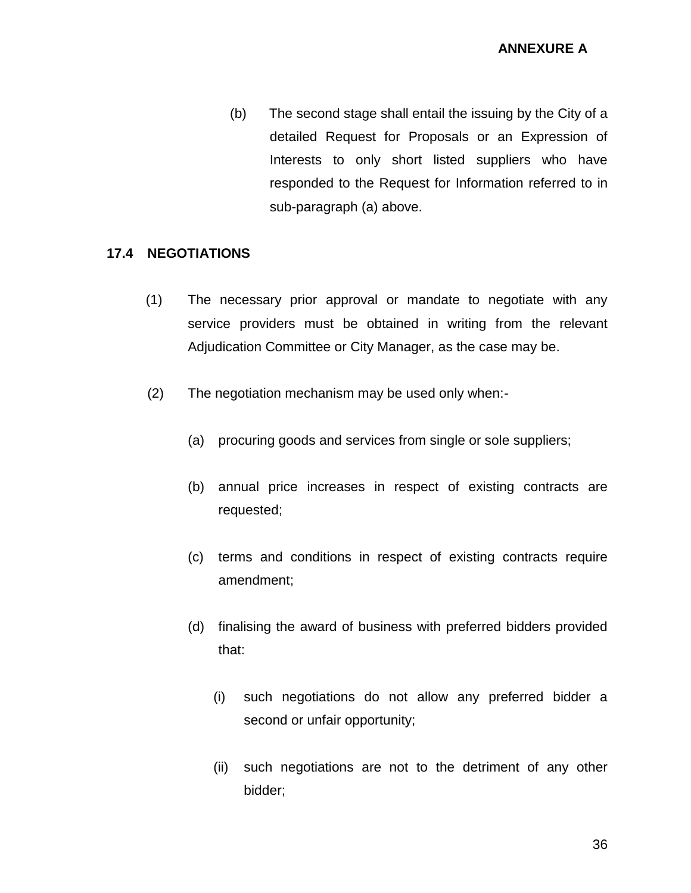(b) The second stage shall entail the issuing by the City of a detailed Request for Proposals or an Expression of Interests to only short listed suppliers who have responded to the Request for Information referred to in sub-paragraph (a) above.

**17.4 NEGOTIATIONS**

(1) The necessary prior approval or mandate to negotiate with any service providers must be obtained in writing from the relevant Adjudication Committee or City Manager, as the case may be.

(2) The negotiation mechanism may be used only when:-

(a) procuring goods and services from single or sole suppliers;

(b) annual price increases in respect of existing contracts are requested;

(c) terms and conditions in respect of existing contracts require amendment;

(d) finalising the award of business with preferred bidders provided that:

(i) such negotiations do not allow any preferred bidder a second or unfair opportunity;

(ii) such negotiations are not to the detriment of any other bidder;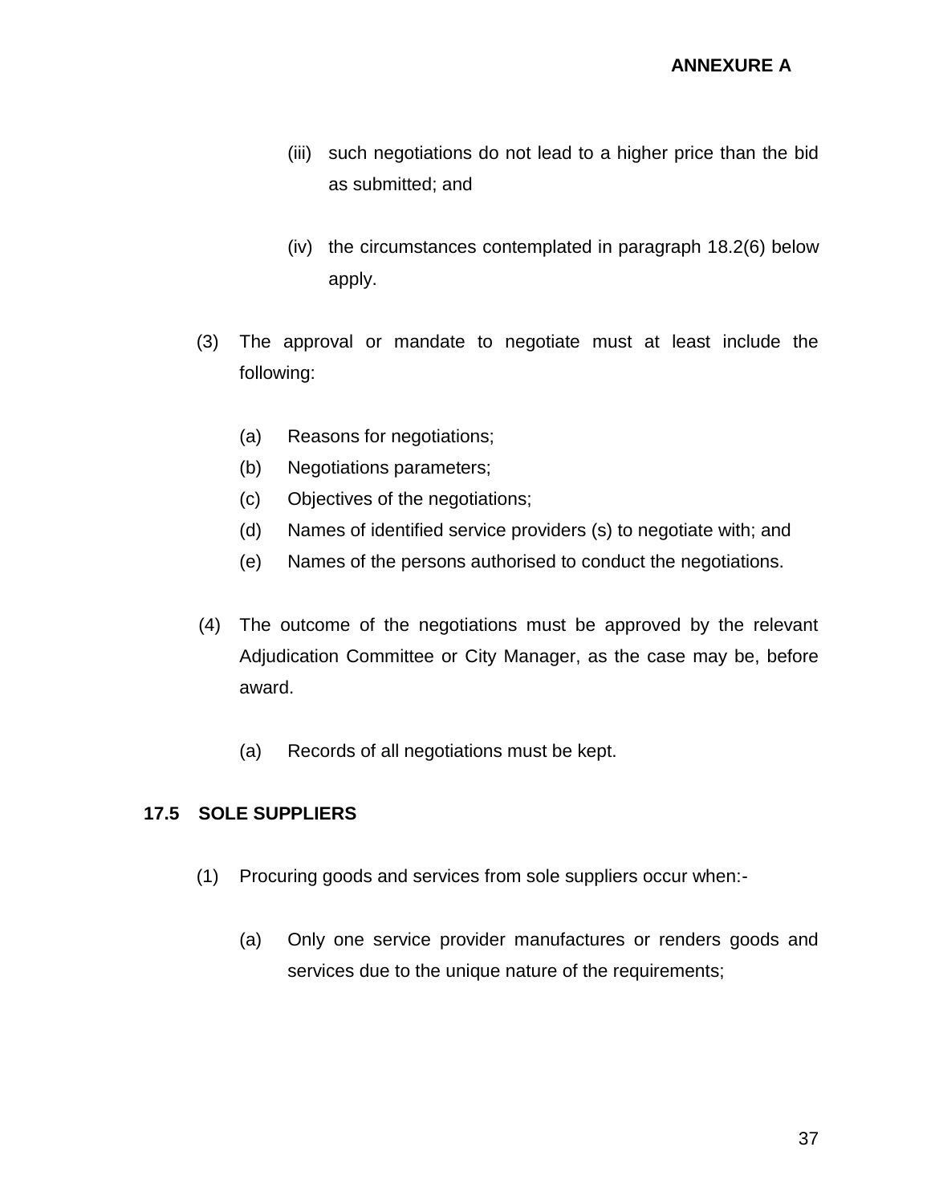(iii) such negotiations do not lead to a higher price than the bid as submitted; and

(iv) the circumstances contemplated in paragraph 18.2(6) below apply.

(3) The approval or mandate to negotiate must at least include the following:

(a) Reasons for negotiations;
(b) Negotiations parameters;
(c) Objectives of the negotiations;
(d) Names of identified service providers (s) to negotiate with; and
(e) Names of the persons authorised to conduct the negotiations.

(4) The outcome of the negotiations must be approved by the relevant Adjudication Committee or City Manager, as the case may be, before award.

(a) Records of all negotiations must be kept.

**17.5 SOLE SUPPLIERS**

(1) Procuring goods and services from sole suppliers occur when:-

(a) Only one service provider manufactures or renders goods and services due to the unique nature of the requirements;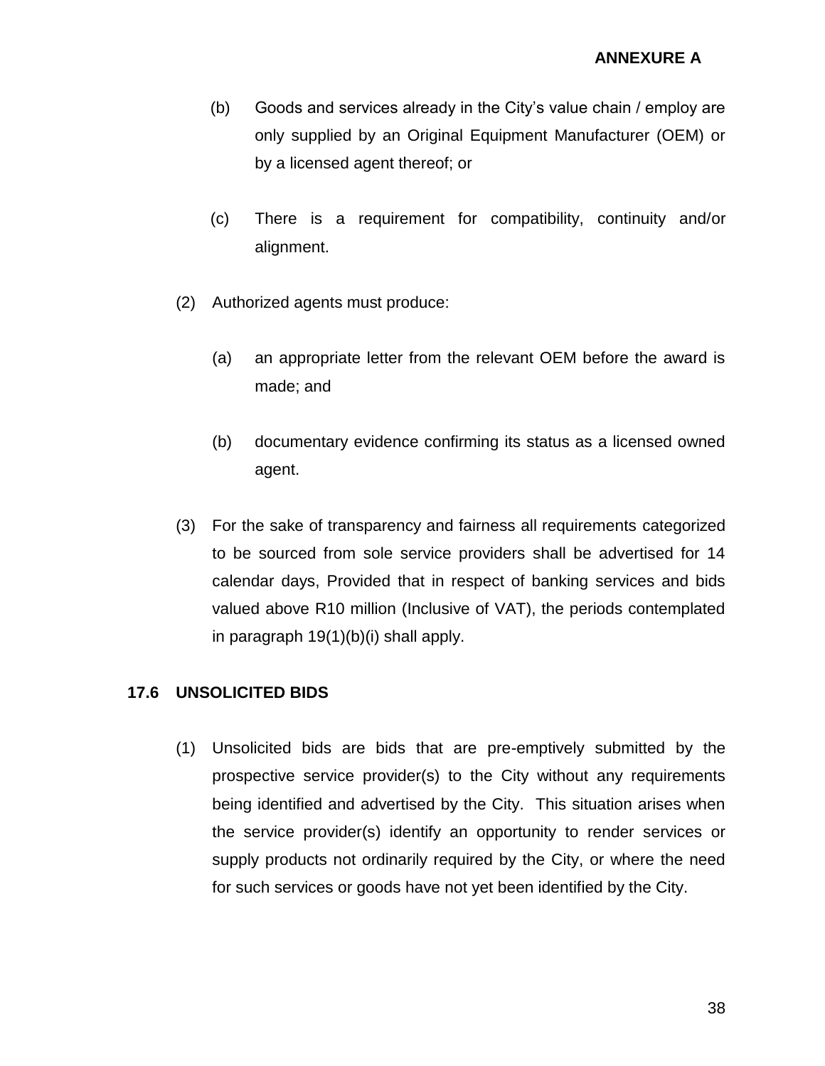(b) Goods and services already in the City's value chain / employ are only supplied by an Original Equipment Manufacturer (OEM) or by a licensed agent thereof; or

(c) There is a requirement for compatibility, continuity and/or alignment.

(2) Authorized agents must produce:

(a) an appropriate letter from the relevant OEM before the award is made; and

(b) documentary evidence confirming its status as a licensed owned agent.

(3) For the sake of transparency and fairness all requirements categorized to be sourced from sole service providers shall be advertised for 14 calendar days, Provided that in respect of banking services and bids valued above R10 million (Inclusive of VAT), the periods contemplated in paragraph 19(1)(b)(i) shall apply.

### 17.6 UNSOLICITED BIDS

(1) Unsolicited bids are bids that are pre-emptively submitted by the prospective service provider(s) to the City without any requirements being identified and advertised by the City. This situation arises when the service provider(s) identify an opportunity to render services or supply products not ordinarily required by the City, or where the need for such services or goods have not yet been identified by the City.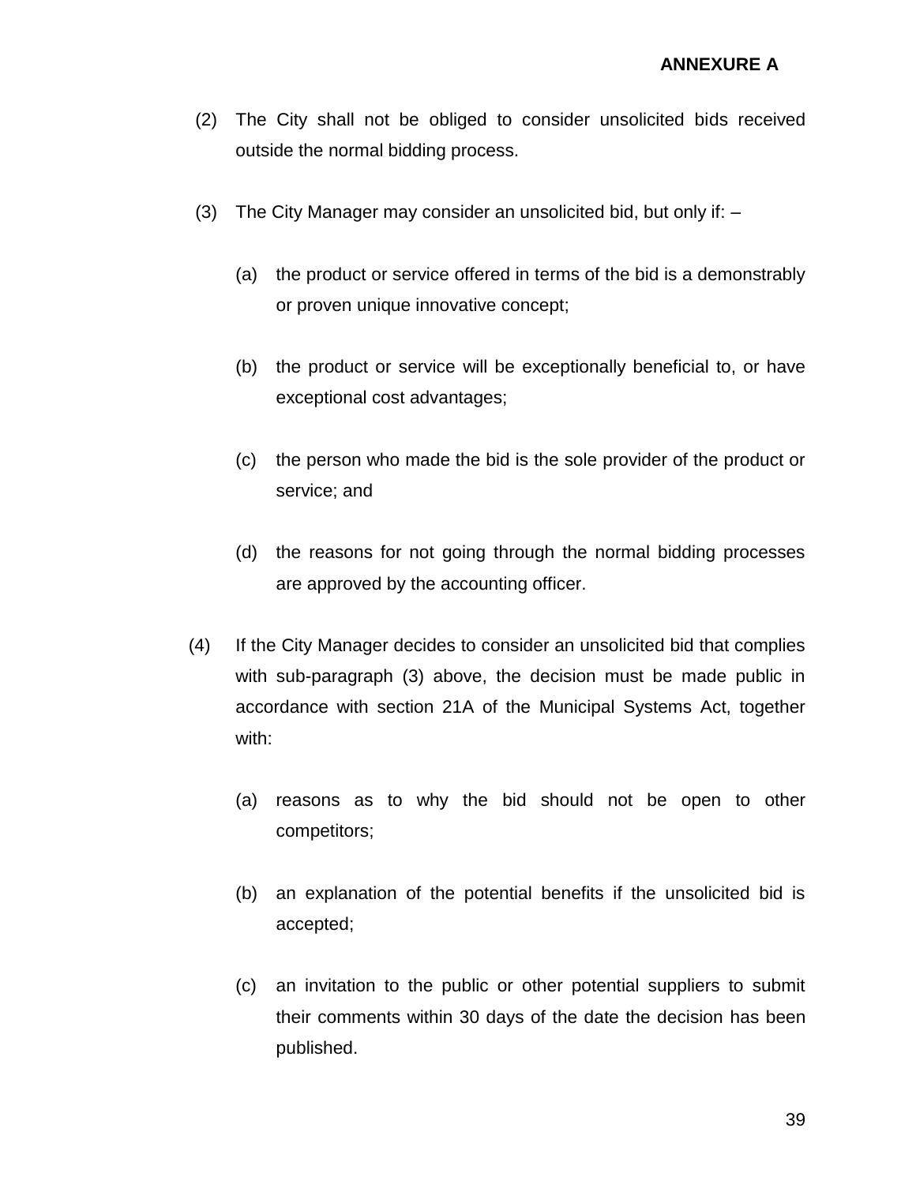**ANNEXURE A**

(2) The City shall not be obliged to consider unsolicited bids received outside the normal bidding process.

(3) The City Manager may consider an unsolicited bid, but only if: –

(a) the product or service offered in terms of the bid is a demonstrably or proven unique innovative concept;

(b) the product or service will be exceptionally beneficial to, or have exceptional cost advantages;

(c) the person who made the bid is the sole provider of the product or service; and

(d) the reasons for not going through the normal bidding processes are approved by the accounting officer.

(4) If the City Manager decides to consider an unsolicited bid that complies with sub-paragraph (3) above, the decision must be made public in accordance with section 21A of the Municipal Systems Act, together with:

(a) reasons as to why the bid should not be open to other competitors;

(b) an explanation of the potential benefits if the unsolicited bid is accepted;

(c) an invitation to the public or other potential suppliers to submit their comments within 30 days of the date the decision has been published.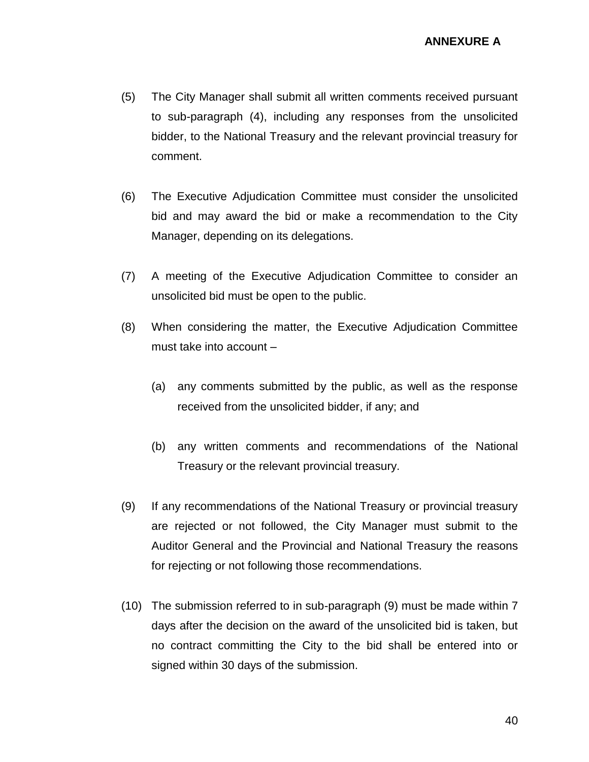(5) The City Manager shall submit all written comments received pursuant to sub-paragraph (4), including any responses from the unsolicited bidder, to the National Treasury and the relevant provincial treasury for comment.

(6) The Executive Adjudication Committee must consider the unsolicited bid and may award the bid or make a recommendation to the City Manager, depending on its delegations.

(7) A meeting of the Executive Adjudication Committee to consider an unsolicited bid must be open to the public.

(8) When considering the matter, the Executive Adjudication Committee must take into account –

   (a) any comments submitted by the public, as well as the response received from the unsolicited bidder, if any; and

   (b) any written comments and recommendations of the National Treasury or the relevant provincial treasury.

(9) If any recommendations of the National Treasury or provincial treasury are rejected or not followed, the City Manager must submit to the Auditor General and the Provincial and National Treasury the reasons for rejecting or not following those recommendations.

(10) The submission referred to in sub-paragraph (9) must be made within 7 days after the decision on the award of the unsolicited bid is taken, but no contract committing the City to the bid shall be entered into or signed within 30 days of the submission.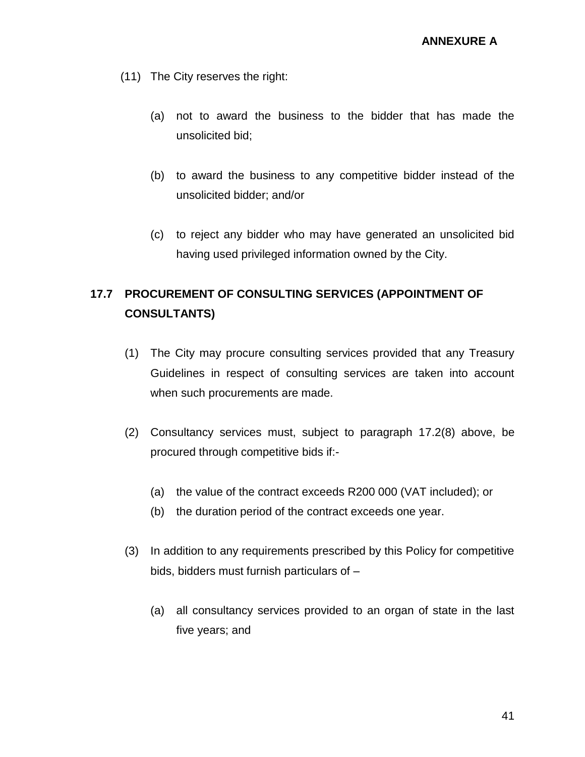(11) The City reserves the right:

(a) not to award the business to the bidder that has made the unsolicited bid;

(b) to award the business to any competitive bidder instead of the unsolicited bidder; and/or

(c) to reject any bidder who may have generated an unsolicited bid having used privileged information owned by the City.

## 17.7 PROCUREMENT OF CONSULTING SERVICES (APPOINTMENT OF CONSULTANTS)

(1) The City may procure consulting services provided that any Treasury Guidelines in respect of consulting services are taken into account when such procurements are made.

(2) Consultancy services must, subject to paragraph 17.2(8) above, be procured through competitive bids if:-

(a) the value of the contract exceeds R200 000 (VAT included); or
(b) the duration period of the contract exceeds one year.

(3) In addition to any requirements prescribed by this Policy for competitive bids, bidders must furnish particulars of –

(a) all consultancy services provided to an organ of state in the last five years; and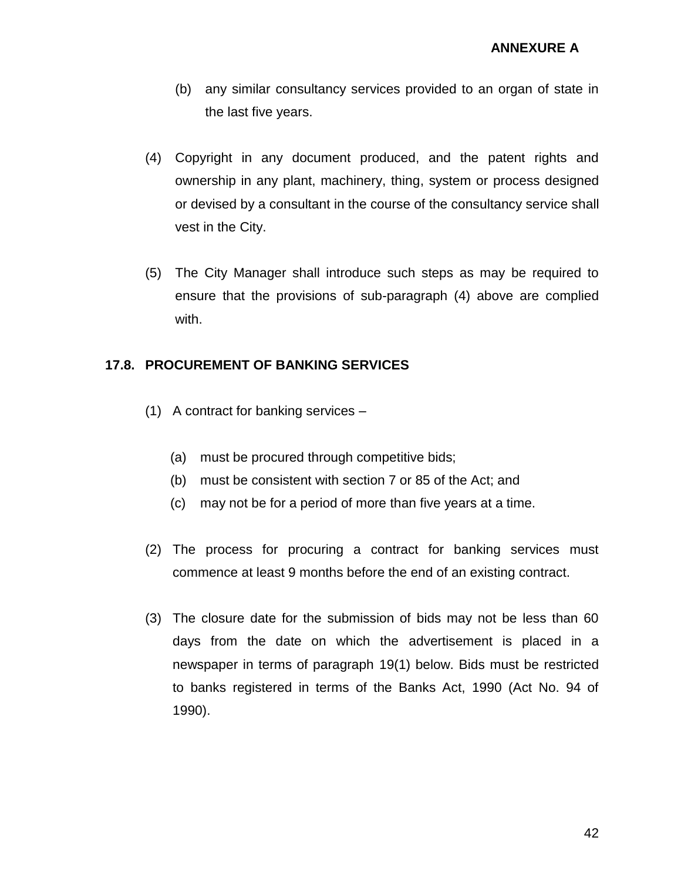(b) any similar consultancy services provided to an organ of state in the last five years.

(4) Copyright in any document produced, and the patent rights and ownership in any plant, machinery, thing, system or process designed or devised by a consultant in the course of the consultancy service shall vest in the City.

(5) The City Manager shall introduce such steps as may be required to ensure that the provisions of sub-paragraph (4) above are complied with.

## 17.8. PROCUREMENT OF BANKING SERVICES

(1) A contract for banking services –

(a) must be procured through competitive bids;
(b) must be consistent with section 7 or 85 of the Act; and
(c) may not be for a period of more than five years at a time.

(2) The process for procuring a contract for banking services must commence at least 9 months before the end of an existing contract.

(3) The closure date for the submission of bids may not be less than 60 days from the date on which the advertisement is placed in a newspaper in terms of paragraph 19(1) below. Bids must be restricted to banks registered in terms of the Banks Act, 1990 (Act No. 94 of 1990).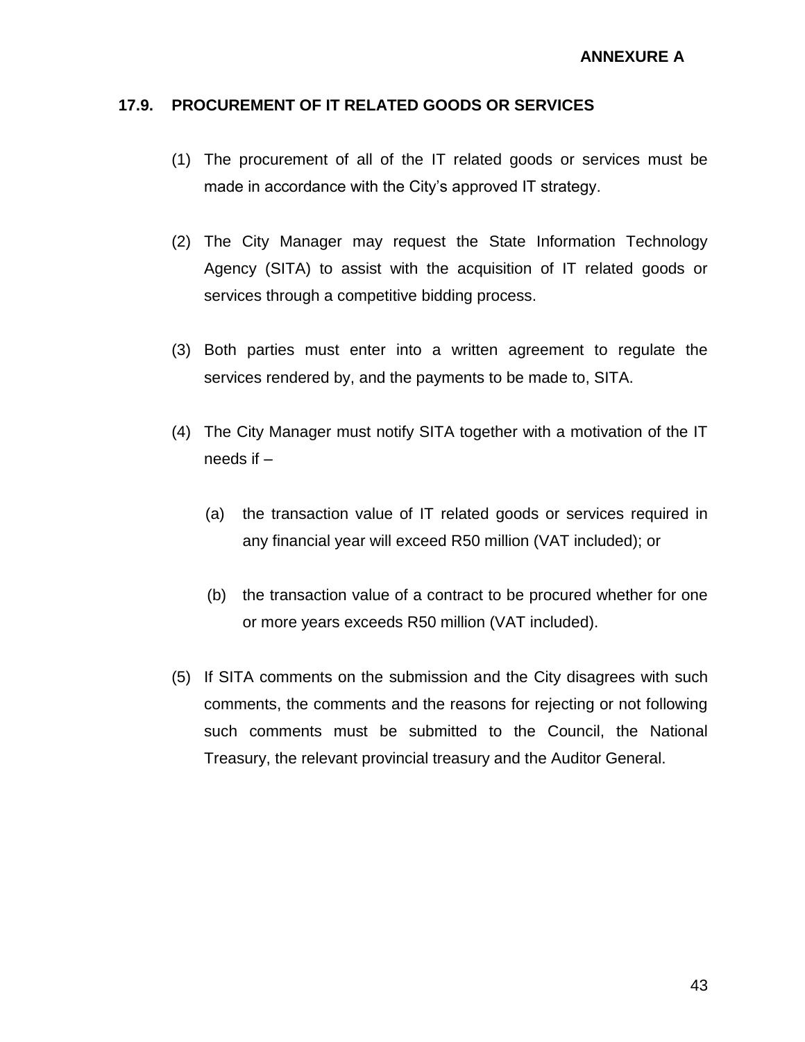**ANNEXURE A**

## 17.9. PROCUREMENT OF IT RELATED GOODS OR SERVICES

(1) The procurement of all of the IT related goods or services must be made in accordance with the City's approved IT strategy.

(2) The City Manager may request the State Information Technology Agency (SITA) to assist with the acquisition of IT related goods or services through a competitive bidding process.

(3) Both parties must enter into a written agreement to regulate the services rendered by, and the payments to be made to, SITA.

(4) The City Manager must notify SITA together with a motivation of the IT needs if –

(a) the transaction value of IT related goods or services required in any financial year will exceed R50 million (VAT included); or

(b) the transaction value of a contract to be procured whether for one or more years exceeds R50 million (VAT included).

(5) If SITA comments on the submission and the City disagrees with such comments, the comments and the reasons for rejecting or not following such comments must be submitted to the Council, the National Treasury, the relevant provincial treasury and the Auditor General.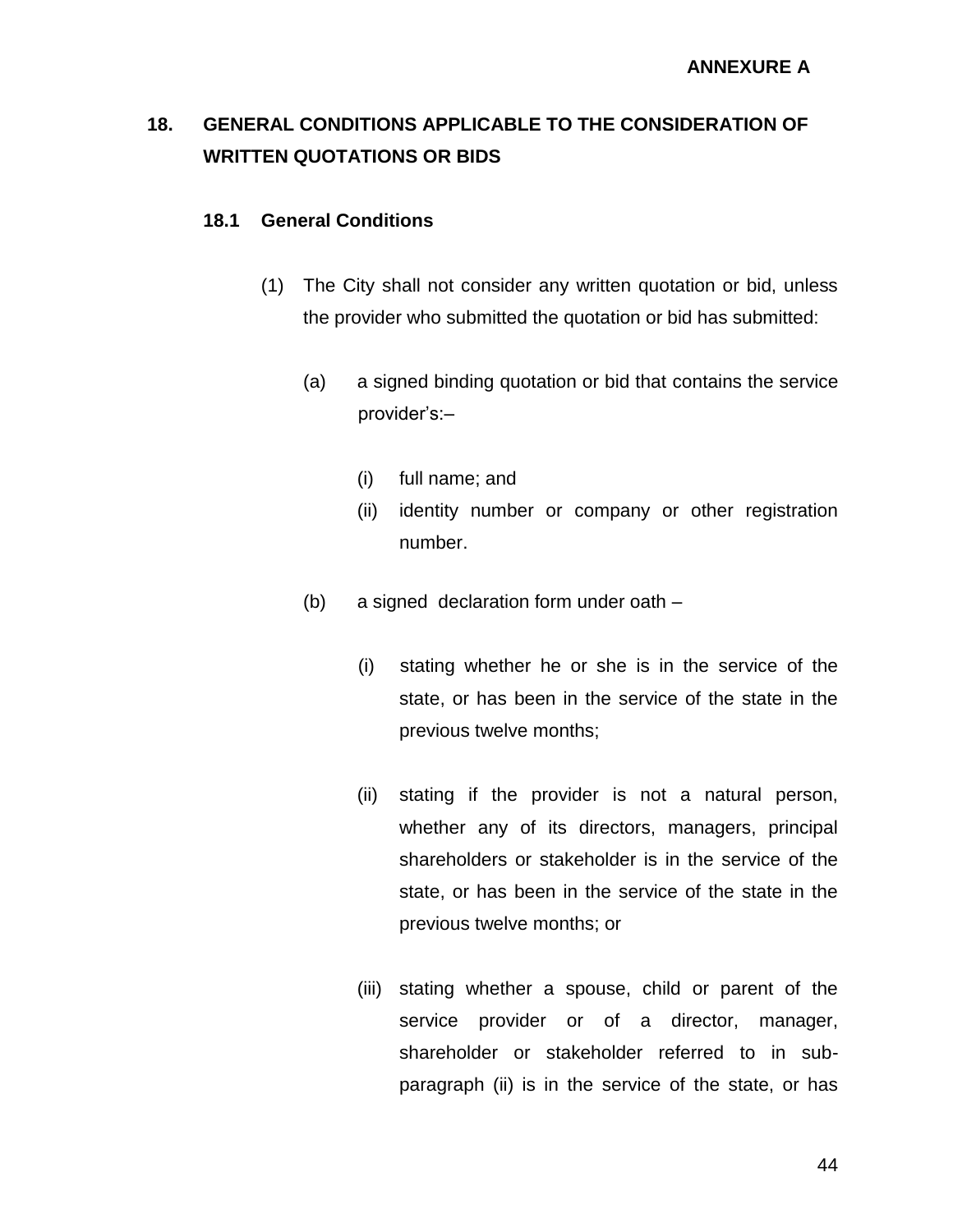**ANNEXURE A**

## 18. GENERAL CONDITIONS APPLICABLE TO THE CONSIDERATION OF WRITTEN QUOTATIONS OR BIDS

### 18.1 General Conditions

(1) The City shall not consider any written quotation or bid, unless the provider who submitted the quotation or bid has submitted:

(a) a signed binding quotation or bid that contains the service provider's:–

(i) full name; and

(ii) identity number or company or other registration number.

(b) a signed declaration form under oath –

(i) stating whether he or she is in the service of the state, or has been in the service of the state in the previous twelve months;

(ii) stating if the provider is not a natural person, whether any of its directors, managers, principal shareholders or stakeholder is in the service of the state, or has been in the service of the state in the previous twelve months; or

(iii) stating whether a spouse, child or parent of the service provider or of a director, manager, shareholder or stakeholder referred to in sub-paragraph (ii) is in the service of the state, or has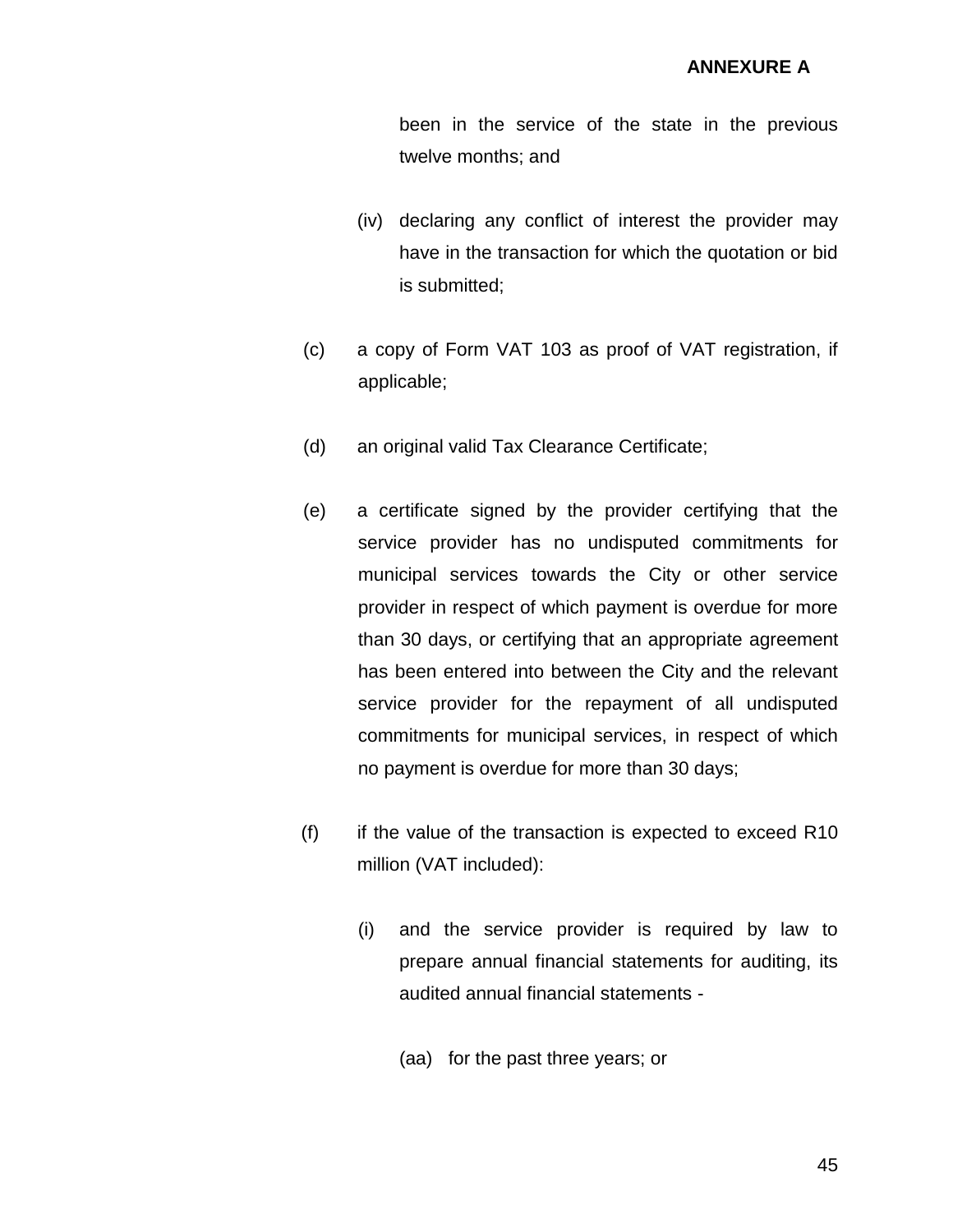**ANNEXURE A**

been in the service of the state in the previous twelve months; and

(iv) declaring any conflict of interest the provider may have in the transaction for which the quotation or bid is submitted;

(c) a copy of Form VAT 103 as proof of VAT registration, if applicable;

(d) an original valid Tax Clearance Certificate;

(e) a certificate signed by the provider certifying that the service provider has no undisputed commitments for municipal services towards the City or other service provider in respect of which payment is overdue for more than 30 days, or certifying that an appropriate agreement has been entered into between the City and the relevant service provider for the repayment of all undisputed commitments for municipal services, in respect of which no payment is overdue for more than 30 days;

(f) if the value of the transaction is expected to exceed R10 million (VAT included):

(i) and the service provider is required by law to prepare annual financial statements for auditing, its audited annual financial statements -

(aa) for the past three years; or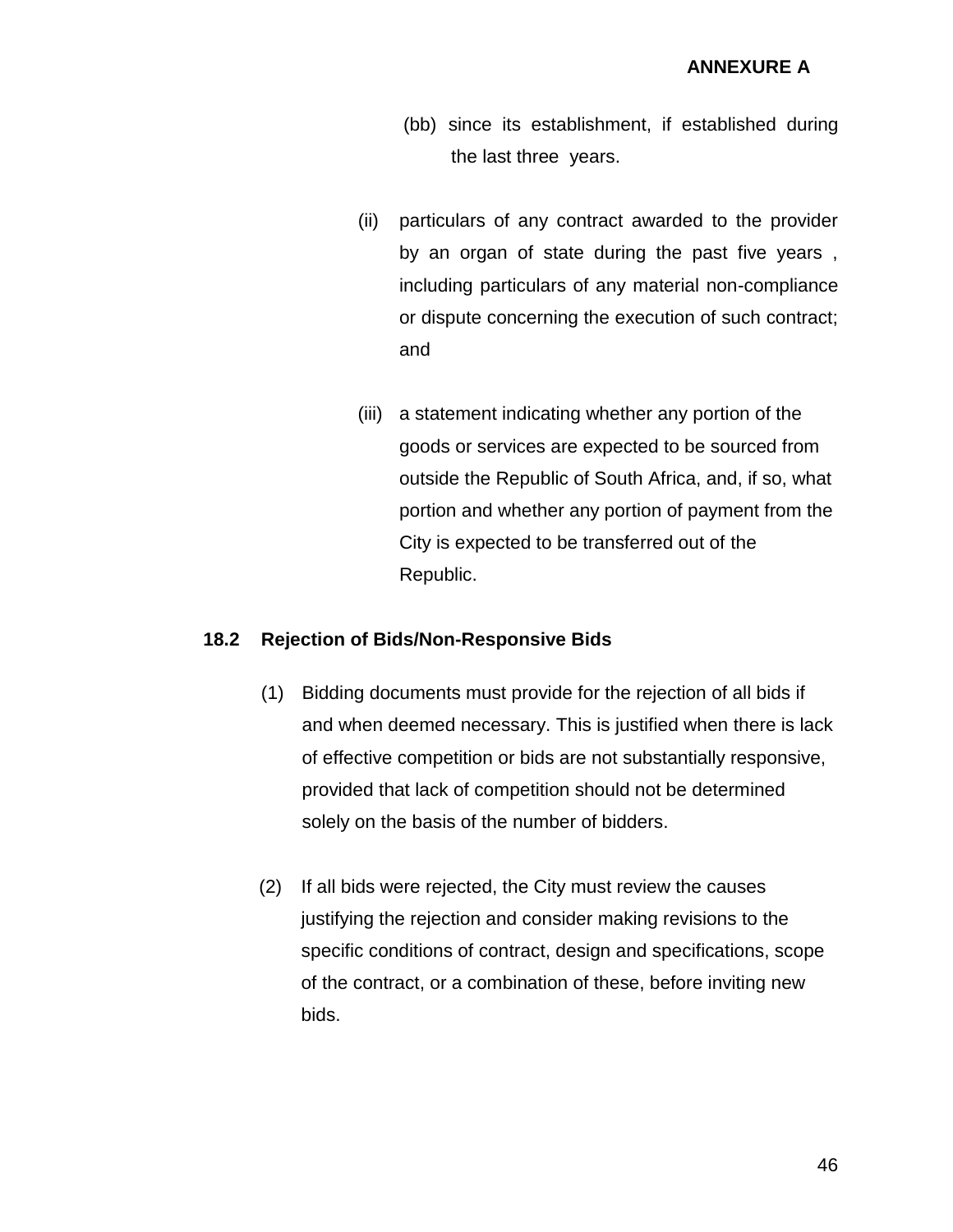(bb) since its establishment, if established during the last three years.

(ii) particulars of any contract awarded to the provider by an organ of state during the past five years , including particulars of any material non-compliance or dispute concerning the execution of such contract; and

(iii) a statement indicating whether any portion of the goods or services are expected to be sourced from outside the Republic of South Africa, and, if so, what portion and whether any portion of payment from the City is expected to be transferred out of the Republic.

**18.2 Rejection of Bids/Non-Responsive Bids**

(1) Bidding documents must provide for the rejection of all bids if and when deemed necessary. This is justified when there is lack of effective competition or bids are not substantially responsive, provided that lack of competition should not be determined solely on the basis of the number of bidders.

(2) If all bids were rejected, the City must review the causes justifying the rejection and consider making revisions to the specific conditions of contract, design and specifications, scope of the contract, or a combination of these, before inviting new bids.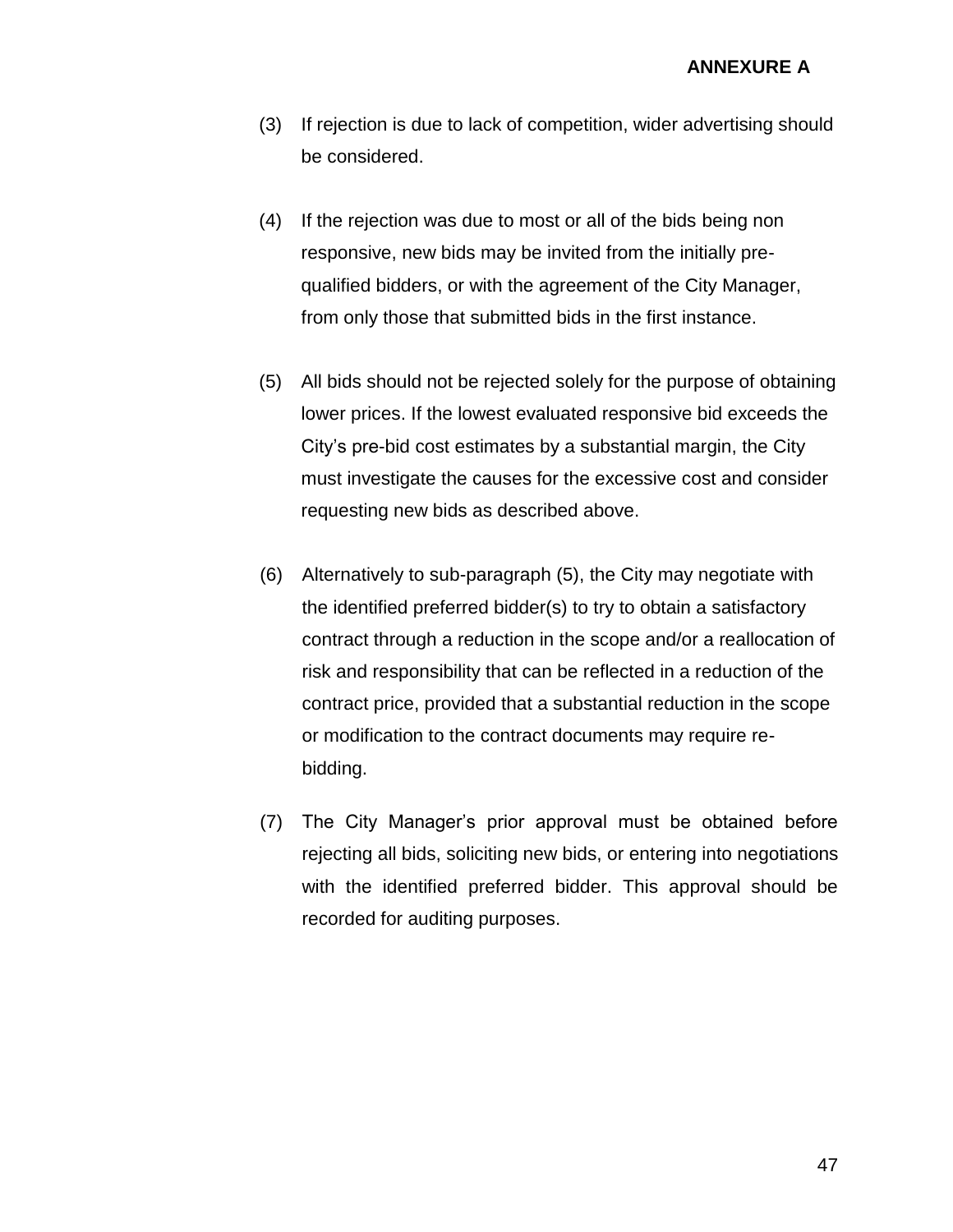**ANNEXURE A**

(3) If rejection is due to lack of competition, wider advertising should be considered.

(4) If the rejection was due to most or all of the bids being non responsive, new bids may be invited from the initially pre-qualified bidders, or with the agreement of the City Manager, from only those that submitted bids in the first instance.

(5) All bids should not be rejected solely for the purpose of obtaining lower prices. If the lowest evaluated responsive bid exceeds the City's pre-bid cost estimates by a substantial margin, the City must investigate the causes for the excessive cost and consider requesting new bids as described above.

(6) Alternatively to sub-paragraph (5), the City may negotiate with the identified preferred bidder(s) to try to obtain a satisfactory contract through a reduction in the scope and/or a reallocation of risk and responsibility that can be reflected in a reduction of the contract price, provided that a substantial reduction in the scope or modification to the contract documents may require re-bidding.

(7) The City Manager's prior approval must be obtained before rejecting all bids, soliciting new bids, or entering into negotiations with the identified preferred bidder. This approval should be recorded for auditing purposes.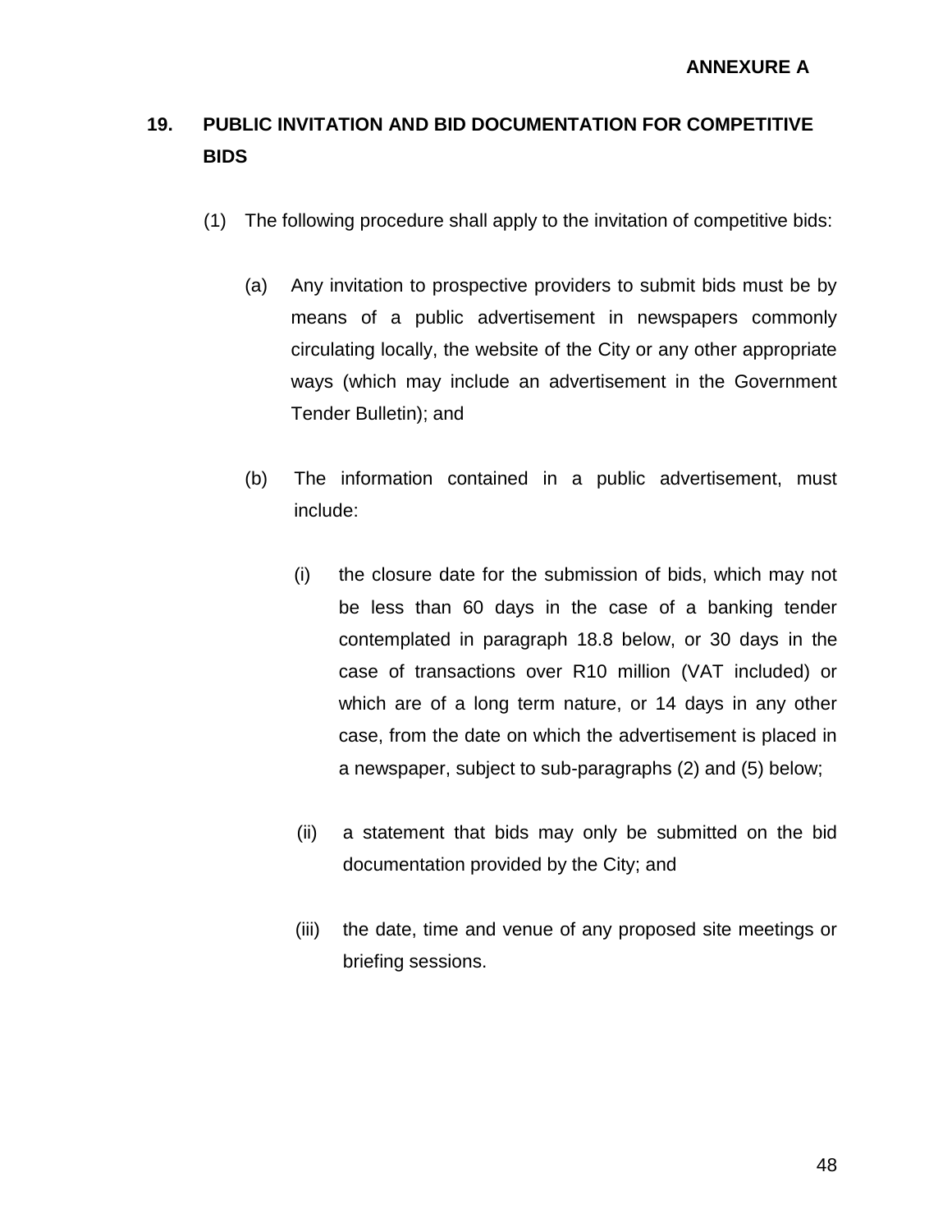**ANNEXURE A**

## 19. PUBLIC INVITATION AND BID DOCUMENTATION FOR COMPETITIVE BIDS

(1) The following procedure shall apply to the invitation of competitive bids:

(a) Any invitation to prospective providers to submit bids must be by means of a public advertisement in newspapers commonly circulating locally, the website of the City or any other appropriate ways (which may include an advertisement in the Government Tender Bulletin); and

(b) The information contained in a public advertisement, must include:

(i) the closure date for the submission of bids, which may not be less than 60 days in the case of a banking tender contemplated in paragraph 18.8 below, or 30 days in the case of transactions over R10 million (VAT included) or which are of a long term nature, or 14 days in any other case, from the date on which the advertisement is placed in a newspaper, subject to sub-paragraphs (2) and (5) below;

(ii) a statement that bids may only be submitted on the bid documentation provided by the City; and

(iii) the date, time and venue of any proposed site meetings or briefing sessions.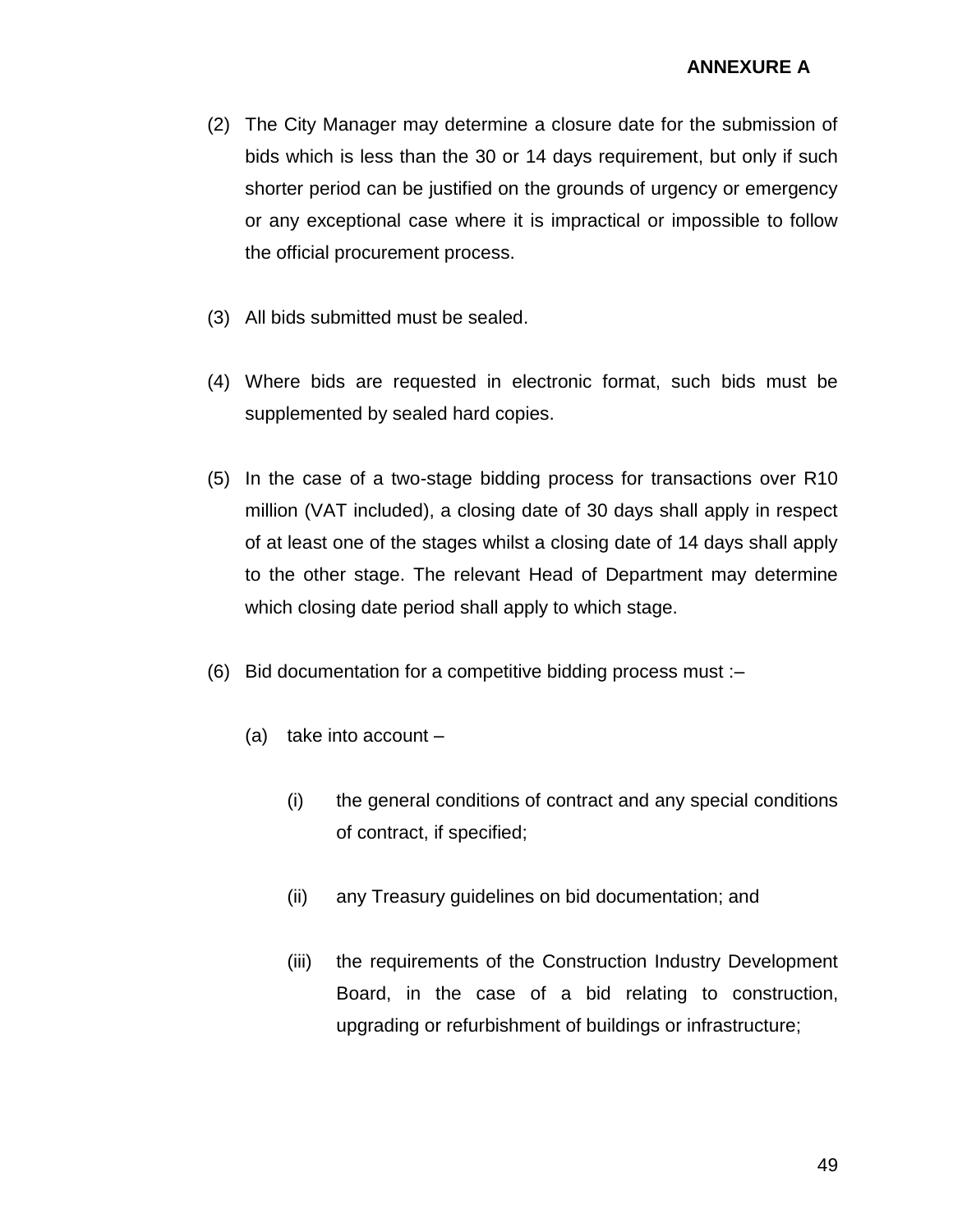(2) The City Manager may determine a closure date for the submission of bids which is less than the 30 or 14 days requirement, but only if such shorter period can be justified on the grounds of urgency or emergency or any exceptional case where it is impractical or impossible to follow the official procurement process.

(3) All bids submitted must be sealed.

(4) Where bids are requested in electronic format, such bids must be supplemented by sealed hard copies.

(5) In the case of a two-stage bidding process for transactions over R10 million (VAT included), a closing date of 30 days shall apply in respect of at least one of the stages whilst a closing date of 14 days shall apply to the other stage. The relevant Head of Department may determine which closing date period shall apply to which stage.

(6) Bid documentation for a competitive bidding process must :–

  (a) take into account –

    (i) the general conditions of contract and any special conditions of contract, if specified;

    (ii) any Treasury guidelines on bid documentation; and

    (iii) the requirements of the Construction Industry Development Board, in the case of a bid relating to construction, upgrading or refurbishment of buildings or infrastructure;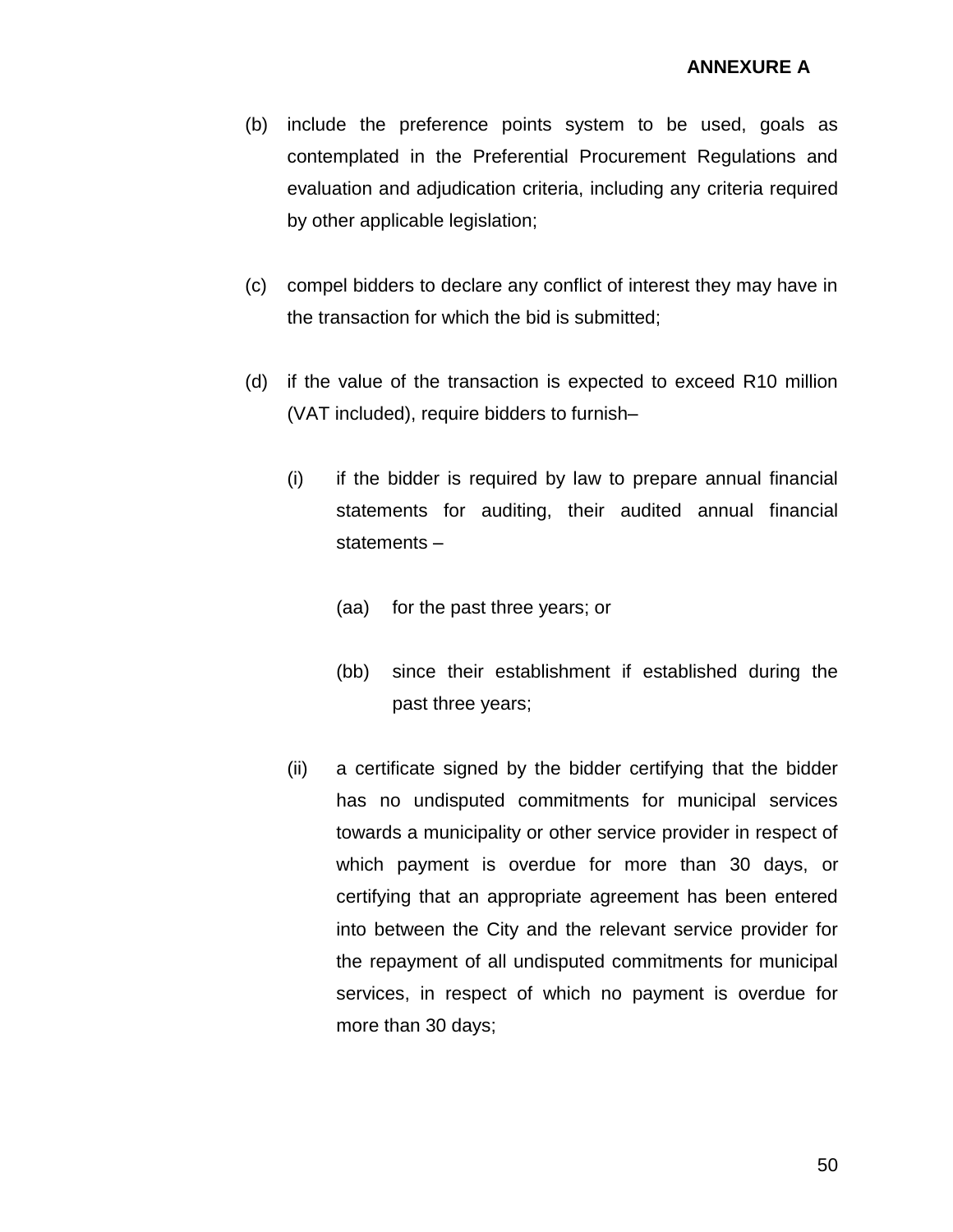**ANNEXURE A**

(b) include the preference points system to be used, goals as contemplated in the Preferential Procurement Regulations and evaluation and adjudication criteria, including any criteria required by other applicable legislation;

(c) compel bidders to declare any conflict of interest they may have in the transaction for which the bid is submitted;

(d) if the value of the transaction is expected to exceed R10 million (VAT included), require bidders to furnish–

  (i) if the bidder is required by law to prepare annual financial statements for auditing, their audited annual financial statements –

    (aa) for the past three years; or

    (bb) since their establishment if established during the past three years;

  (ii) a certificate signed by the bidder certifying that the bidder has no undisputed commitments for municipal services towards a municipality or other service provider in respect of which payment is overdue for more than 30 days, or certifying that an appropriate agreement has been entered into between the City and the relevant service provider for the repayment of all undisputed commitments for municipal services, in respect of which no payment is overdue for more than 30 days;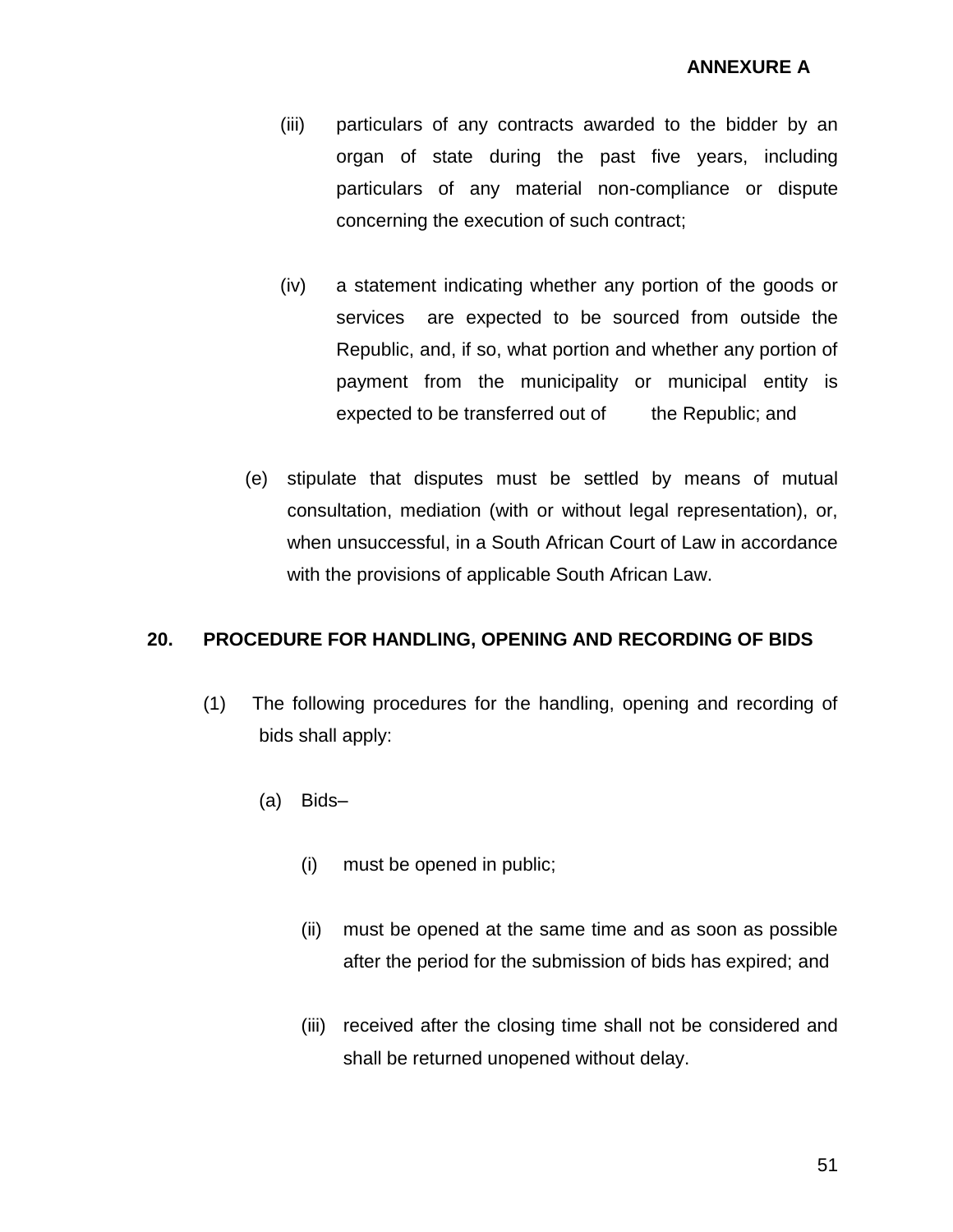(iii) particulars of any contracts awarded to the bidder by an organ of state during the past five years, including particulars of any material non-compliance or dispute concerning the execution of such contract;

(iv) a statement indicating whether any portion of the goods or services are expected to be sourced from outside the Republic, and, if so, what portion and whether any portion of payment from the municipality or municipal entity is expected to be transferred out of the Republic; and

(e) stipulate that disputes must be settled by means of mutual consultation, mediation (with or without legal representation), or, when unsuccessful, in a South African Court of Law in accordance with the provisions of applicable South African Law.

## 20. PROCEDURE FOR HANDLING, OPENING AND RECORDING OF BIDS

(1) The following procedures for the handling, opening and recording of bids shall apply:

(a) Bids–

(i) must be opened in public;

(ii) must be opened at the same time and as soon as possible after the period for the submission of bids has expired; and

(iii) received after the closing time shall not be considered and shall be returned unopened without delay.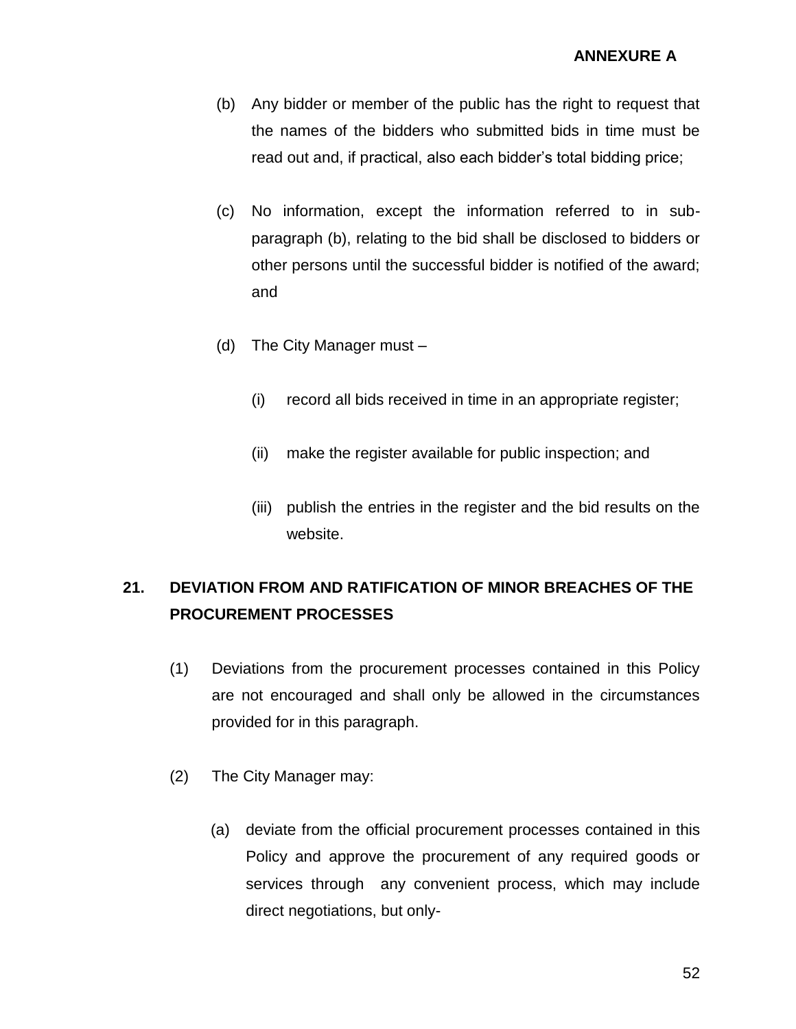**ANNEXURE A**

(b) Any bidder or member of the public has the right to request that the names of the bidders who submitted bids in time must be read out and, if practical, also each bidder's total bidding price;

(c) No information, except the information referred to in sub-paragraph (b), relating to the bid shall be disclosed to bidders or other persons until the successful bidder is notified of the award; and

(d) The City Manager must –

   (i) record all bids received in time in an appropriate register;

   (ii) make the register available for public inspection; and

   (iii) publish the entries in the register and the bid results on the website.

## 21. DEVIATION FROM AND RATIFICATION OF MINOR BREACHES OF THE PROCUREMENT PROCESSES

(1) Deviations from the procurement processes contained in this Policy are not encouraged and shall only be allowed in the circumstances provided for in this paragraph.

(2) The City Manager may:

   (a) deviate from the official procurement processes contained in this Policy and approve the procurement of any required goods or services through any convenient process, which may include direct negotiations, but only-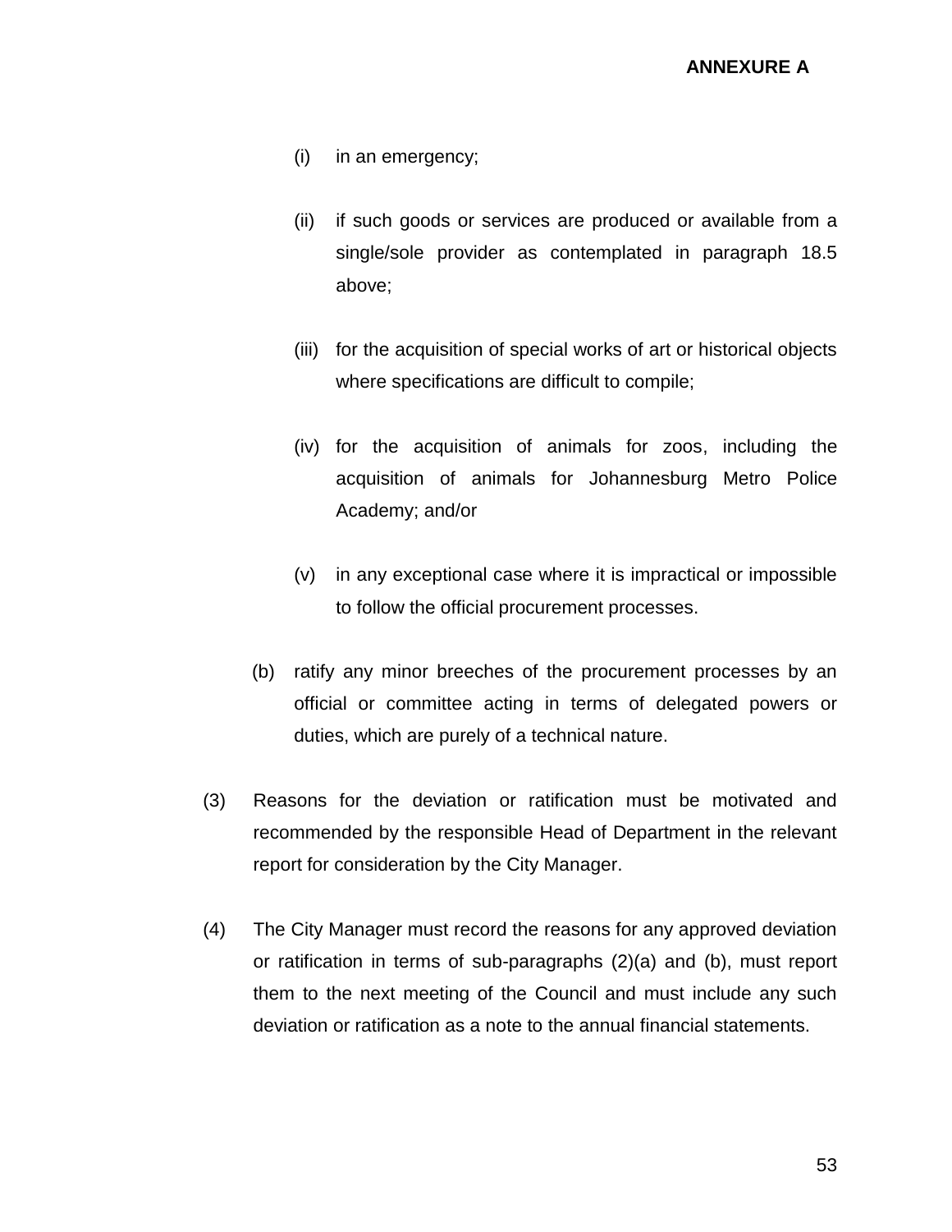(i) in an emergency;

(ii) if such goods or services are produced or available from a single/sole provider as contemplated in paragraph 18.5 above;

(iii) for the acquisition of special works of art or historical objects where specifications are difficult to compile;

(iv) for the acquisition of animals for zoos, including the acquisition of animals for Johannesburg Metro Police Academy; and/or

(v) in any exceptional case where it is impractical or impossible to follow the official procurement processes.

(b) ratify any minor breeches of the procurement processes by an official or committee acting in terms of delegated powers or duties, which are purely of a technical nature.

(3) Reasons for the deviation or ratification must be motivated and recommended by the responsible Head of Department in the relevant report for consideration by the City Manager.

(4) The City Manager must record the reasons for any approved deviation or ratification in terms of sub-paragraphs (2)(a) and (b), must report them to the next meeting of the Council and must include any such deviation or ratification as a note to the annual financial statements.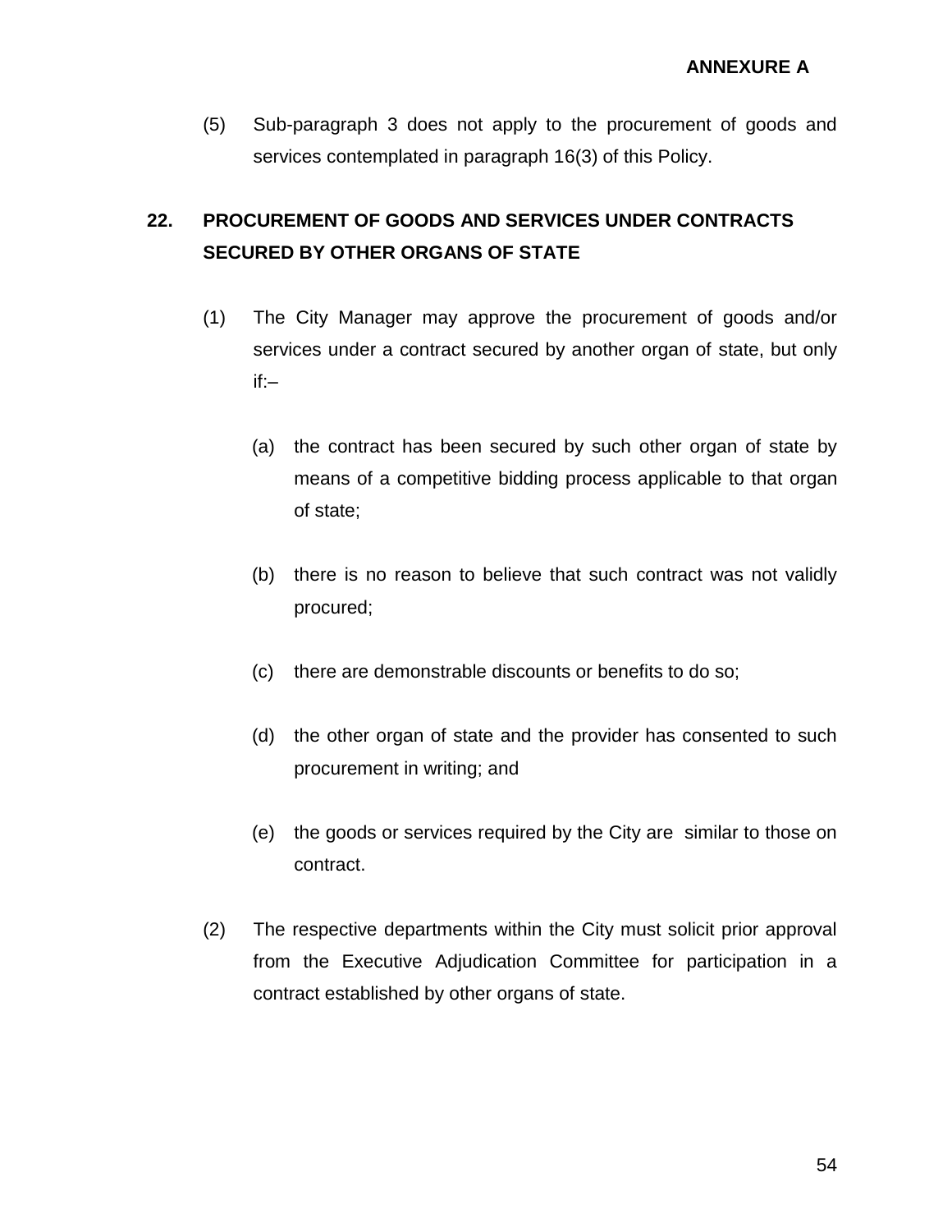(5) Sub-paragraph 3 does not apply to the procurement of goods and services contemplated in paragraph 16(3) of this Policy.

## 22. PROCUREMENT OF GOODS AND SERVICES UNDER CONTRACTS SECURED BY OTHER ORGANS OF STATE

(1) The City Manager may approve the procurement of goods and/or services under a contract secured by another organ of state, but only if:–

   (a) the contract has been secured by such other organ of state by means of a competitive bidding process applicable to that organ of state;

   (b) there is no reason to believe that such contract was not validly procured;

   (c) there are demonstrable discounts or benefits to do so;

   (d) the other organ of state and the provider has consented to such procurement in writing; and

   (e) the goods or services required by the City are similar to those on contract.

(2) The respective departments within the City must solicit prior approval from the Executive Adjudication Committee for participation in a contract established by other organs of state.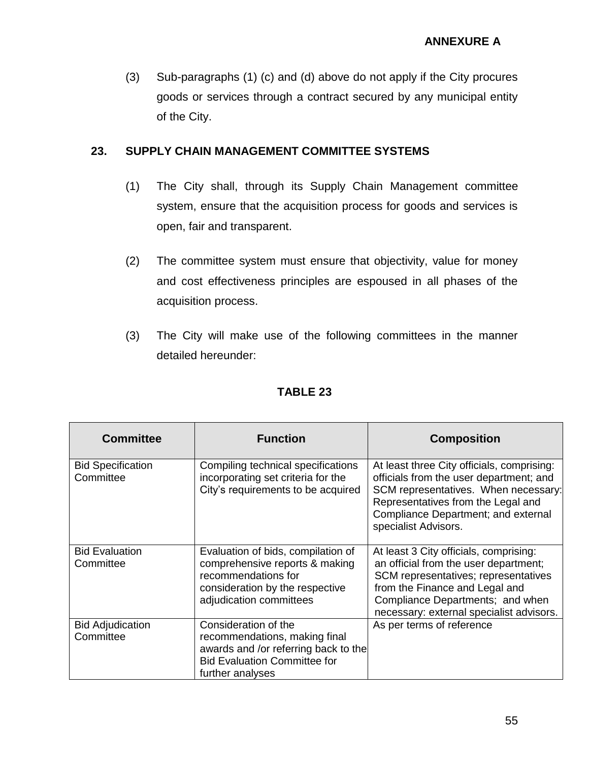(3) Sub-paragraphs (1) (c) and (d) above do not apply if the City procures goods or services through a contract secured by any municipal entity of the City.

## 23. SUPPLY CHAIN MANAGEMENT COMMITTEE SYSTEMS

(1) The City shall, through its Supply Chain Management committee system, ensure that the acquisition process for goods and services is open, fair and transparent.

(2) The committee system must ensure that objectivity, value for money and cost effectiveness principles are espoused in all phases of the acquisition process.

(3) The City will make use of the following committees in the manner detailed hereunder:

**TABLE 23**

| Committee | Function | Composition |
|---|---|---|
| Bid Specification Committee | Compiling technical specifications incorporating set criteria for the City's requirements to be acquired | At least three City officials, comprising: officials from the user department; and SCM representatives. When necessary: Representatives from the Legal and Compliance Department; and external specialist Advisors. |
| Bid Evaluation Committee | Evaluation of bids, compilation of comprehensive reports & making recommendations for consideration by the respective adjudication committees | At least 3 City officials, comprising: an official from the user department; SCM representatives; representatives from the Finance and Legal and Compliance Departments; and when necessary: external specialist advisors. |
| Bid Adjudication Committee | Consideration of the recommendations, making final awards and /or referring back to the Bid Evaluation Committee for further analyses | As per terms of reference |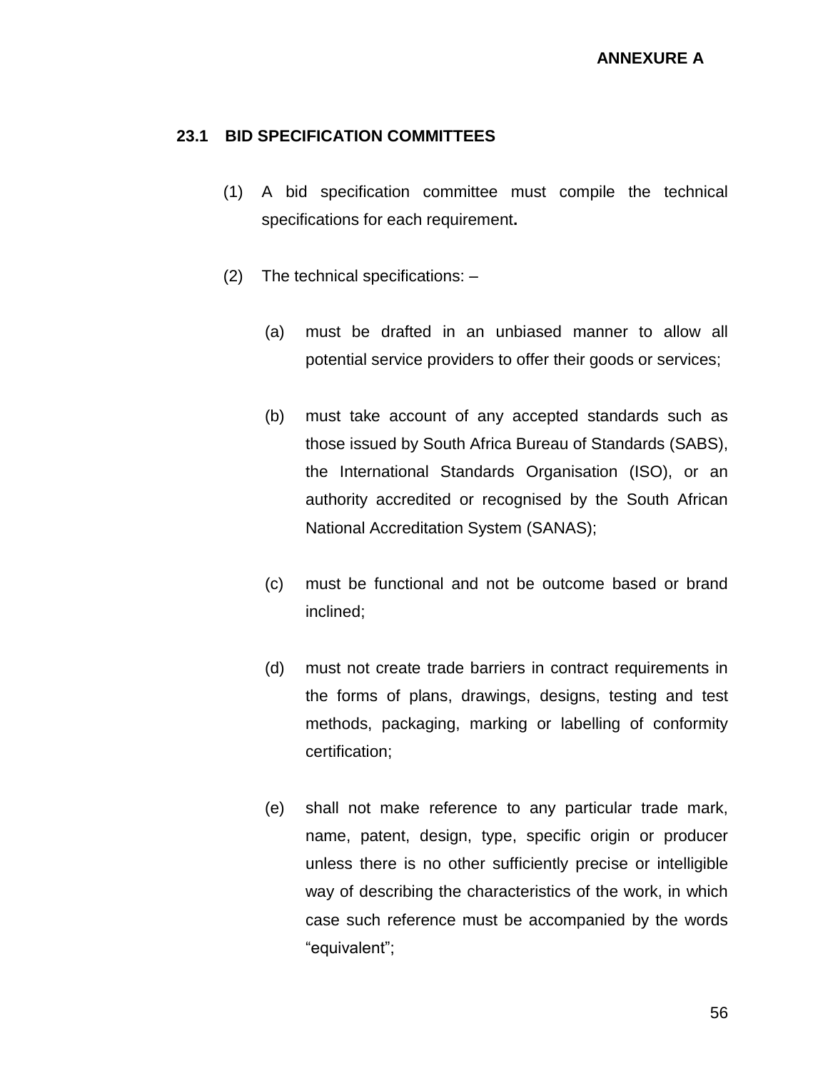**ANNEXURE A**

## 23.1 BID SPECIFICATION COMMITTEES

(1) A bid specification committee must compile the technical specifications for each requirement**.**

(2) The technical specifications: –

(a) must be drafted in an unbiased manner to allow all potential service providers to offer their goods or services;

(b) must take account of any accepted standards such as those issued by South Africa Bureau of Standards (SABS), the International Standards Organisation (ISO), or an authority accredited or recognised by the South African National Accreditation System (SANAS);

(c) must be functional and not be outcome based or brand inclined;

(d) must not create trade barriers in contract requirements in the forms of plans, drawings, designs, testing and test methods, packaging, marking or labelling of conformity certification;

(e) shall not make reference to any particular trade mark, name, patent, design, type, specific origin or producer unless there is no other sufficiently precise or intelligible way of describing the characteristics of the work, in which case such reference must be accompanied by the words "equivalent";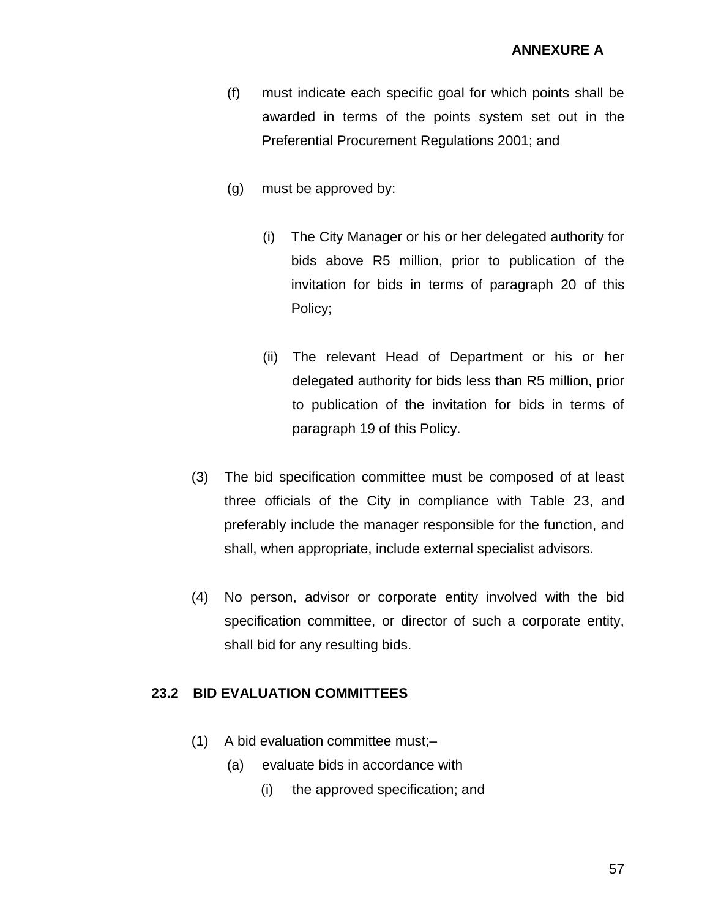**ANNEXURE A**

(f) must indicate each specific goal for which points shall be awarded in terms of the points system set out in the Preferential Procurement Regulations 2001; and

(g) must be approved by:

(i) The City Manager or his or her delegated authority for bids above R5 million, prior to publication of the invitation for bids in terms of paragraph 20 of this Policy;

(ii) The relevant Head of Department or his or her delegated authority for bids less than R5 million, prior to publication of the invitation for bids in terms of paragraph 19 of this Policy.

(3) The bid specification committee must be composed of at least three officials of the City in compliance with Table 23, and preferably include the manager responsible for the function, and shall, when appropriate, include external specialist advisors.

(4) No person, advisor or corporate entity involved with the bid specification committee, or director of such a corporate entity, shall bid for any resulting bids.

## 23.2 BID EVALUATION COMMITTEES

(1) A bid evaluation committee must;–

(a) evaluate bids in accordance with

(i) the approved specification; and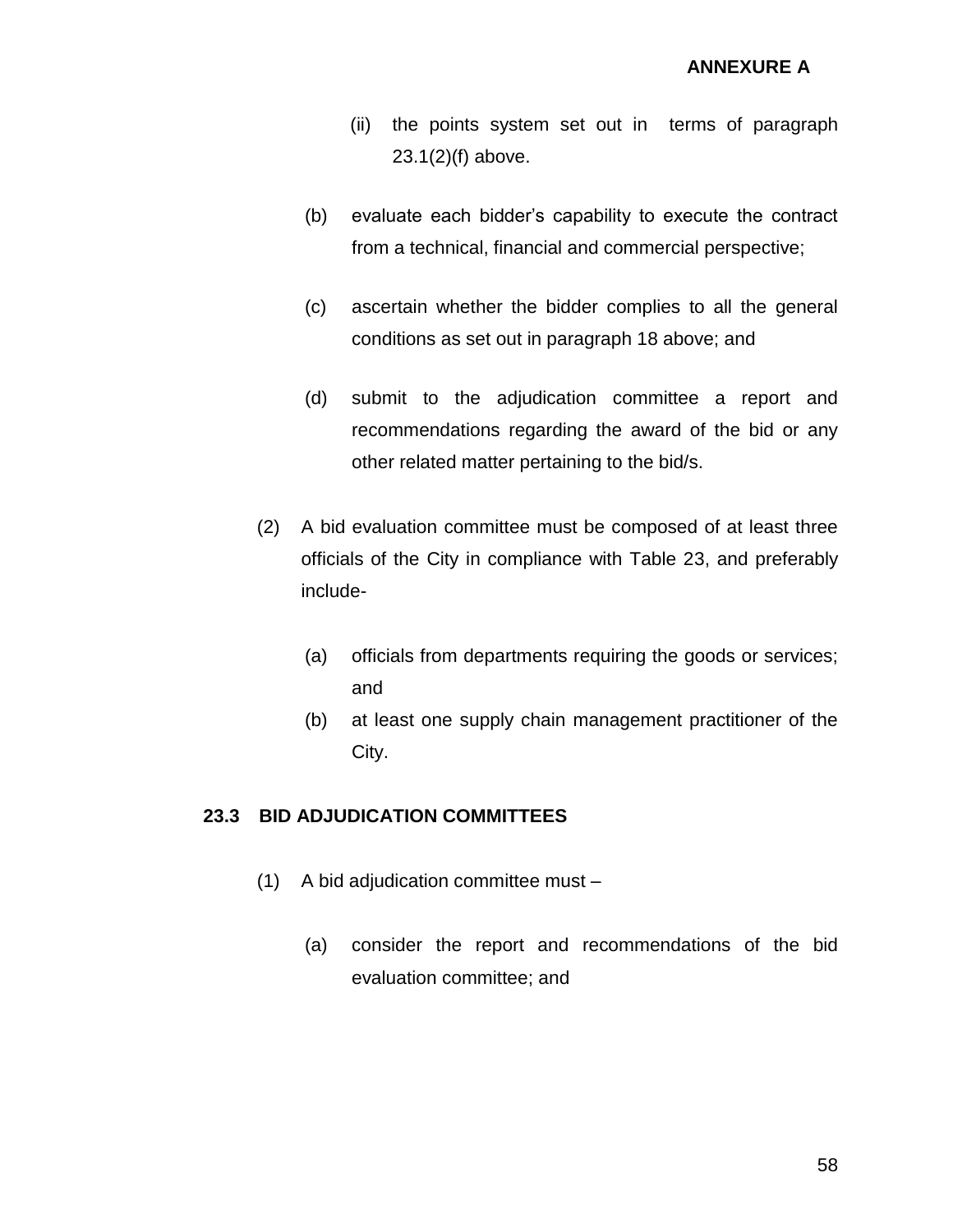(ii) the points system set out in terms of paragraph 23.1(2)(f) above.

(b) evaluate each bidder's capability to execute the contract from a technical, financial and commercial perspective;

(c) ascertain whether the bidder complies to all the general conditions as set out in paragraph 18 above; and

(d) submit to the adjudication committee a report and recommendations regarding the award of the bid or any other related matter pertaining to the bid/s.

(2) A bid evaluation committee must be composed of at least three officials of the City in compliance with Table 23, and preferably include-

(a) officials from departments requiring the goods or services; and

(b) at least one supply chain management practitioner of the City.

### 23.3 BID ADJUDICATION COMMITTEES

(1) A bid adjudication committee must –

(a) consider the report and recommendations of the bid evaluation committee; and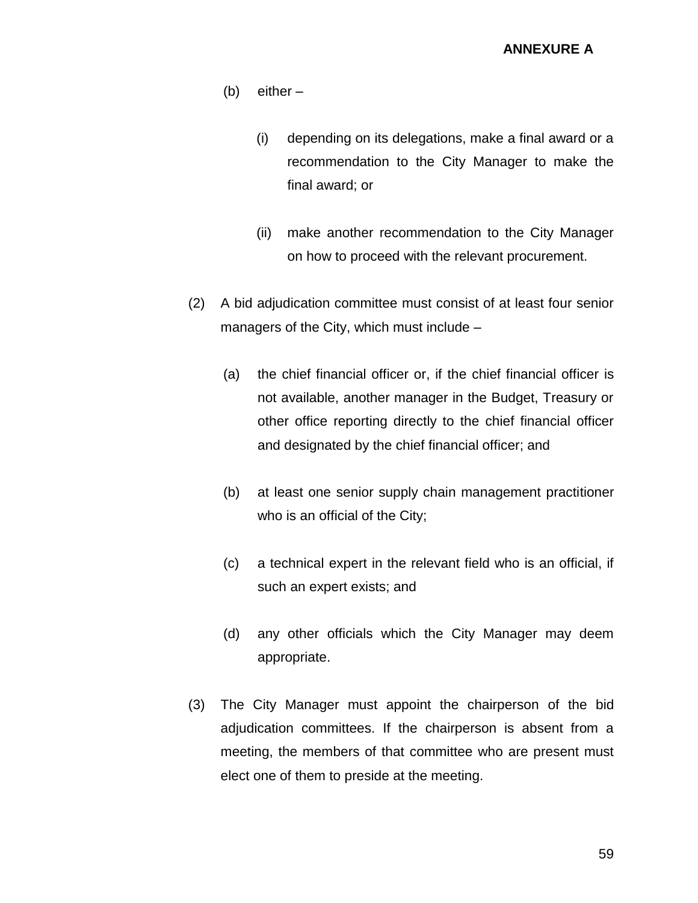(b) either –

(i) depending on its delegations, make a final award or a recommendation to the City Manager to make the final award; or

(ii) make another recommendation to the City Manager on how to proceed with the relevant procurement.

(2) A bid adjudication committee must consist of at least four senior managers of the City, which must include –

(a) the chief financial officer or, if the chief financial officer is not available, another manager in the Budget, Treasury or other office reporting directly to the chief financial officer and designated by the chief financial officer; and

(b) at least one senior supply chain management practitioner who is an official of the City;

(c) a technical expert in the relevant field who is an official, if such an expert exists; and

(d) any other officials which the City Manager may deem appropriate.

(3) The City Manager must appoint the chairperson of the bid adjudication committees. If the chairperson is absent from a meeting, the members of that committee who are present must elect one of them to preside at the meeting.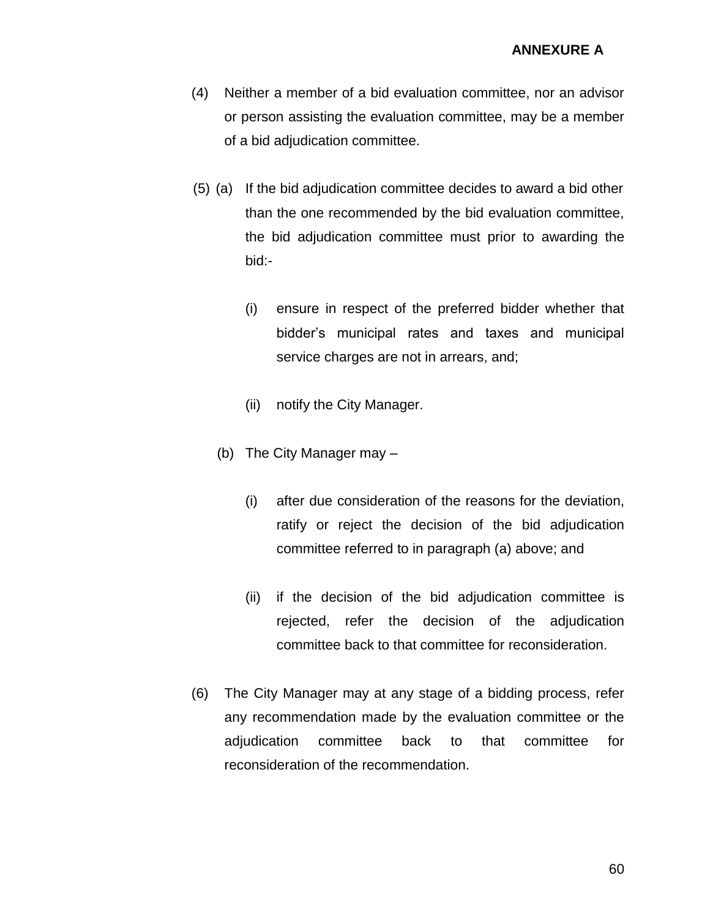**ANNEXURE A**

(4) Neither a member of a bid evaluation committee, nor an advisor or person assisting the evaluation committee, may be a member of a bid adjudication committee.

(5) (a) If the bid adjudication committee decides to award a bid other than the one recommended by the bid evaluation committee, the bid adjudication committee must prior to awarding the bid:-

(i) ensure in respect of the preferred bidder whether that bidder's municipal rates and taxes and municipal service charges are not in arrears, and;

(ii) notify the City Manager.

(b) The City Manager may –

(i) after due consideration of the reasons for the deviation, ratify or reject the decision of the bid adjudication committee referred to in paragraph (a) above; and

(ii) if the decision of the bid adjudication committee is rejected, refer the decision of the adjudication committee back to that committee for reconsideration.

(6) The City Manager may at any stage of a bidding process, refer any recommendation made by the evaluation committee or the adjudication committee back to that committee for reconsideration of the recommendation.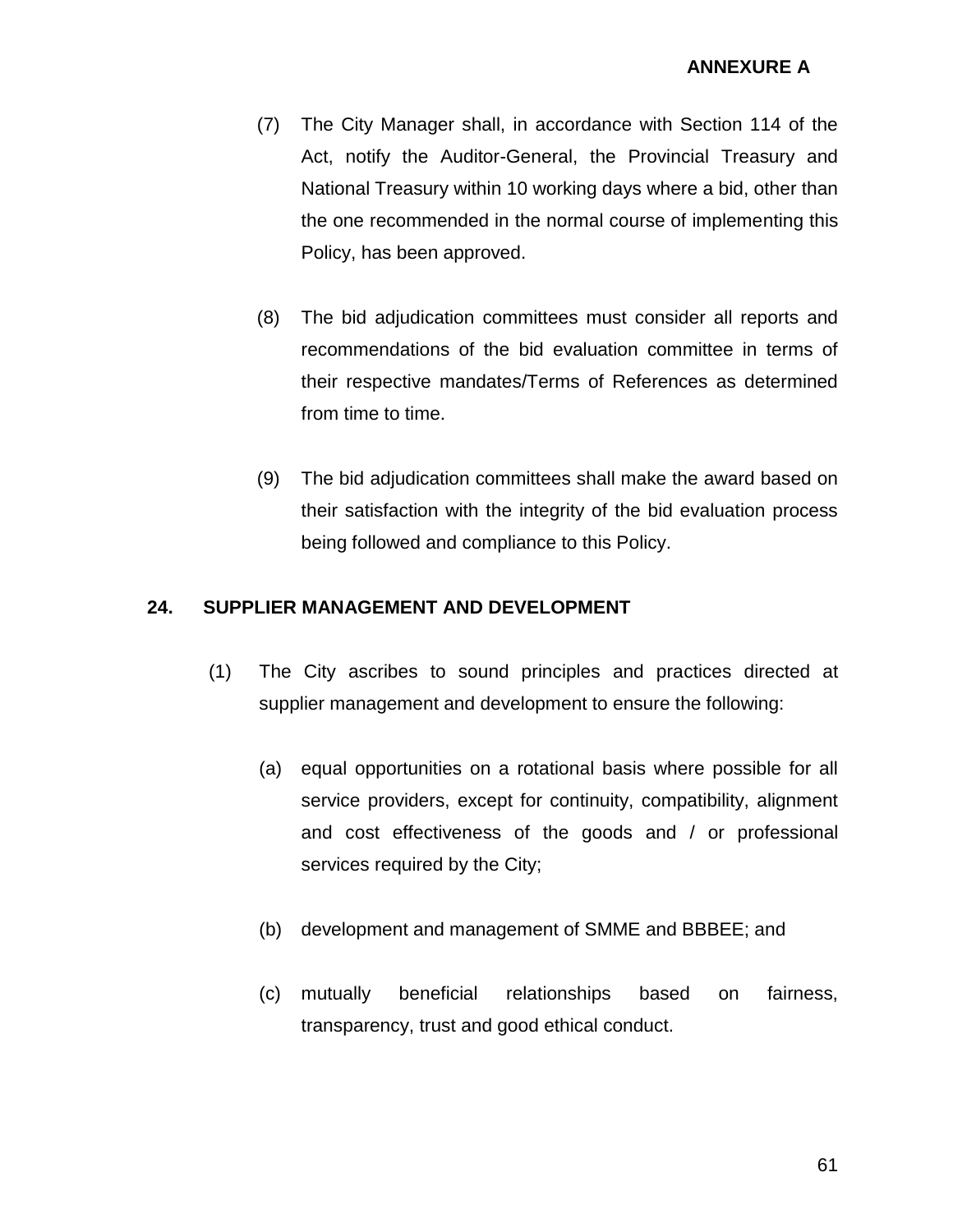(7) The City Manager shall, in accordance with Section 114 of the Act, notify the Auditor-General, the Provincial Treasury and National Treasury within 10 working days where a bid, other than the one recommended in the normal course of implementing this Policy, has been approved.

(8) The bid adjudication committees must consider all reports and recommendations of the bid evaluation committee in terms of their respective mandates/Terms of References as determined from time to time.

(9) The bid adjudication committees shall make the award based on their satisfaction with the integrity of the bid evaluation process being followed and compliance to this Policy.

## 24. SUPPLIER MANAGEMENT AND DEVELOPMENT

(1) The City ascribes to sound principles and practices directed at supplier management and development to ensure the following:

(a) equal opportunities on a rotational basis where possible for all service providers, except for continuity, compatibility, alignment and cost effectiveness of the goods and / or professional services required by the City;

(b) development and management of SMME and BBBEE; and

(c) mutually beneficial relationships based on fairness, transparency, trust and good ethical conduct.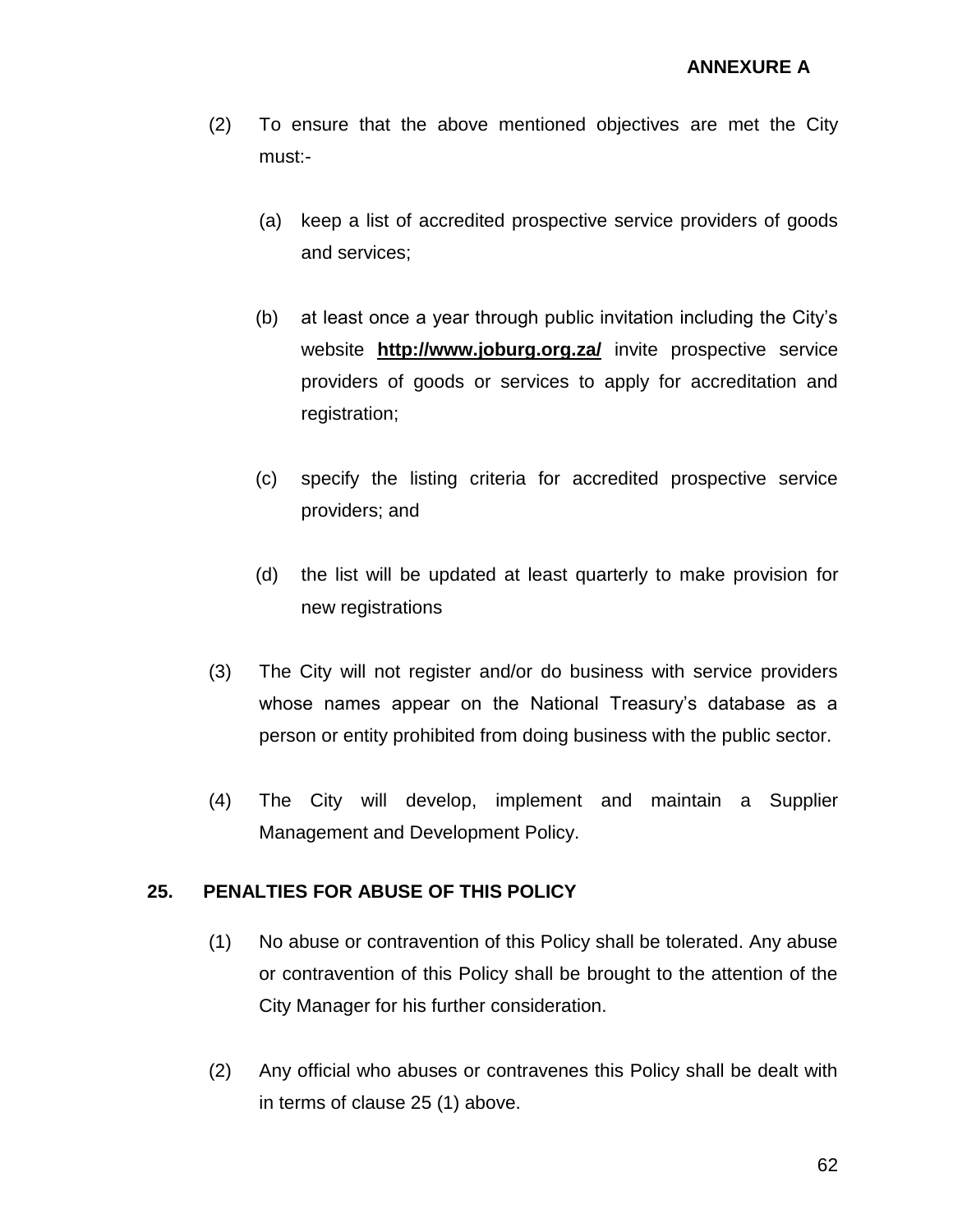(2) To ensure that the above mentioned objectives are met the City must:-

   (a) keep a list of accredited prospective service providers of goods and services;

   (b) at least once a year through public invitation including the City's website **http://www.joburg.org.za/** invite prospective service providers of goods or services to apply for accreditation and registration;

   (c) specify the listing criteria for accredited prospective service providers; and

   (d) the list will be updated at least quarterly to make provision for new registrations

(3) The City will not register and/or do business with service providers whose names appear on the National Treasury's database as a person or entity prohibited from doing business with the public sector.

(4) The City will develop, implement and maintain a Supplier Management and Development Policy.

## 25. PENALTIES FOR ABUSE OF THIS POLICY

(1) No abuse or contravention of this Policy shall be tolerated. Any abuse or contravention of this Policy shall be brought to the attention of the City Manager for his further consideration.

(2) Any official who abuses or contravenes this Policy shall be dealt with in terms of clause 25 (1) above.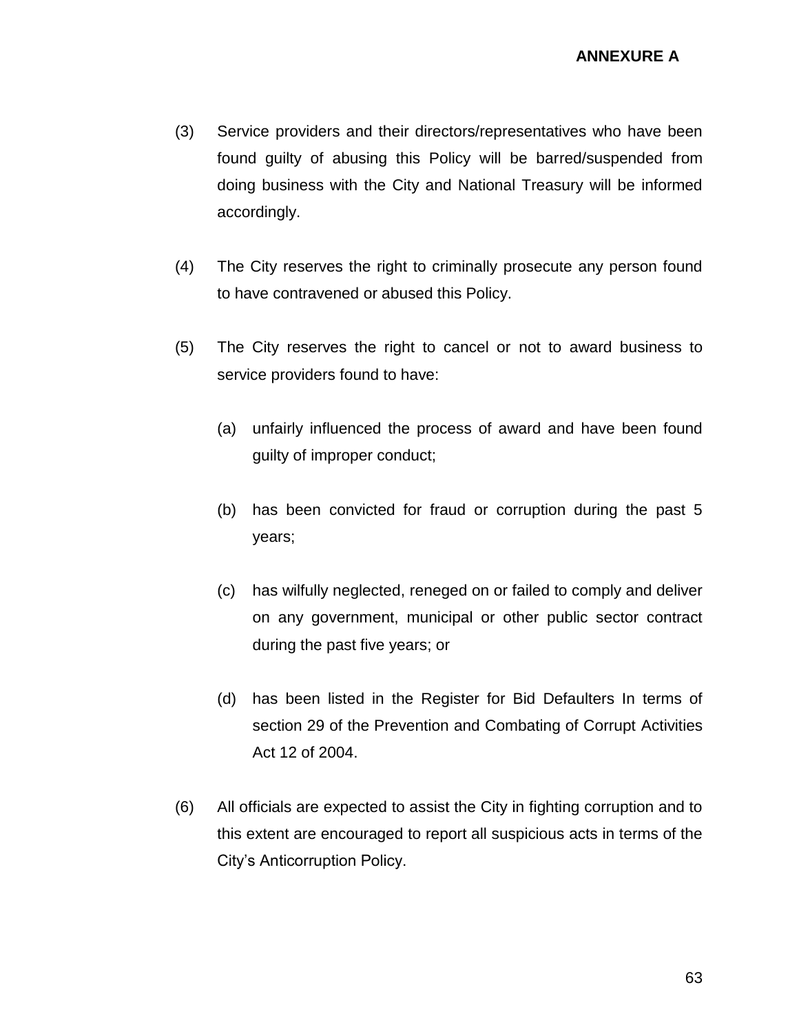**ANNEXURE A**

(3) Service providers and their directors/representatives who have been found guilty of abusing this Policy will be barred/suspended from doing business with the City and National Treasury will be informed accordingly.

(4) The City reserves the right to criminally prosecute any person found to have contravened or abused this Policy.

(5) The City reserves the right to cancel or not to award business to service providers found to have:

  (a) unfairly influenced the process of award and have been found guilty of improper conduct;

  (b) has been convicted for fraud or corruption during the past 5 years;

  (c) has wilfully neglected, reneged on or failed to comply and deliver on any government, municipal or other public sector contract during the past five years; or

  (d) has been listed in the Register for Bid Defaulters In terms of section 29 of the Prevention and Combating of Corrupt Activities Act 12 of 2004.

(6) All officials are expected to assist the City in fighting corruption and to this extent are encouraged to report all suspicious acts in terms of the City's Anticorruption Policy.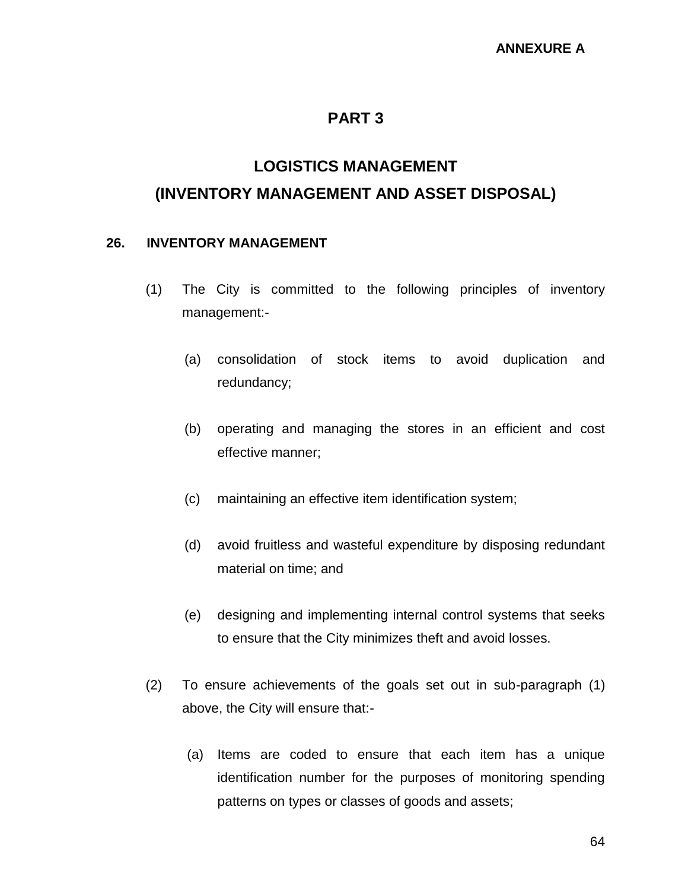**ANNEXURE A**

# PART 3

## LOGISTICS MANAGEMENT
## (INVENTORY MANAGEMENT AND ASSET DISPOSAL)

### 26. INVENTORY MANAGEMENT

(1) The City is committed to the following principles of inventory management:-

  (a) consolidation of stock items to avoid duplication and redundancy;

  (b) operating and managing the stores in an efficient and cost effective manner;

  (c) maintaining an effective item identification system;

  (d) avoid fruitless and wasteful expenditure by disposing redundant material on time; and

  (e) designing and implementing internal control systems that seeks to ensure that the City minimizes theft and avoid losses.

(2) To ensure achievements of the goals set out in sub-paragraph (1) above, the City will ensure that:-

  (a) Items are coded to ensure that each item has a unique identification number for the purposes of monitoring spending patterns on types or classes of goods and assets;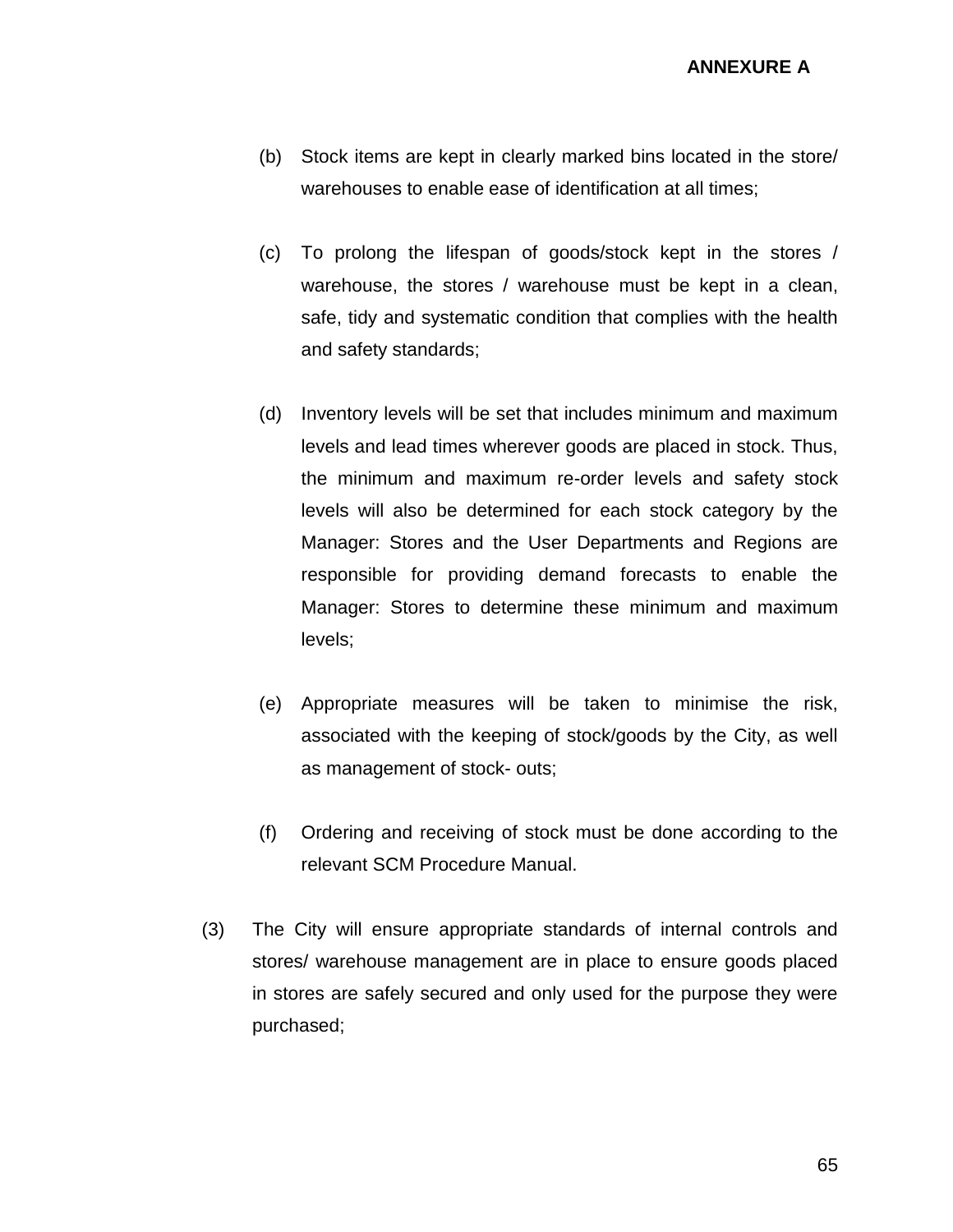(b) Stock items are kept in clearly marked bins located in the store/ warehouses to enable ease of identification at all times;

(c) To prolong the lifespan of goods/stock kept in the stores / warehouse, the stores / warehouse must be kept in a clean, safe, tidy and systematic condition that complies with the health and safety standards;

(d) Inventory levels will be set that includes minimum and maximum levels and lead times wherever goods are placed in stock. Thus, the minimum and maximum re-order levels and safety stock levels will also be determined for each stock category by the Manager: Stores and the User Departments and Regions are responsible for providing demand forecasts to enable the Manager: Stores to determine these minimum and maximum levels;

(e) Appropriate measures will be taken to minimise the risk, associated with the keeping of stock/goods by the City, as well as management of stock- outs;

(f) Ordering and receiving of stock must be done according to the relevant SCM Procedure Manual.

(3) The City will ensure appropriate standards of internal controls and stores/ warehouse management are in place to ensure goods placed in stores are safely secured and only used for the purpose they were purchased;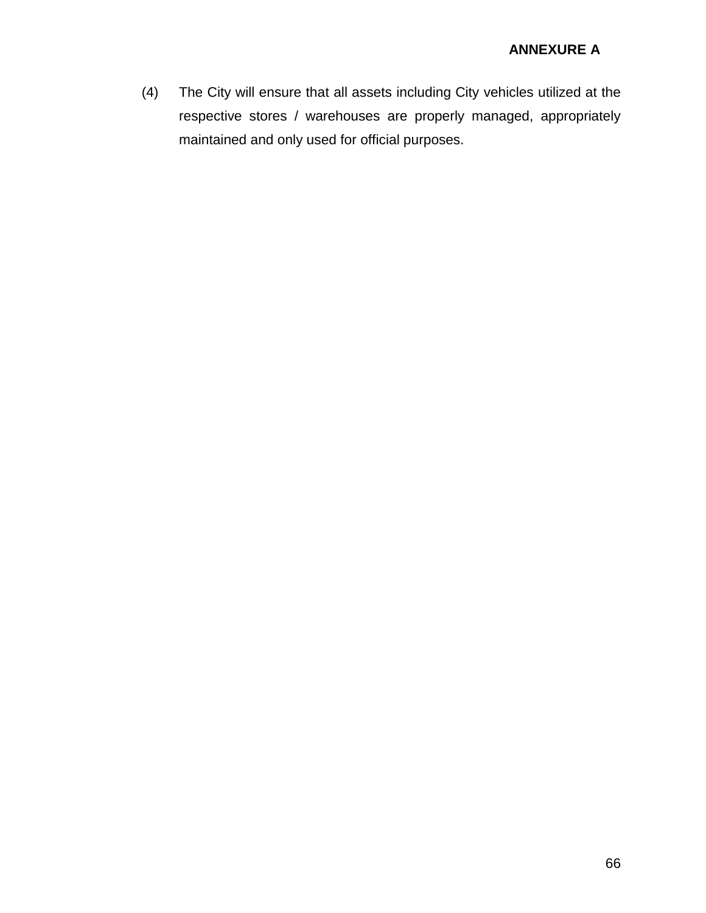(4) The City will ensure that all assets including City vehicles utilized at the respective stores / warehouses are properly managed, appropriately maintained and only used for official purposes.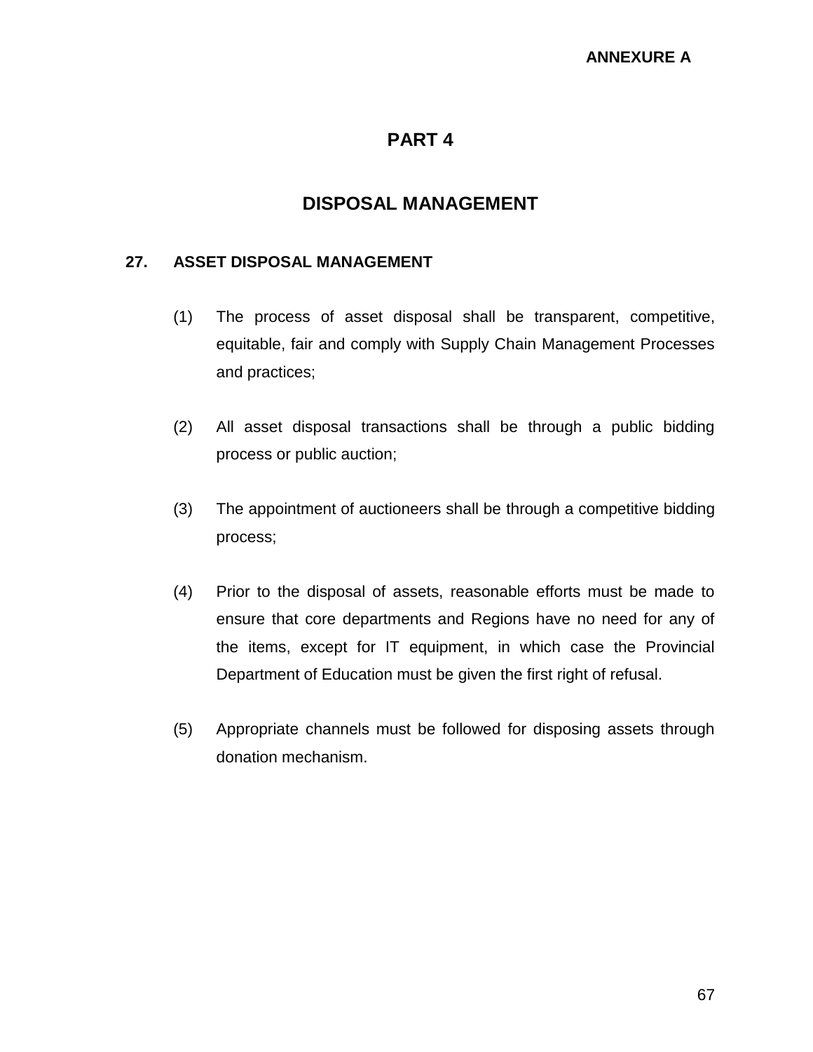**ANNEXURE A**

# PART 4

# DISPOSAL MANAGEMENT

## 27. ASSET DISPOSAL MANAGEMENT

(1) The process of asset disposal shall be transparent, competitive, equitable, fair and comply with Supply Chain Management Processes and practices;

(2) All asset disposal transactions shall be through a public bidding process or public auction;

(3) The appointment of auctioneers shall be through a competitive bidding process;

(4) Prior to the disposal of assets, reasonable efforts must be made to ensure that core departments and Regions have no need for any of the items, except for IT equipment, in which case the Provincial Department of Education must be given the first right of refusal.

(5) Appropriate channels must be followed for disposing assets through donation mechanism.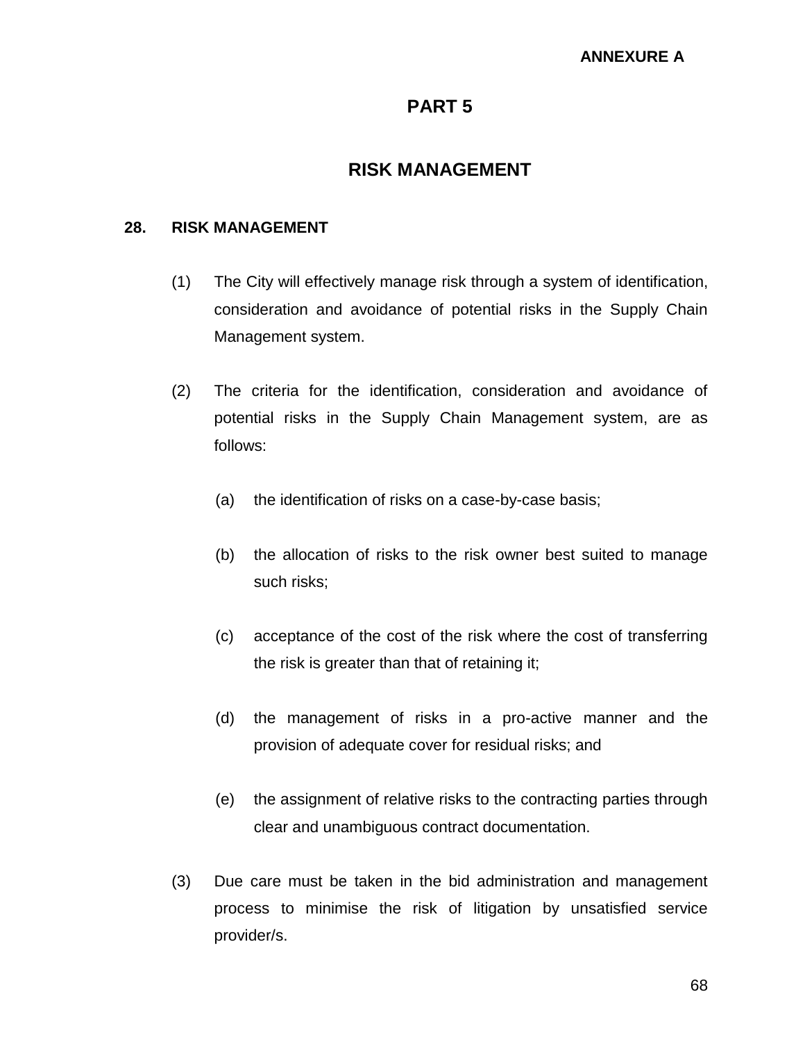**ANNEXURE A**

# PART 5

# RISK MANAGEMENT

## 28. RISK MANAGEMENT

(1) The City will effectively manage risk through a system of identification, consideration and avoidance of potential risks in the Supply Chain Management system.

(2) The criteria for the identification, consideration and avoidance of potential risks in the Supply Chain Management system, are as follows:

  (a) the identification of risks on a case-by-case basis;

  (b) the allocation of risks to the risk owner best suited to manage such risks;

  (c) acceptance of the cost of the risk where the cost of transferring the risk is greater than that of retaining it;

  (d) the management of risks in a pro-active manner and the provision of adequate cover for residual risks; and

  (e) the assignment of relative risks to the contracting parties through clear and unambiguous contract documentation.

(3) Due care must be taken in the bid administration and management process to minimise the risk of litigation by unsatisfied service provider/s.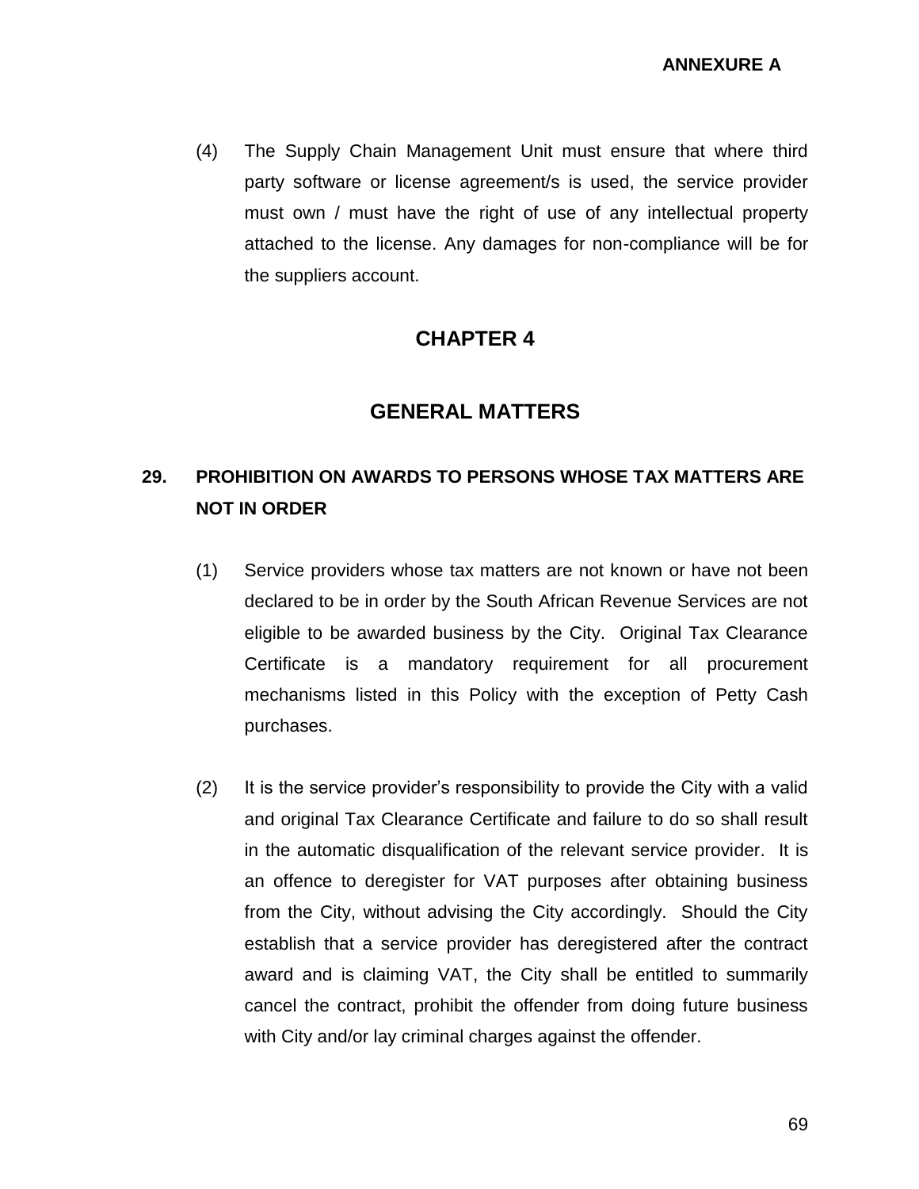(4) The Supply Chain Management Unit must ensure that where third party software or license agreement/s is used, the service provider must own / must have the right of use of any intellectual property attached to the license. Any damages for non-compliance will be for the suppliers account.

# CHAPTER 4

# GENERAL MATTERS

## 29. PROHIBITION ON AWARDS TO PERSONS WHOSE TAX MATTERS ARE NOT IN ORDER

(1) Service providers whose tax matters are not known or have not been declared to be in order by the South African Revenue Services are not eligible to be awarded business by the City. Original Tax Clearance Certificate is a mandatory requirement for all procurement mechanisms listed in this Policy with the exception of Petty Cash purchases.

(2) It is the service provider's responsibility to provide the City with a valid and original Tax Clearance Certificate and failure to do so shall result in the automatic disqualification of the relevant service provider. It is an offence to deregister for VAT purposes after obtaining business from the City, without advising the City accordingly. Should the City establish that a service provider has deregistered after the contract award and is claiming VAT, the City shall be entitled to summarily cancel the contract, prohibit the offender from doing future business with City and/or lay criminal charges against the offender.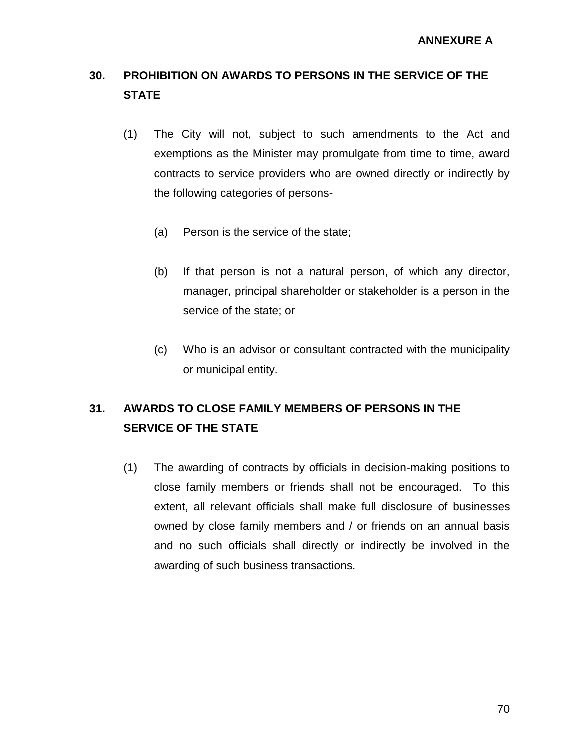**ANNEXURE A**

## 30. PROHIBITION ON AWARDS TO PERSONS IN THE SERVICE OF THE STATE

(1) The City will not, subject to such amendments to the Act and exemptions as the Minister may promulgate from time to time, award contracts to service providers who are owned directly or indirectly by the following categories of persons-

(a) Person is the service of the state;

(b) If that person is not a natural person, of which any director, manager, principal shareholder or stakeholder is a person in the service of the state; or

(c) Who is an advisor or consultant contracted with the municipality or municipal entity.

## 31. AWARDS TO CLOSE FAMILY MEMBERS OF PERSONS IN THE SERVICE OF THE STATE

(1) The awarding of contracts by officials in decision-making positions to close family members or friends shall not be encouraged. To this extent, all relevant officials shall make full disclosure of businesses owned by close family members and / or friends on an annual basis and no such officials shall directly or indirectly be involved in the awarding of such business transactions.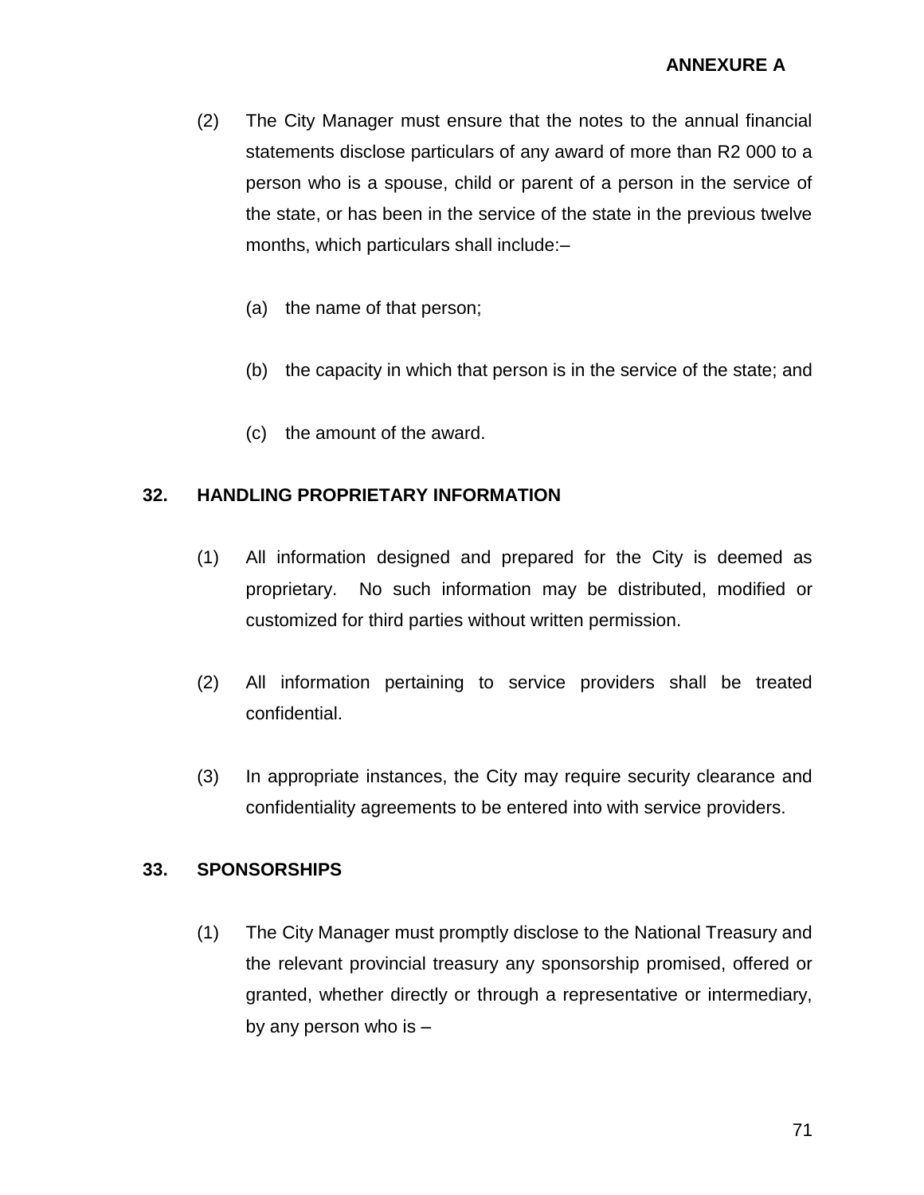(2) The City Manager must ensure that the notes to the annual financial statements disclose particulars of any award of more than R2 000 to a person who is a spouse, child or parent of a person in the service of the state, or has been in the service of the state in the previous twelve months, which particulars shall include:–

(a) the name of that person;

(b) the capacity in which that person is in the service of the state; and

(c) the amount of the award.

## 32. HANDLING PROPRIETARY INFORMATION

(1) All information designed and prepared for the City is deemed as proprietary. No such information may be distributed, modified or customized for third parties without written permission.

(2) All information pertaining to service providers shall be treated confidential.

(3) In appropriate instances, the City may require security clearance and confidentiality agreements to be entered into with service providers.

## 33. SPONSORSHIPS

(1) The City Manager must promptly disclose to the National Treasury and the relevant provincial treasury any sponsorship promised, offered or granted, whether directly or through a representative or intermediary, by any person who is –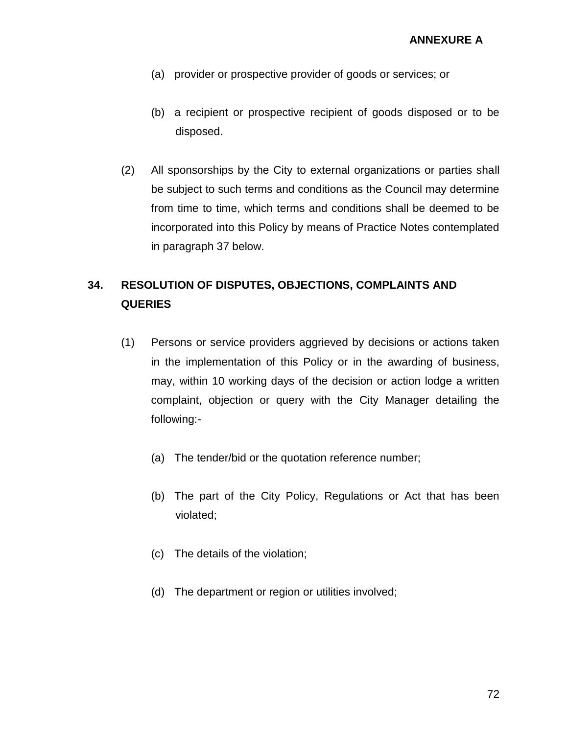(a) provider or prospective provider of goods or services; or

(b) a recipient or prospective recipient of goods disposed or to be disposed.

(2) All sponsorships by the City to external organizations or parties shall be subject to such terms and conditions as the Council may determine from time to time, which terms and conditions shall be deemed to be incorporated into this Policy by means of Practice Notes contemplated in paragraph 37 below.

## 34. RESOLUTION OF DISPUTES, OBJECTIONS, COMPLAINTS AND QUERIES

(1) Persons or service providers aggrieved by decisions or actions taken in the implementation of this Policy or in the awarding of business, may, within 10 working days of the decision or action lodge a written complaint, objection or query with the City Manager detailing the following:-

(a) The tender/bid or the quotation reference number;

(b) The part of the City Policy, Regulations or Act that has been violated;

(c) The details of the violation;

(d) The department or region or utilities involved;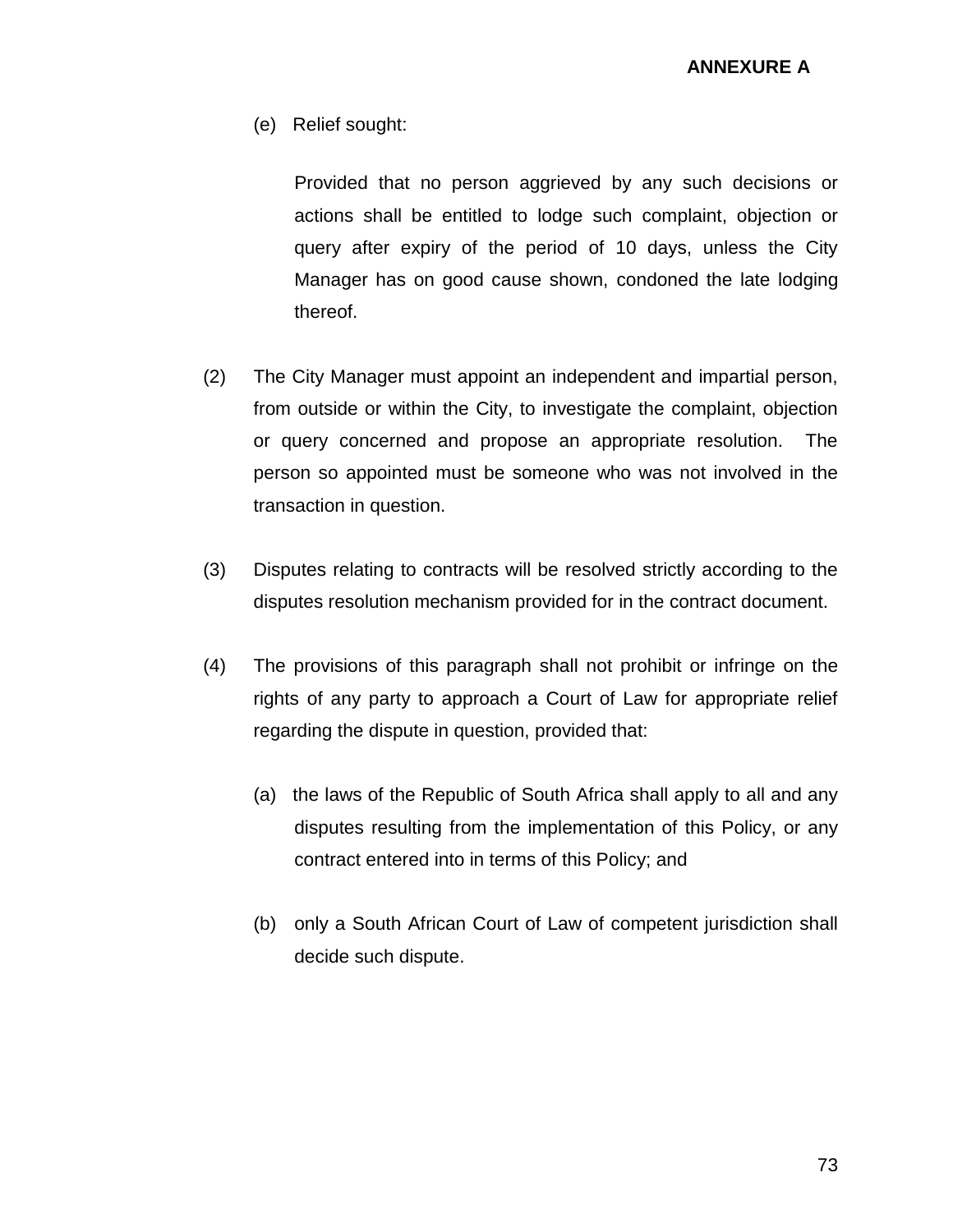**ANNEXURE A**

(e) Relief sought:

Provided that no person aggrieved by any such decisions or actions shall be entitled to lodge such complaint, objection or query after expiry of the period of 10 days, unless the City Manager has on good cause shown, condoned the late lodging thereof.

(2) The City Manager must appoint an independent and impartial person, from outside or within the City, to investigate the complaint, objection or query concerned and propose an appropriate resolution. The person so appointed must be someone who was not involved in the transaction in question.

(3) Disputes relating to contracts will be resolved strictly according to the disputes resolution mechanism provided for in the contract document.

(4) The provisions of this paragraph shall not prohibit or infringe on the rights of any party to approach a Court of Law for appropriate relief regarding the dispute in question, provided that:

(a) the laws of the Republic of South Africa shall apply to all and any disputes resulting from the implementation of this Policy, or any contract entered into in terms of this Policy; and

(b) only a South African Court of Law of competent jurisdiction shall decide such dispute.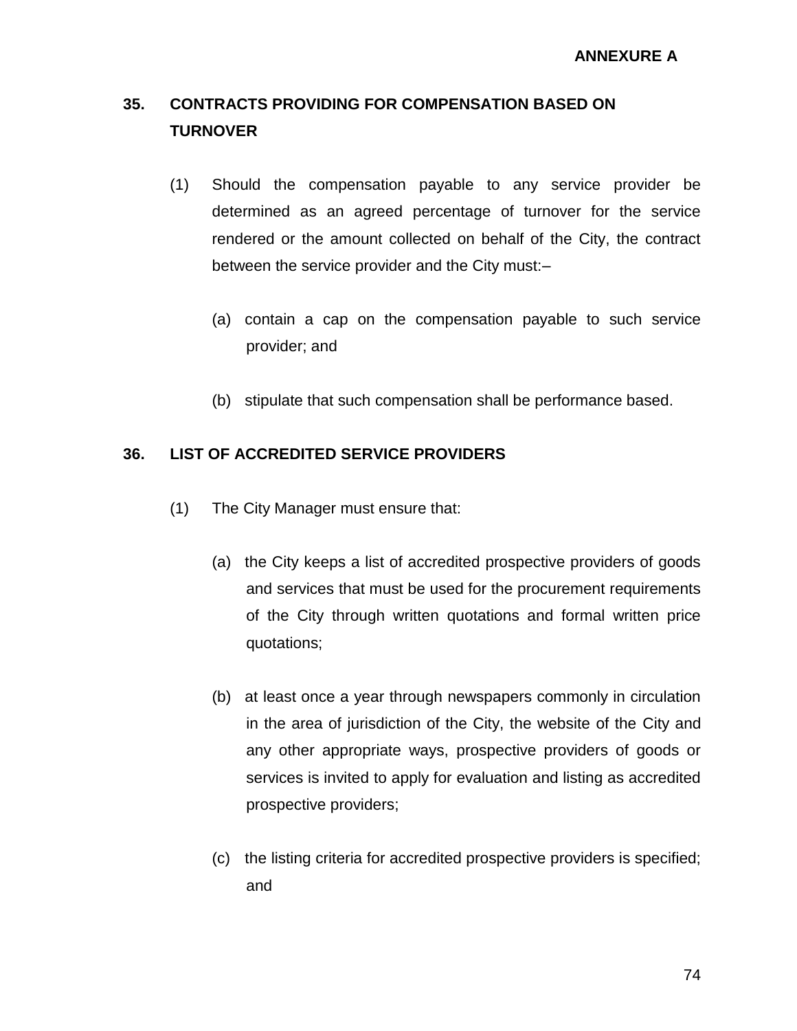**ANNEXURE A**

## 35. CONTRACTS PROVIDING FOR COMPENSATION BASED ON TURNOVER

(1) Should the compensation payable to any service provider be determined as an agreed percentage of turnover for the service rendered or the amount collected on behalf of the City, the contract between the service provider and the City must:–

(a) contain a cap on the compensation payable to such service provider; and

(b) stipulate that such compensation shall be performance based.

## 36. LIST OF ACCREDITED SERVICE PROVIDERS

(1) The City Manager must ensure that:

(a) the City keeps a list of accredited prospective providers of goods and services that must be used for the procurement requirements of the City through written quotations and formal written price quotations;

(b) at least once a year through newspapers commonly in circulation in the area of jurisdiction of the City, the website of the City and any other appropriate ways, prospective providers of goods or services is invited to apply for evaluation and listing as accredited prospective providers;

(c) the listing criteria for accredited prospective providers is specified; and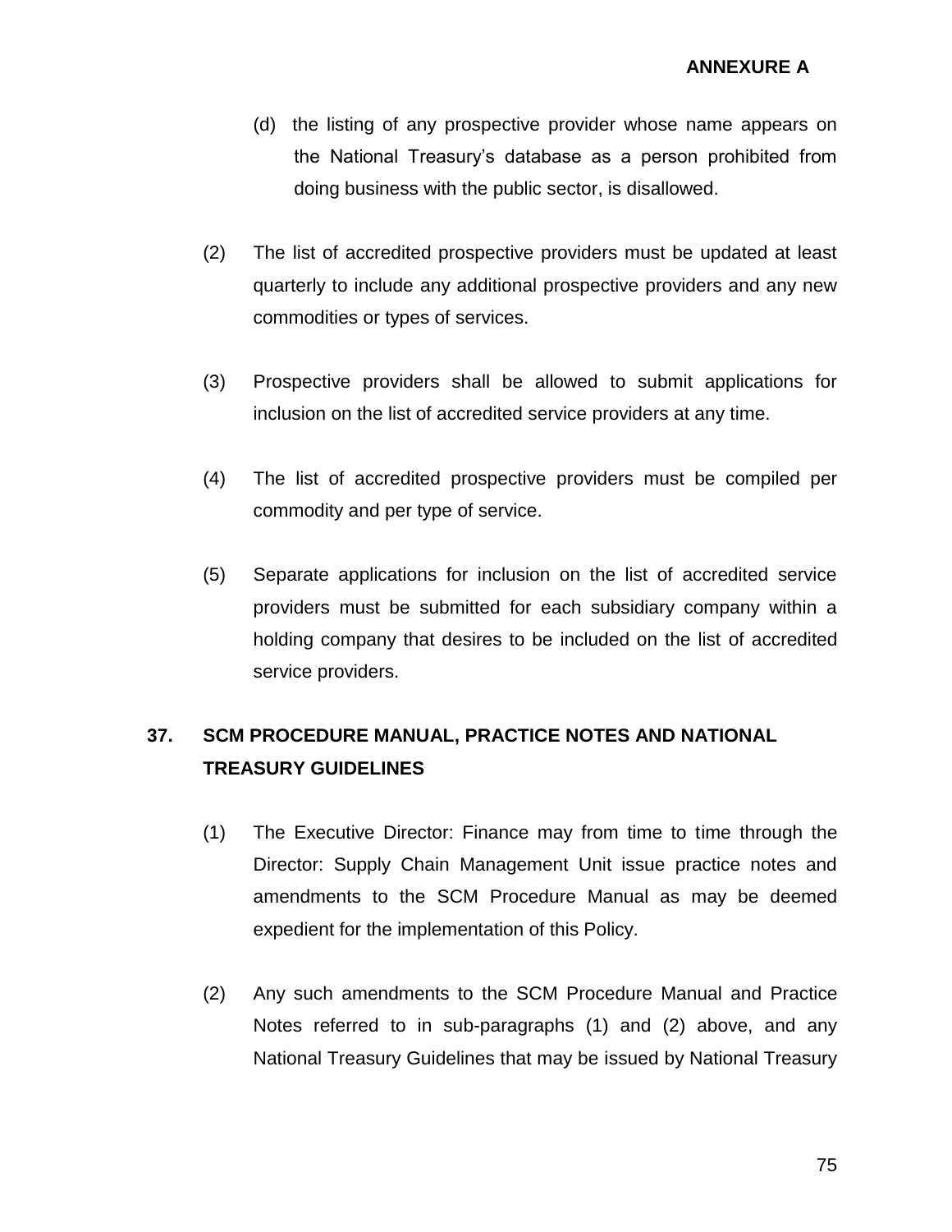(d) the listing of any prospective provider whose name appears on the National Treasury's database as a person prohibited from doing business with the public sector, is disallowed.

(2) The list of accredited prospective providers must be updated at least quarterly to include any additional prospective providers and any new commodities or types of services.

(3) Prospective providers shall be allowed to submit applications for inclusion on the list of accredited service providers at any time.

(4) The list of accredited prospective providers must be compiled per commodity and per type of service.

(5) Separate applications for inclusion on the list of accredited service providers must be submitted for each subsidiary company within a holding company that desires to be included on the list of accredited service providers.

## 37. SCM PROCEDURE MANUAL, PRACTICE NOTES AND NATIONAL TREASURY GUIDELINES

(1) The Executive Director: Finance may from time to time through the Director: Supply Chain Management Unit issue practice notes and amendments to the SCM Procedure Manual as may be deemed expedient for the implementation of this Policy.

(2) Any such amendments to the SCM Procedure Manual and Practice Notes referred to in sub-paragraphs (1) and (2) above, and any National Treasury Guidelines that may be issued by National Treasury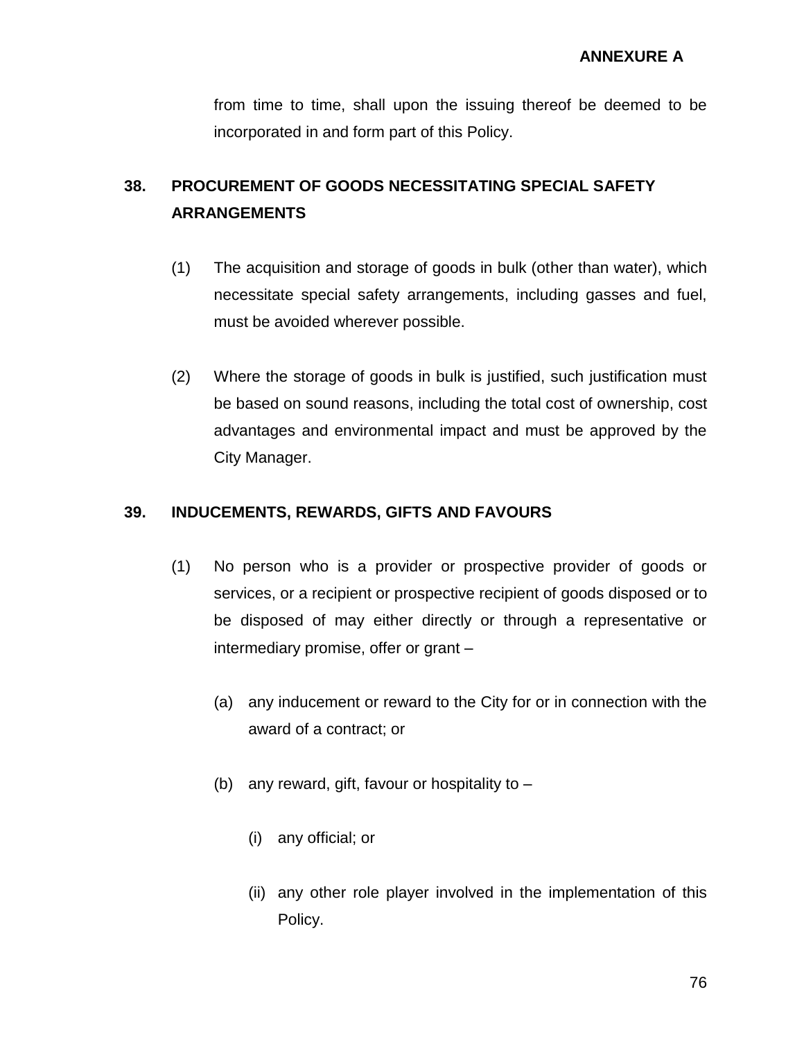from time to time, shall upon the issuing thereof be deemed to be incorporated in and form part of this Policy.

## 38. PROCUREMENT OF GOODS NECESSITATING SPECIAL SAFETY ARRANGEMENTS

(1) The acquisition and storage of goods in bulk (other than water), which necessitate special safety arrangements, including gasses and fuel, must be avoided wherever possible.

(2) Where the storage of goods in bulk is justified, such justification must be based on sound reasons, including the total cost of ownership, cost advantages and environmental impact and must be approved by the City Manager.

## 39. INDUCEMENTS, REWARDS, GIFTS AND FAVOURS

(1) No person who is a provider or prospective provider of goods or services, or a recipient or prospective recipient of goods disposed or to be disposed of may either directly or through a representative or intermediary promise, offer or grant –

(a) any inducement or reward to the City for or in connection with the award of a contract; or

(b) any reward, gift, favour or hospitality to –

(i) any official; or

(ii) any other role player involved in the implementation of this Policy.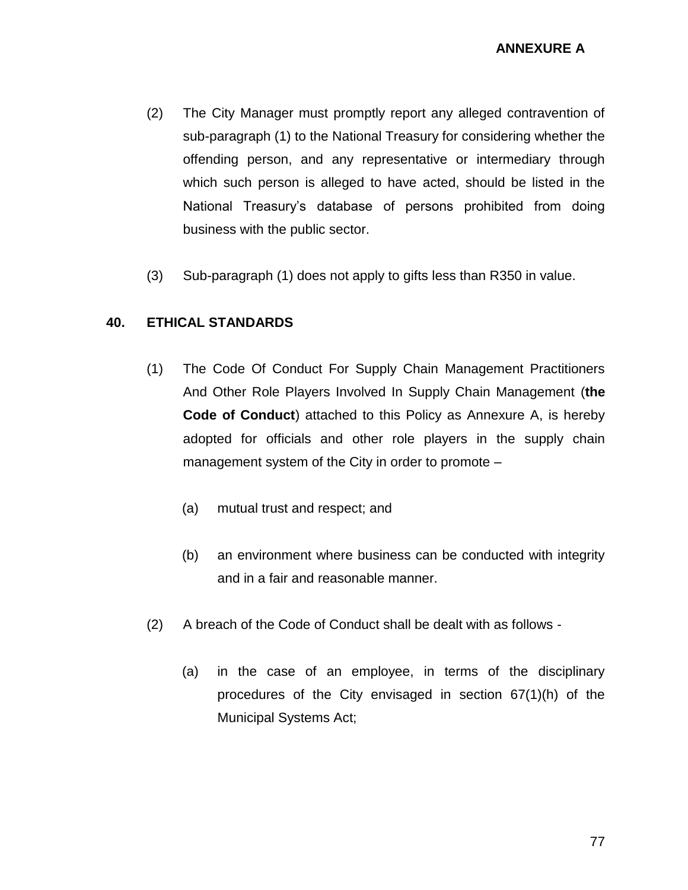(2) The City Manager must promptly report any alleged contravention of sub-paragraph (1) to the National Treasury for considering whether the offending person, and any representative or intermediary through which such person is alleged to have acted, should be listed in the National Treasury's database of persons prohibited from doing business with the public sector.

(3) Sub-paragraph (1) does not apply to gifts less than R350 in value.

## 40. ETHICAL STANDARDS

(1) The Code Of Conduct For Supply Chain Management Practitioners And Other Role Players Involved In Supply Chain Management (**the Code of Conduct**) attached to this Policy as Annexure A, is hereby adopted for officials and other role players in the supply chain management system of the City in order to promote –

  (a) mutual trust and respect; and

  (b) an environment where business can be conducted with integrity and in a fair and reasonable manner.

(2) A breach of the Code of Conduct shall be dealt with as follows -

  (a) in the case of an employee, in terms of the disciplinary procedures of the City envisaged in section 67(1)(h) of the Municipal Systems Act;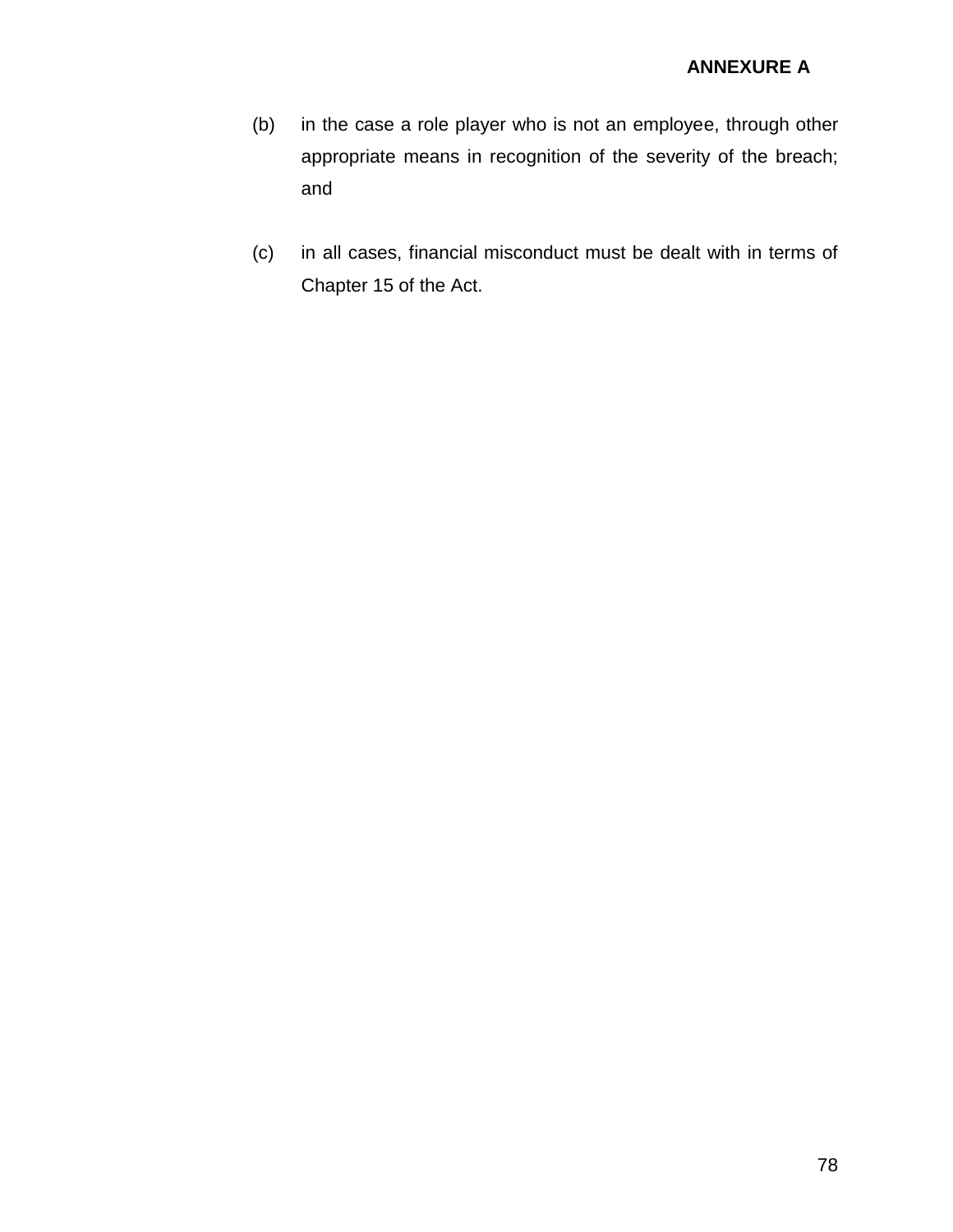**ANNEXURE A**

(b) in the case a role player who is not an employee, through other appropriate means in recognition of the severity of the breach; and

(c) in all cases, financial misconduct must be dealt with in terms of Chapter 15 of the Act.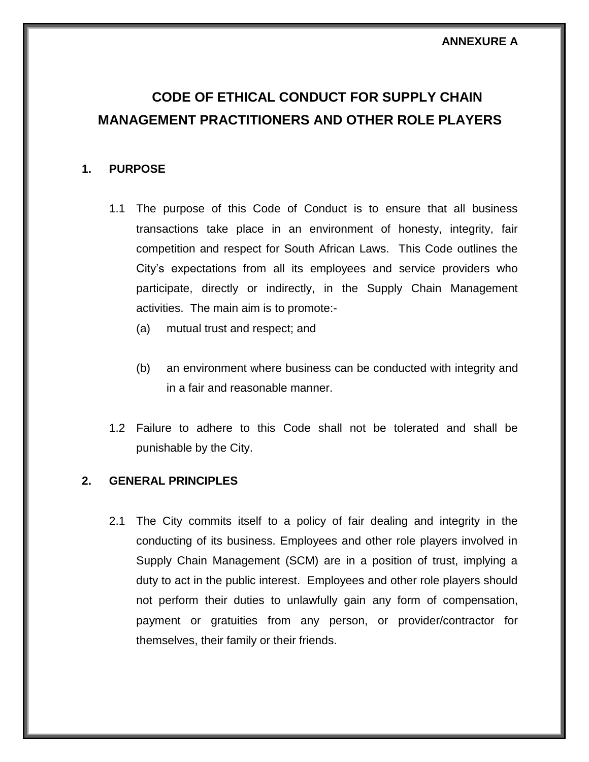**ANNEXURE A**

# CODE OF ETHICAL CONDUCT FOR SUPPLY CHAIN MANAGEMENT PRACTITIONERS AND OTHER ROLE PLAYERS

## 1. PURPOSE

1.1 The purpose of this Code of Conduct is to ensure that all business transactions take place in an environment of honesty, integrity, fair competition and respect for South African Laws. This Code outlines the City's expectations from all its employees and service providers who participate, directly or indirectly, in the Supply Chain Management activities. The main aim is to promote:-

(a) mutual trust and respect; and

(b) an environment where business can be conducted with integrity and in a fair and reasonable manner.

1.2 Failure to adhere to this Code shall not be tolerated and shall be punishable by the City.

## 2. GENERAL PRINCIPLES

2.1 The City commits itself to a policy of fair dealing and integrity in the conducting of its business. Employees and other role players involved in Supply Chain Management (SCM) are in a position of trust, implying a duty to act in the public interest. Employees and other role players should not perform their duties to unlawfully gain any form of compensation, payment or gratuities from any person, or provider/contractor for themselves, their family or their friends.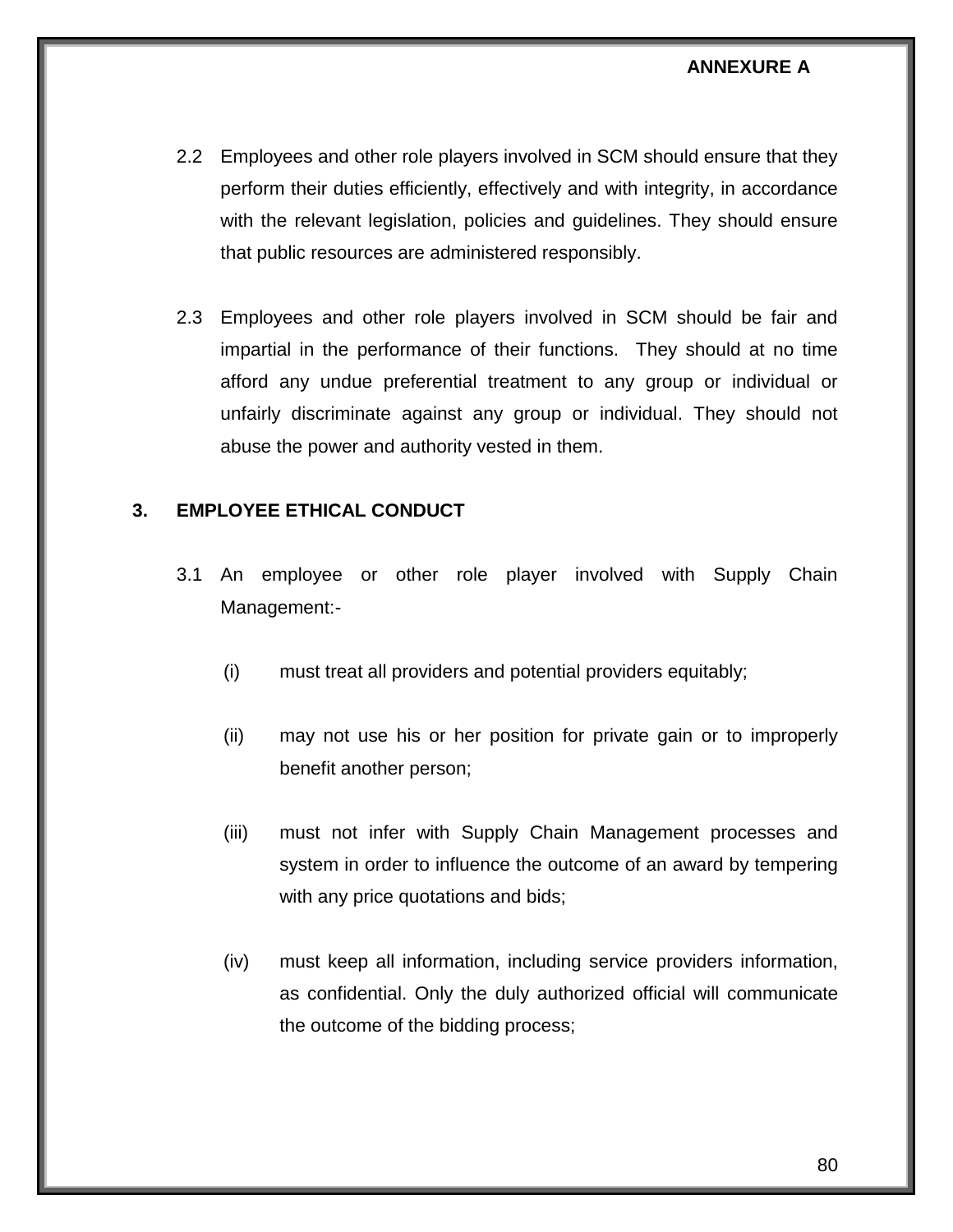**ANNEXURE A**

2.2 Employees and other role players involved in SCM should ensure that they perform their duties efficiently, effectively and with integrity, in accordance with the relevant legislation, policies and guidelines. They should ensure that public resources are administered responsibly.

2.3 Employees and other role players involved in SCM should be fair and impartial in the performance of their functions. They should at no time afford any undue preferential treatment to any group or individual or unfairly discriminate against any group or individual. They should not abuse the power and authority vested in them.

**3. EMPLOYEE ETHICAL CONDUCT**

3.1 An employee or other role player involved with Supply Chain Management:-

(i) must treat all providers and potential providers equitably;

(ii) may not use his or her position for private gain or to improperly benefit another person;

(iii) must not infer with Supply Chain Management processes and system in order to influence the outcome of an award by tempering with any price quotations and bids;

(iv) must keep all information, including service providers information, as confidential. Only the duly authorized official will communicate the outcome of the bidding process;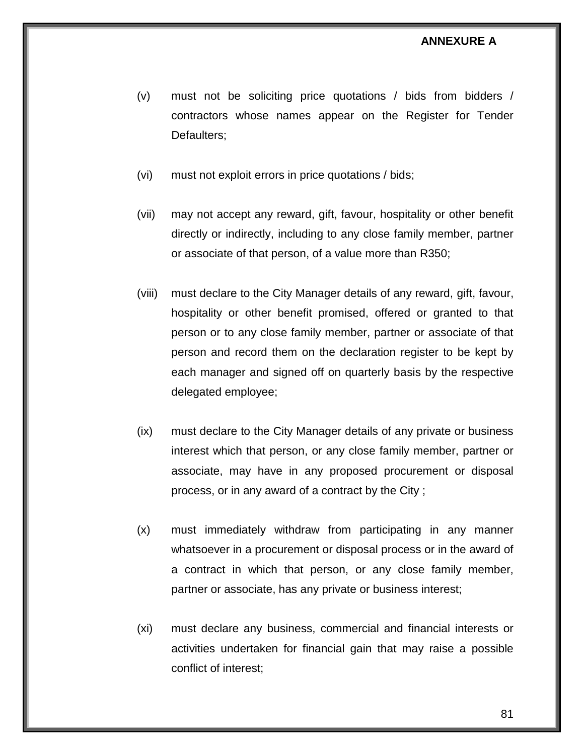**ANNEXURE A**

(v) must not be soliciting price quotations / bids from bidders / contractors whose names appear on the Register for Tender Defaulters;

(vi) must not exploit errors in price quotations / bids;

(vii) may not accept any reward, gift, favour, hospitality or other benefit directly or indirectly, including to any close family member, partner or associate of that person, of a value more than R350;

(viii) must declare to the City Manager details of any reward, gift, favour, hospitality or other benefit promised, offered or granted to that person or to any close family member, partner or associate of that person and record them on the declaration register to be kept by each manager and signed off on quarterly basis by the respective delegated employee;

(ix) must declare to the City Manager details of any private or business interest which that person, or any close family member, partner or associate, may have in any proposed procurement or disposal process, or in any award of a contract by the City ;

(x) must immediately withdraw from participating in any manner whatsoever in a procurement or disposal process or in the award of a contract in which that person, or any close family member, partner or associate, has any private or business interest;

(xi) must declare any business, commercial and financial interests or activities undertaken for financial gain that may raise a possible conflict of interest;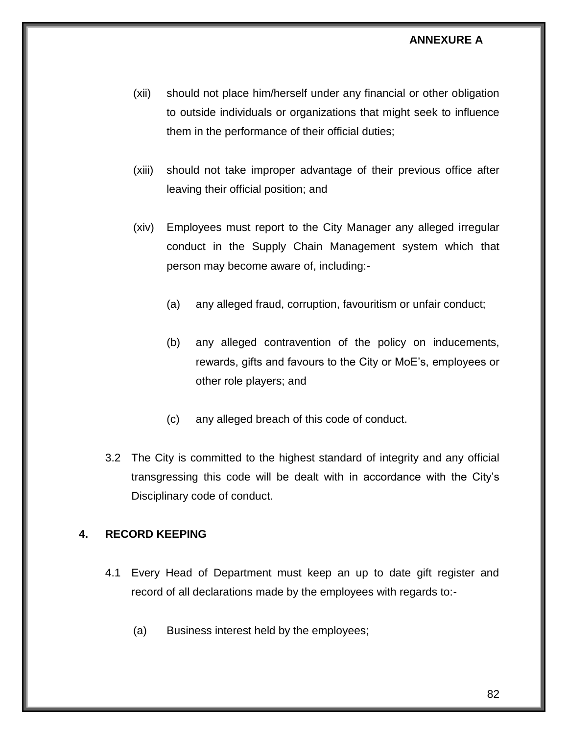**ANNEXURE A**

(xii) should not place him/herself under any financial or other obligation to outside individuals or organizations that might seek to influence them in the performance of their official duties;

(xiii) should not take improper advantage of their previous office after leaving their official position; and

(xiv) Employees must report to the City Manager any alleged irregular conduct in the Supply Chain Management system which that person may become aware of, including:-

(a) any alleged fraud, corruption, favouritism or unfair conduct;

(b) any alleged contravention of the policy on inducements, rewards, gifts and favours to the City or MoE's, employees or other role players; and

(c) any alleged breach of this code of conduct.

3.2 The City is committed to the highest standard of integrity and any official transgressing this code will be dealt with in accordance with the City's Disciplinary code of conduct.

## 4. RECORD KEEPING

4.1 Every Head of Department must keep an up to date gift register and record of all declarations made by the employees with regards to:-

(a) Business interest held by the employees;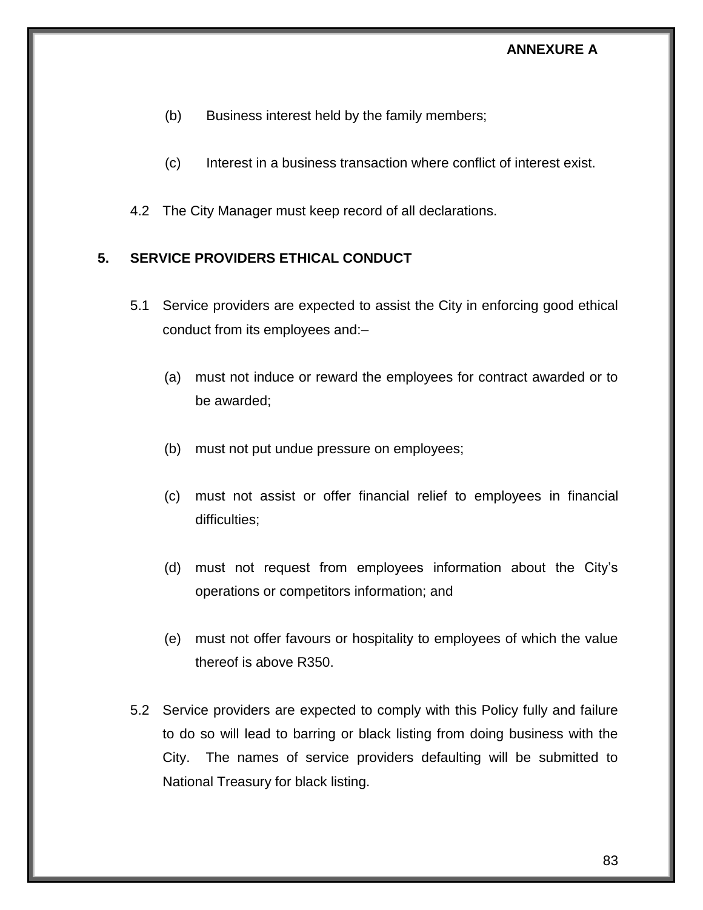**ANNEXURE A**

(b) Business interest held by the family members;

(c) Interest in a business transaction where conflict of interest exist.

4.2 The City Manager must keep record of all declarations.

## 5. SERVICE PROVIDERS ETHICAL CONDUCT

5.1 Service providers are expected to assist the City in enforcing good ethical conduct from its employees and:–

(a) must not induce or reward the employees for contract awarded or to be awarded;

(b) must not put undue pressure on employees;

(c) must not assist or offer financial relief to employees in financial difficulties;

(d) must not request from employees information about the City's operations or competitors information; and

(e) must not offer favours or hospitality to employees of which the value thereof is above R350.

5.2 Service providers are expected to comply with this Policy fully and failure to do so will lead to barring or black listing from doing business with the City. The names of service providers defaulting will be submitted to National Treasury for black listing.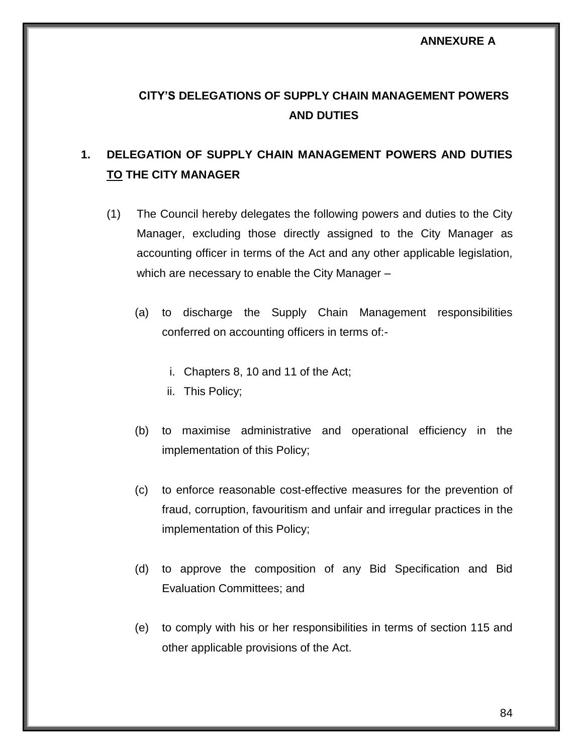**ANNEXURE A**

# CITY'S DELEGATIONS OF SUPPLY CHAIN MANAGEMENT POWERS AND DUTIES

## 1. DELEGATION OF SUPPLY CHAIN MANAGEMENT POWERS AND DUTIES TO THE CITY MANAGER

(1) The Council hereby delegates the following powers and duties to the City Manager, excluding those directly assigned to the City Manager as accounting officer in terms of the Act and any other applicable legislation, which are necessary to enable the City Manager –

(a) to discharge the Supply Chain Management responsibilities conferred on accounting officers in terms of:-

i. Chapters 8, 10 and 11 of the Act;
ii. This Policy;

(b) to maximise administrative and operational efficiency in the implementation of this Policy;

(c) to enforce reasonable cost-effective measures for the prevention of fraud, corruption, favouritism and unfair and irregular practices in the implementation of this Policy;

(d) to approve the composition of any Bid Specification and Bid Evaluation Committees; and

(e) to comply with his or her responsibilities in terms of section 115 and other applicable provisions of the Act.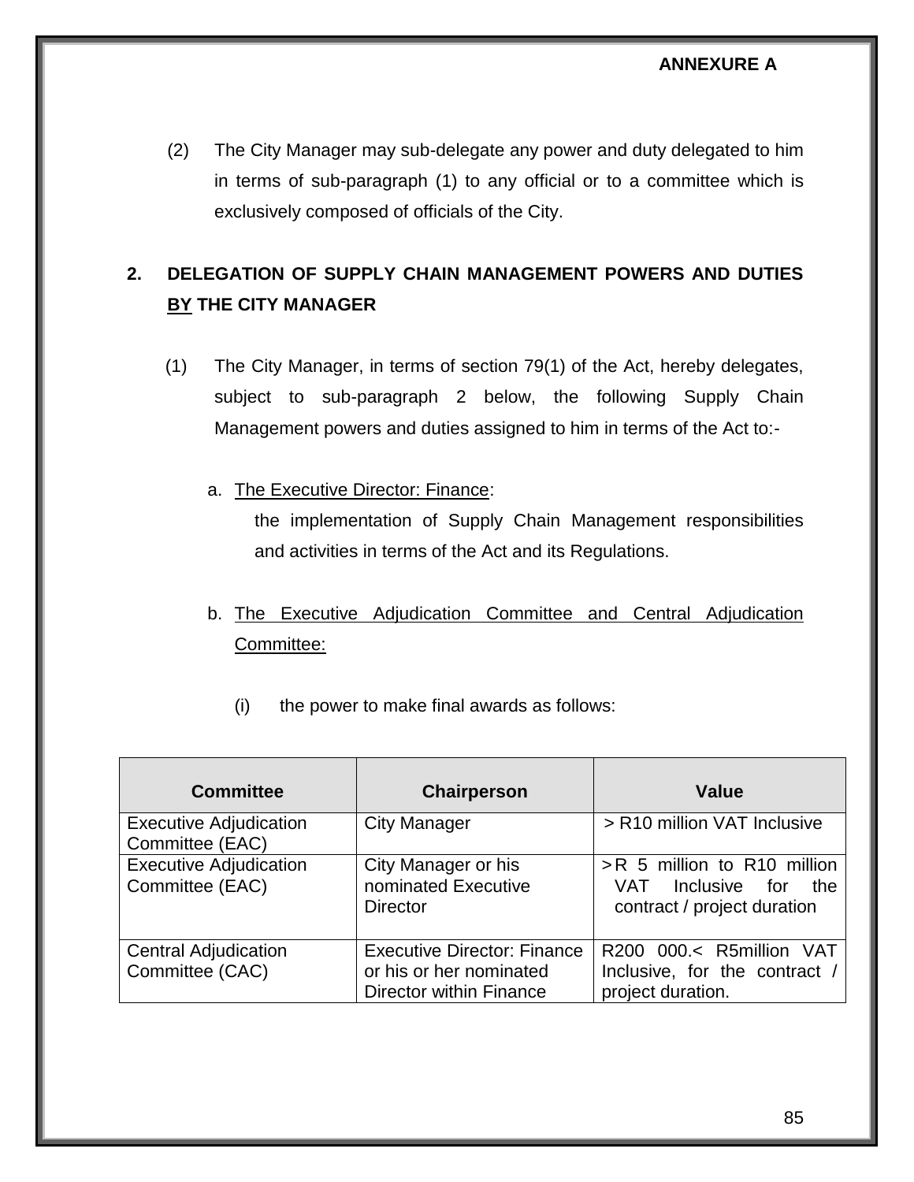**ANNEXURE A**

(2) The City Manager may sub-delegate any power and duty delegated to him in terms of sub-paragraph (1) to any official or to a committee which is exclusively composed of officials of the City.

## 2. DELEGATION OF SUPPLY CHAIN MANAGEMENT POWERS AND DUTIES <u>BY</u> THE CITY MANAGER

(1) The City Manager, in terms of section 79(1) of the Act, hereby delegates, subject to sub-paragraph 2 below, the following Supply Chain Management powers and duties assigned to him in terms of the Act to:-

a. <u>The Executive Director: Finance</u>:
the implementation of Supply Chain Management responsibilities and activities in terms of the Act and its Regulations.

b. <u>The Executive Adjudication Committee and Central Adjudication Committee:</u>

(i) the power to make final awards as follows:

| Committee | Chairperson | Value |
|---|---|---|
| Executive Adjudication Committee (EAC) | City Manager | > R10 million VAT Inclusive |
| Executive Adjudication Committee (EAC) | City Manager or his nominated Executive Director | >R 5 million to R10 million VAT Inclusive for the contract / project duration |
| Central Adjudication Committee (CAC) | Executive Director: Finance or his or her nominated Director within Finance | R200 000.< R5million VAT Inclusive, for the contract / project duration. |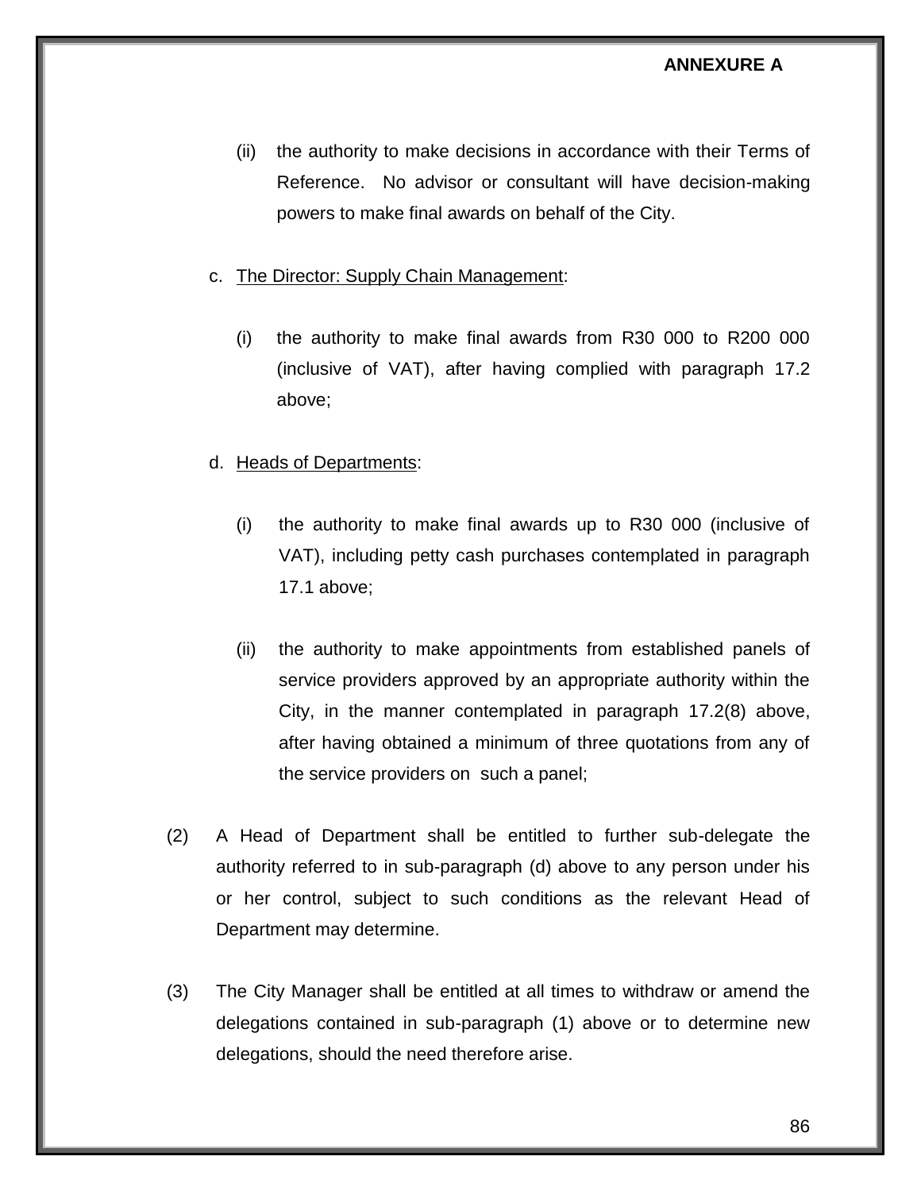**ANNEXURE A**

(ii) the authority to make decisions in accordance with their Terms of Reference. No advisor or consultant will have decision-making powers to make final awards on behalf of the City.

c. The Director: Supply Chain Management:

(i) the authority to make final awards from R30 000 to R200 000 (inclusive of VAT), after having complied with paragraph 17.2 above;

d. Heads of Departments:

(i) the authority to make final awards up to R30 000 (inclusive of VAT), including petty cash purchases contemplated in paragraph 17.1 above;

(ii) the authority to make appointments from established panels of service providers approved by an appropriate authority within the City, in the manner contemplated in paragraph 17.2(8) above, after having obtained a minimum of three quotations from any of the service providers on such a panel;

(2) A Head of Department shall be entitled to further sub-delegate the authority referred to in sub-paragraph (d) above to any person under his or her control, subject to such conditions as the relevant Head of Department may determine.

(3) The City Manager shall be entitled at all times to withdraw or amend the delegations contained in sub-paragraph (1) above or to determine new delegations, should the need therefore arise.